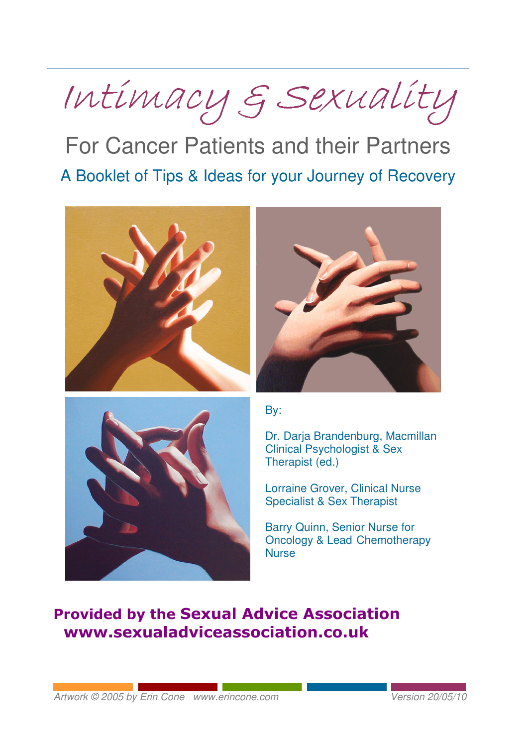# Intimacy & Sexuality

## For Cancer Patients and their Partners

### A Booklet of Tips & Ideas for your Journey of Recovery

By:

Dr. Darja Brandenburg, Macmillan Clinical Psychologist & Sex Therapist (ed.)

Lorraine Grover, Clinical Nurse Specialist & Sex Therapist

Barry Quinn, Senior Nurse for Oncology & Lead Chemotherapy Nurse

**Provided by the Sexual Advice Association**
**www.sexualadviceassociation.co.uk**

*Artwork © 2005 by Erin Cone www.erincone.com*

*Version 20/05/10*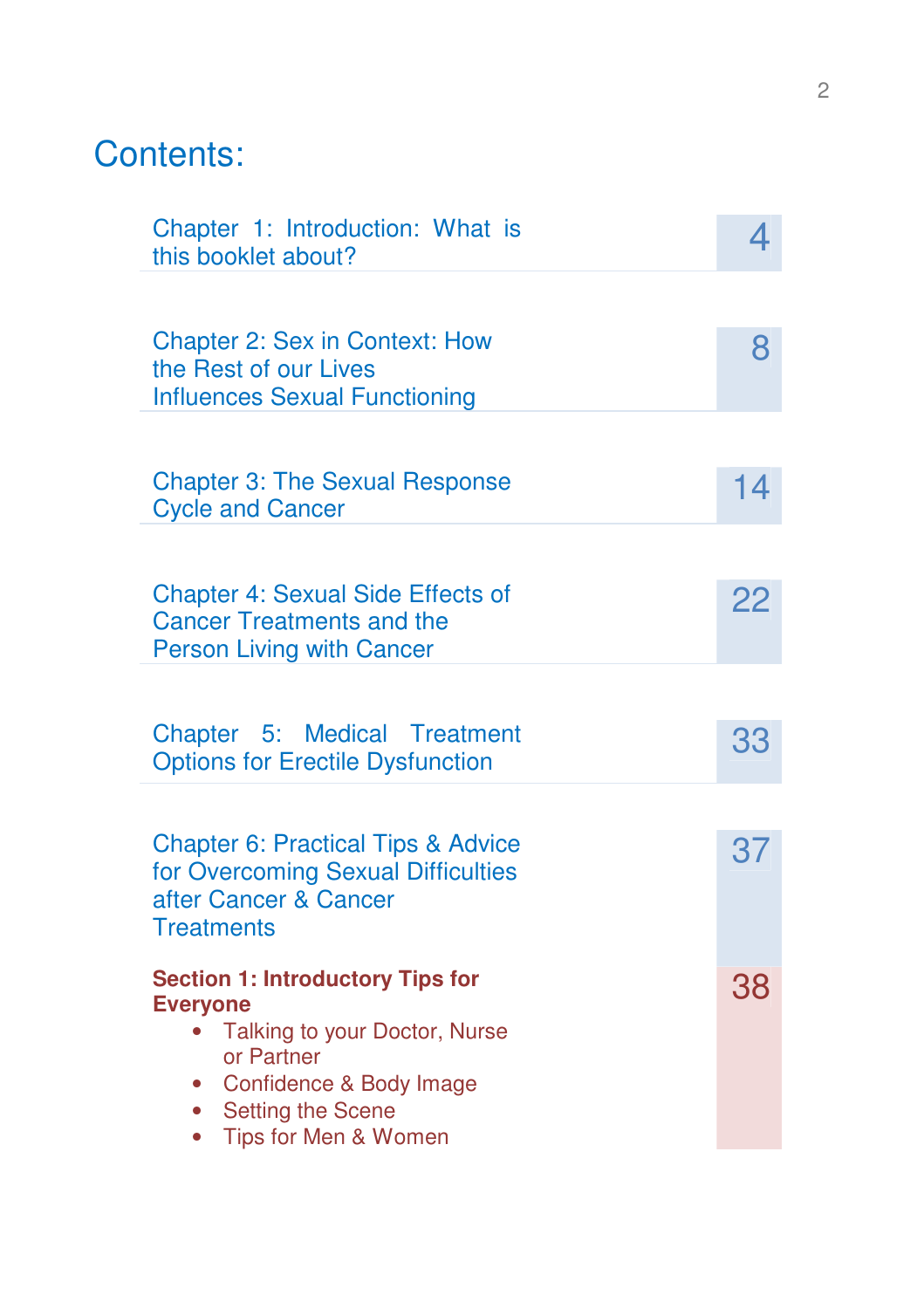# Contents:

| Chapter | Page |
|---|---|
| Chapter 1: Introduction: What is this booklet about? | 4 |
| Chapter 2: Sex in Context: How the Rest of our Lives Influences Sexual Functioning | 8 |
| Chapter 3: The Sexual Response Cycle and Cancer | 14 |
| Chapter 4: Sexual Side Effects of Cancer Treatments and the Person Living with Cancer | 22 |
| Chapter 5: Medical Treatment Options for Erectile Dysfunction | 33 |
| Chapter 6: Practical Tips & Advice for Overcoming Sexual Difficulties after Cancer & Cancer Treatments | 37 |
| **Section 1: Introductory Tips for Everyone**<br>• Talking to your Doctor, Nurse or Partner<br>• Confidence & Body Image<br>• Setting the Scene<br>• Tips for Men & Women | 38 |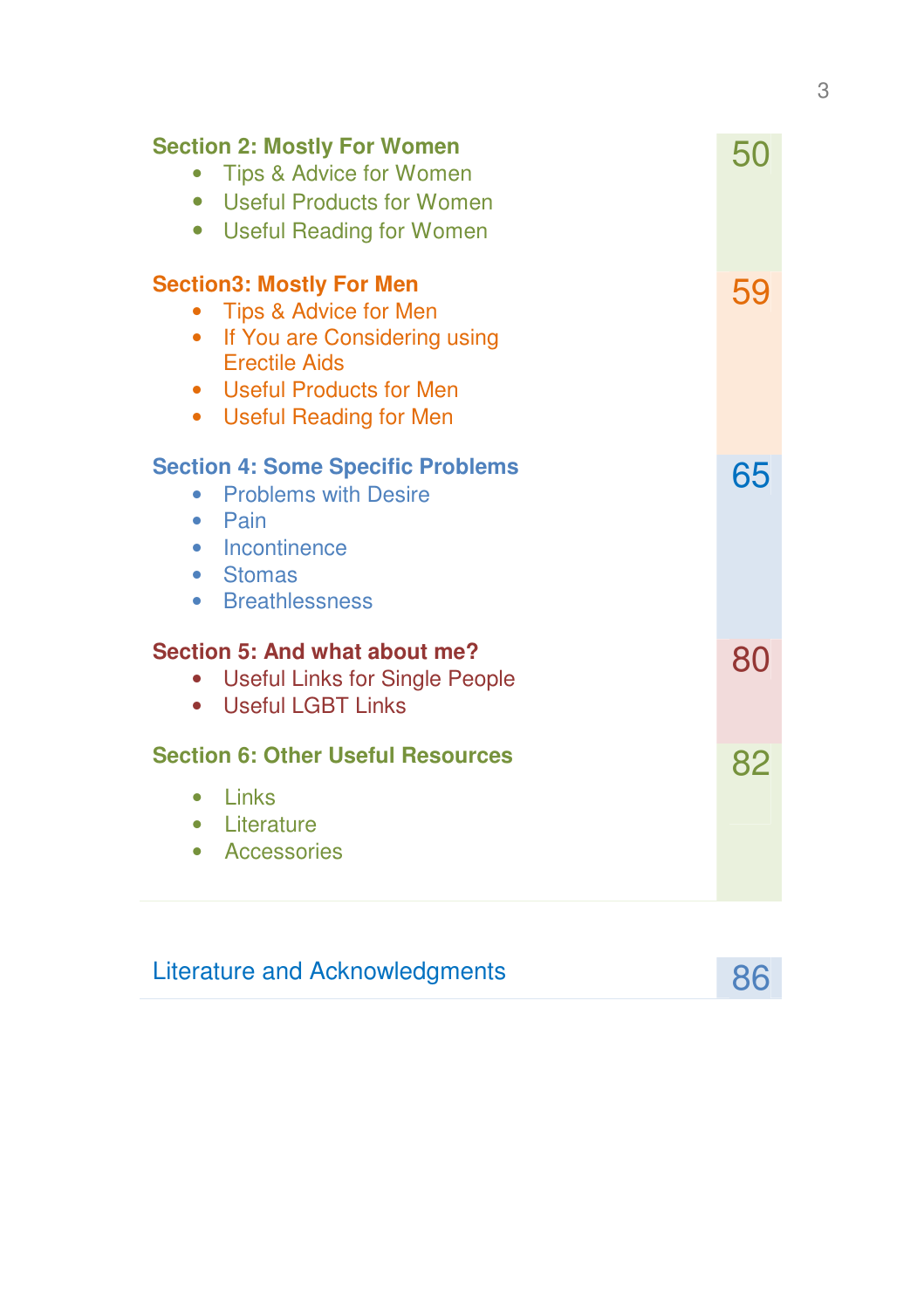| Section | Page |
|---|---|
| **Section 2: Mostly For Women**<br>• Tips & Advice for Women<br>• Useful Products for Women<br>• Useful Reading for Women | 50 |
| **Section3: Mostly For Men**<br>• Tips & Advice for Men<br>• If You are Considering using Erectile Aids<br>• Useful Products for Men<br>• Useful Reading for Men | 59 |
| **Section 4: Some Specific Problems**<br>• Problems with Desire<br>• Pain<br>• Incontinence<br>• Stomas<br>• Breathlessness | 65 |
| **Section 5: And what about me?**<br>• Useful Links for Single People<br>• Useful LGBT Links | 80 |
| **Section 6: Other Useful Resources**<br>• Links<br>• Literature<br>• Accessories | 82 |

| | |
|---|---|
| Literature and Acknowledgments | 86 |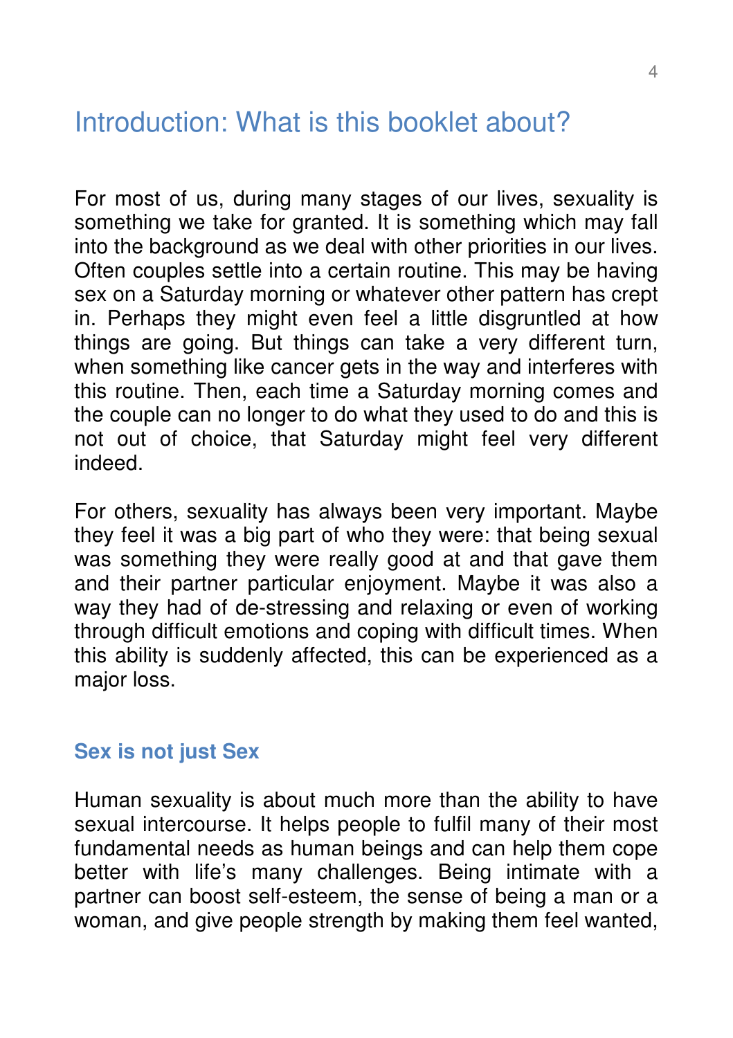## Introduction: What is this booklet about?

For most of us, during many stages of our lives, sexuality is something we take for granted. It is something which may fall into the background as we deal with other priorities in our lives. Often couples settle into a certain routine. This may be having sex on a Saturday morning or whatever other pattern has crept in. Perhaps they might even feel a little disgruntled at how things are going. But things can take a very different turn, when something like cancer gets in the way and interferes with this routine. Then, each time a Saturday morning comes and the couple can no longer to do what they used to do and this is not out of choice, that Saturday might feel very different indeed.

For others, sexuality has always been very important. Maybe they feel it was a big part of who they were: that being sexual was something they were really good at and that gave them and their partner particular enjoyment. Maybe it was also a way they had of de-stressing and relaxing or even of working through difficult emotions and coping with difficult times. When this ability is suddenly affected, this can be experienced as a major loss.

### Sex is not just Sex

Human sexuality is about much more than the ability to have sexual intercourse. It helps people to fulfil many of their most fundamental needs as human beings and can help them cope better with life's many challenges. Being intimate with a partner can boost self-esteem, the sense of being a man or a woman, and give people strength by making them feel wanted,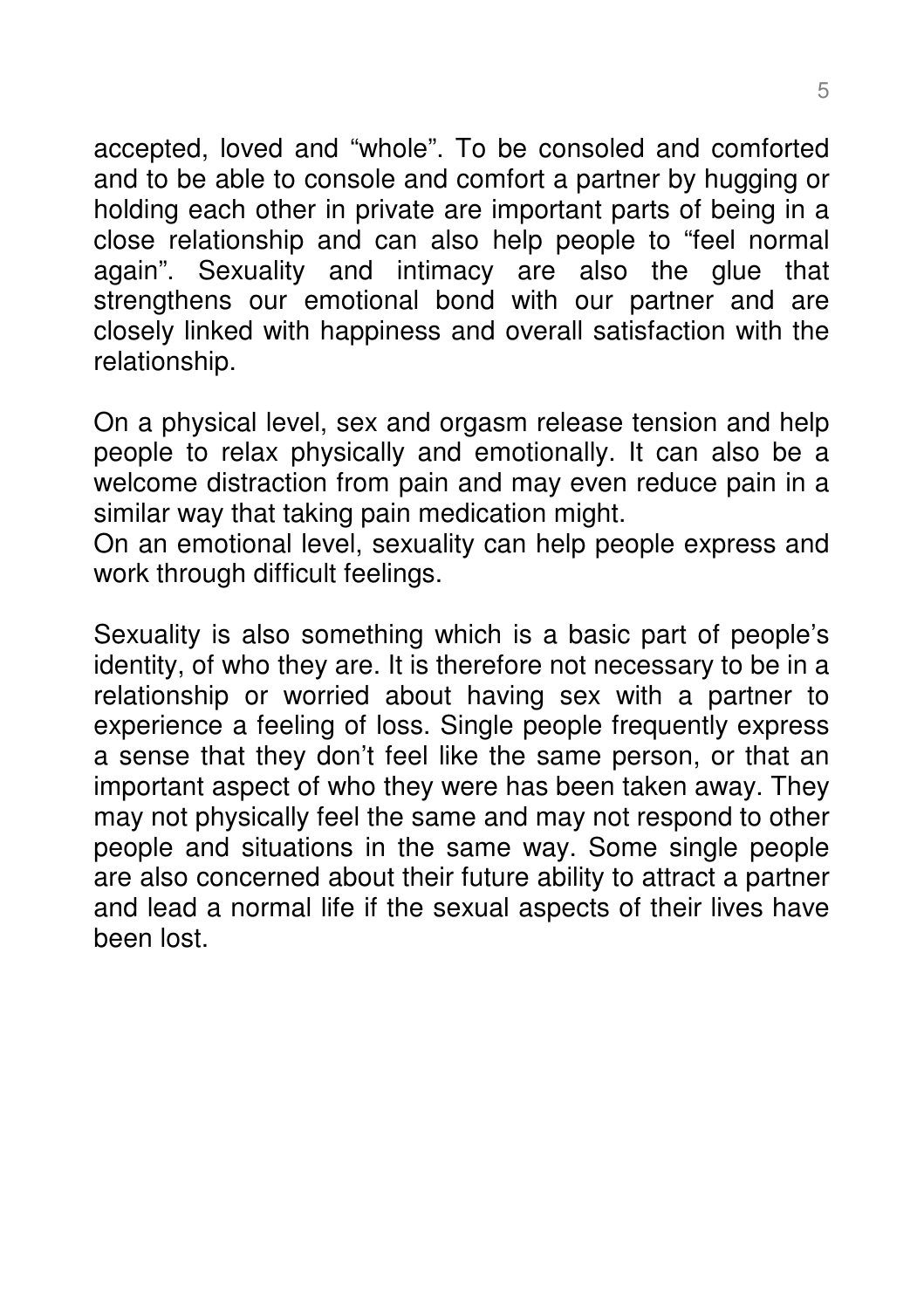accepted, loved and “whole”. To be consoled and comforted and to be able to console and comfort a partner by hugging or holding each other in private are important parts of being in a close relationship and can also help people to “feel normal again”. Sexuality and intimacy are also the glue that strengthens our emotional bond with our partner and are closely linked with happiness and overall satisfaction with the relationship.

On a physical level, sex and orgasm release tension and help people to relax physically and emotionally. It can also be a welcome distraction from pain and may even reduce pain in a similar way that taking pain medication might.
On an emotional level, sexuality can help people express and work through difficult feelings.

Sexuality is also something which is a basic part of people’s identity, of who they are. It is therefore not necessary to be in a relationship or worried about having sex with a partner to experience a feeling of loss. Single people frequently express a sense that they don’t feel like the same person, or that an important aspect of who they were has been taken away. They may not physically feel the same and may not respond to other people and situations in the same way. Some single people are also concerned about their future ability to attract a partner and lead a normal life if the sexual aspects of their lives have been lost.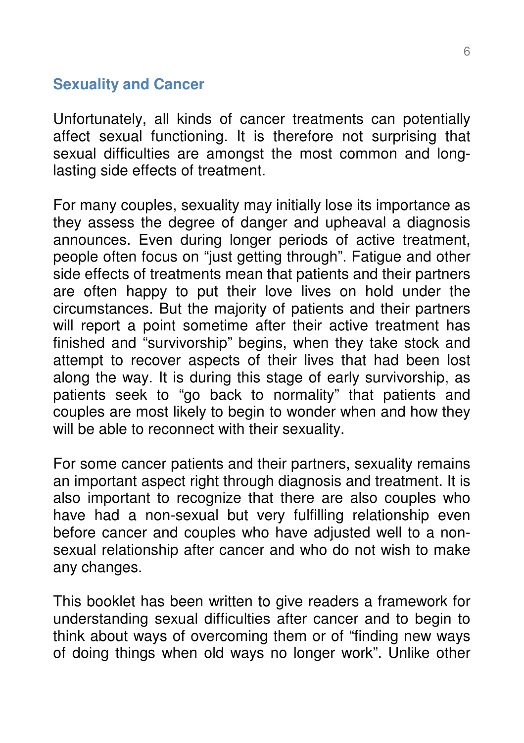## Sexuality and Cancer

Unfortunately, all kinds of cancer treatments can potentially affect sexual functioning. It is therefore not surprising that sexual difficulties are amongst the most common and long-lasting side effects of treatment.

For many couples, sexuality may initially lose its importance as they assess the degree of danger and upheaval a diagnosis announces. Even during longer periods of active treatment, people often focus on "just getting through". Fatigue and other side effects of treatments mean that patients and their partners are often happy to put their love lives on hold under the circumstances. But the majority of patients and their partners will report a point sometime after their active treatment has finished and "survivorship" begins, when they take stock and attempt to recover aspects of their lives that had been lost along the way. It is during this stage of early survivorship, as patients seek to "go back to normality" that patients and couples are most likely to begin to wonder when and how they will be able to reconnect with their sexuality.

For some cancer patients and their partners, sexuality remains an important aspect right through diagnosis and treatment. It is also important to recognize that there are also couples who have had a non-sexual but very fulfilling relationship even before cancer and couples who have adjusted well to a non-sexual relationship after cancer and who do not wish to make any changes.

This booklet has been written to give readers a framework for understanding sexual difficulties after cancer and to begin to think about ways of overcoming them or of "finding new ways of doing things when old ways no longer work". Unlike other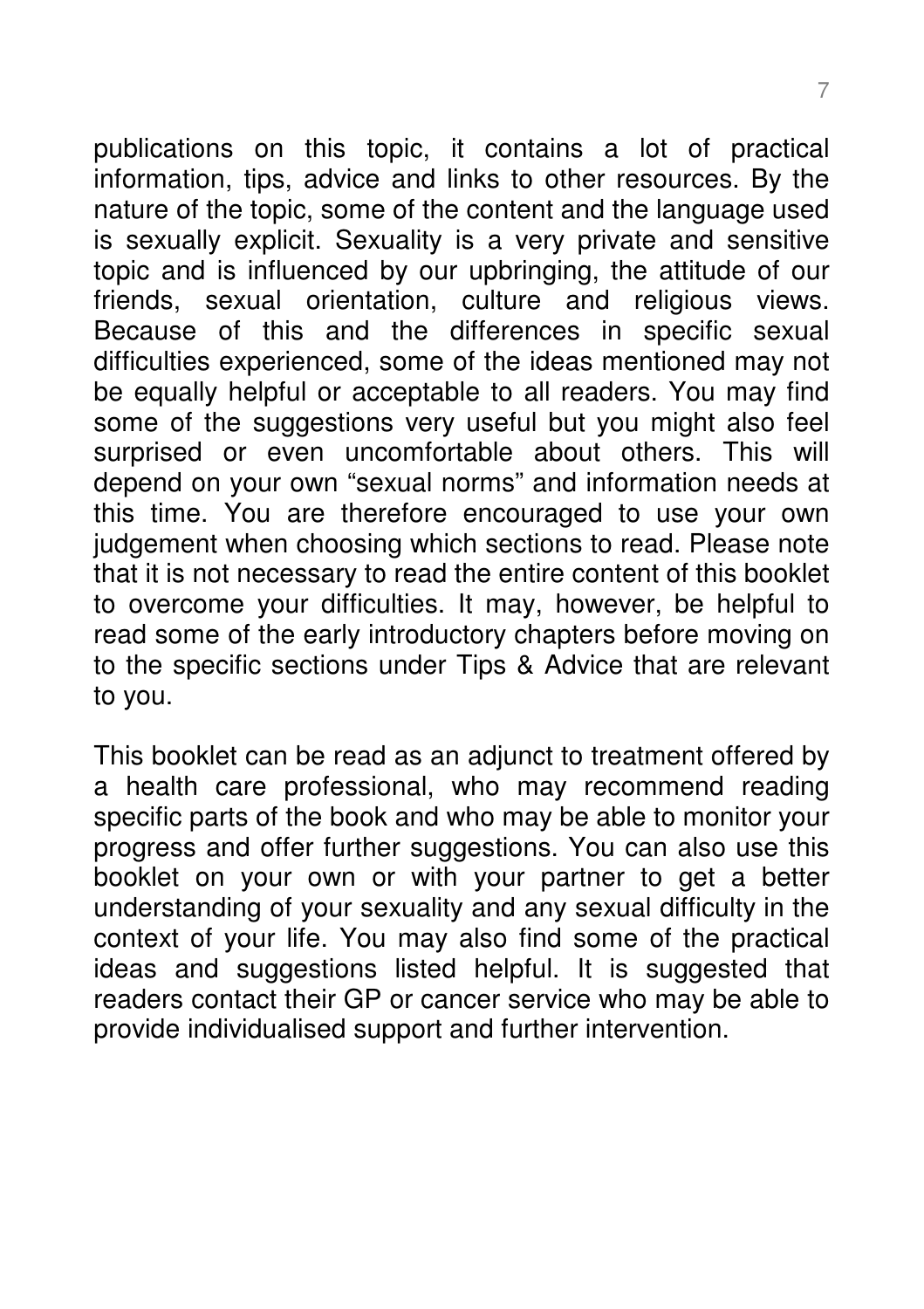publications on this topic, it contains a lot of practical information, tips, advice and links to other resources. By the nature of the topic, some of the content and the language used is sexually explicit. Sexuality is a very private and sensitive topic and is influenced by our upbringing, the attitude of our friends, sexual orientation, culture and religious views. Because of this and the differences in specific sexual difficulties experienced, some of the ideas mentioned may not be equally helpful or acceptable to all readers. You may find some of the suggestions very useful but you might also feel surprised or even uncomfortable about others. This will depend on your own "sexual norms" and information needs at this time. You are therefore encouraged to use your own judgement when choosing which sections to read. Please note that it is not necessary to read the entire content of this booklet to overcome your difficulties. It may, however, be helpful to read some of the early introductory chapters before moving on to the specific sections under Tips & Advice that are relevant to you.

This booklet can be read as an adjunct to treatment offered by a health care professional, who may recommend reading specific parts of the book and who may be able to monitor your progress and offer further suggestions. You can also use this booklet on your own or with your partner to get a better understanding of your sexuality and any sexual difficulty in the context of your life. You may also find some of the practical ideas and suggestions listed helpful. It is suggested that readers contact their GP or cancer service who may be able to provide individualised support and further intervention.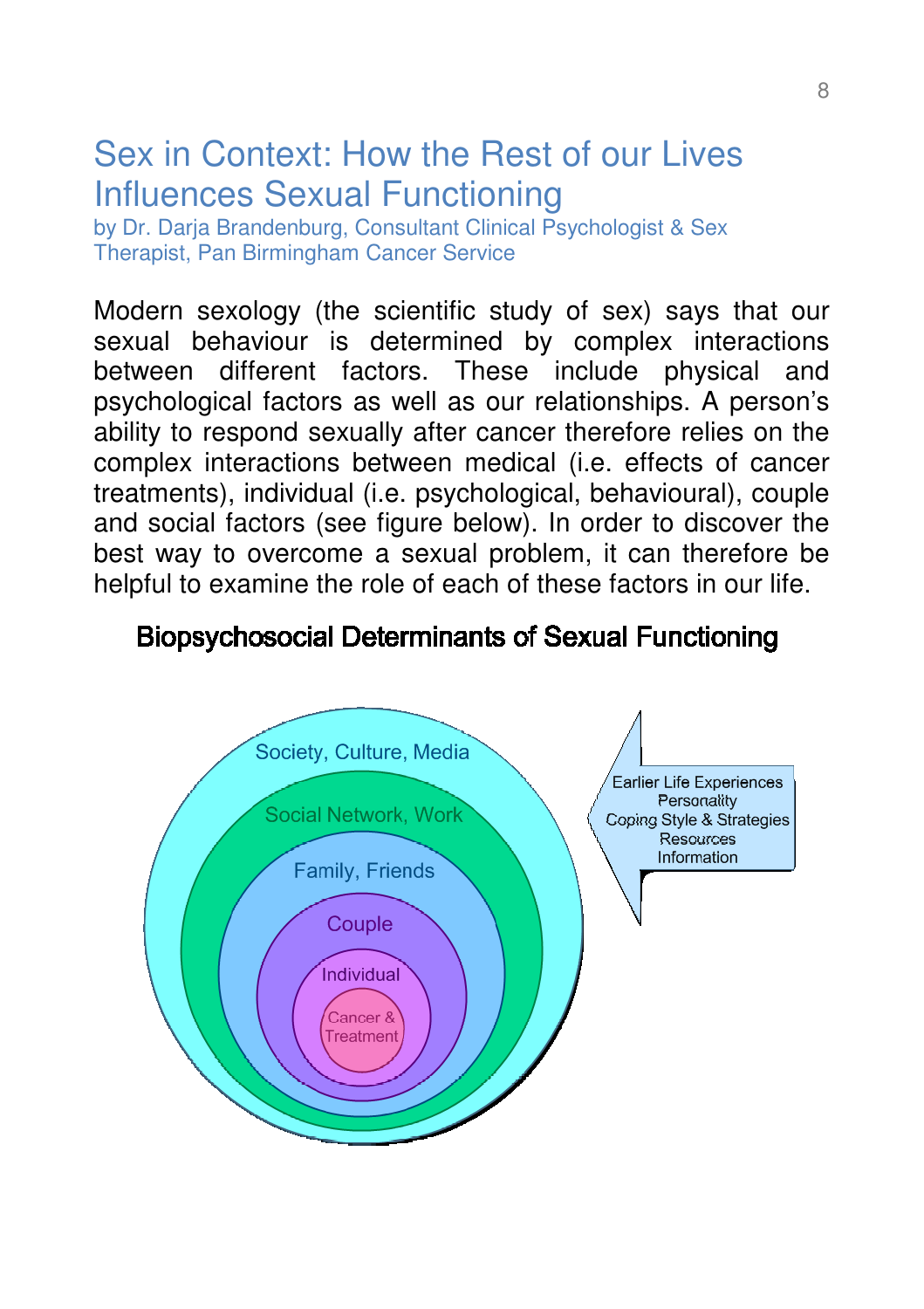# Sex in Context: How the Rest of our Lives Influences Sexual Functioning

by Dr. Darja Brandenburg, Consultant Clinical Psychologist & Sex Therapist, Pan Birmingham Cancer Service

Modern sexology (the scientific study of sex) says that our sexual behaviour is determined by complex interactions between different factors. These include physical and psychological factors as well as our relationships. A person's ability to respond sexually after cancer therefore relies on the complex interactions between medical (i.e. effects of cancer treatments), individual (i.e. psychological, behavioural), couple and social factors (see figure below). In order to discover the best way to overcome a sexual problem, it can therefore be helpful to examine the role of each of these factors in our life.

## Biopsychosocial Determinants of Sexual Functioning

Society, Culture, Media

Social Network, Work

Family, Friends

Couple

Individual

Cancer & Treatment

Earlier Life Experiences
Personality
Coping Style & Strategies
Resources
Information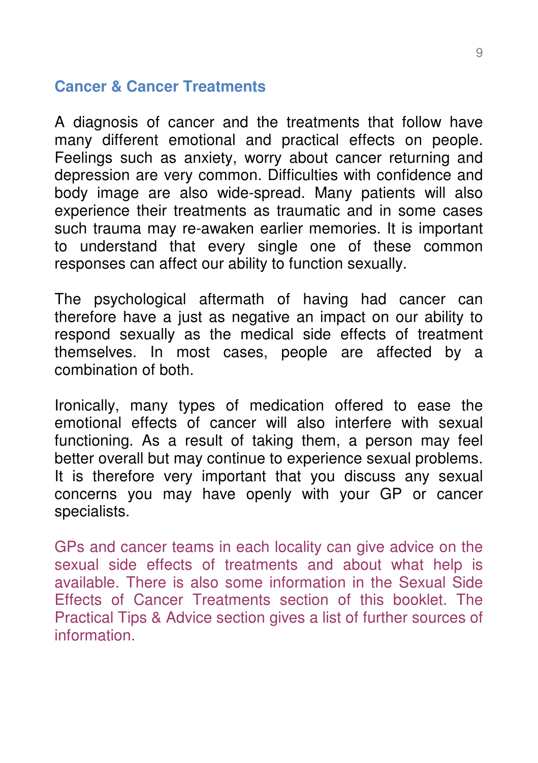## Cancer & Cancer Treatments

A diagnosis of cancer and the treatments that follow have many different emotional and practical effects on people. Feelings such as anxiety, worry about cancer returning and depression are very common. Difficulties with confidence and body image are also wide-spread. Many patients will also experience their treatments as traumatic and in some cases such trauma may re-awaken earlier memories. It is important to understand that every single one of these common responses can affect our ability to function sexually.

The psychological aftermath of having had cancer can therefore have a just as negative an impact on our ability to respond sexually as the medical side effects of treatment themselves. In most cases, people are affected by a combination of both.

Ironically, many types of medication offered to ease the emotional effects of cancer will also interfere with sexual functioning. As a result of taking them, a person may feel better overall but may continue to experience sexual problems. It is therefore very important that you discuss any sexual concerns you may have openly with your GP or cancer specialists.

GPs and cancer teams in each locality can give advice on the sexual side effects of treatments and about what help is available. There is also some information in the Sexual Side Effects of Cancer Treatments section of this booklet. The Practical Tips & Advice section gives a list of further sources of information.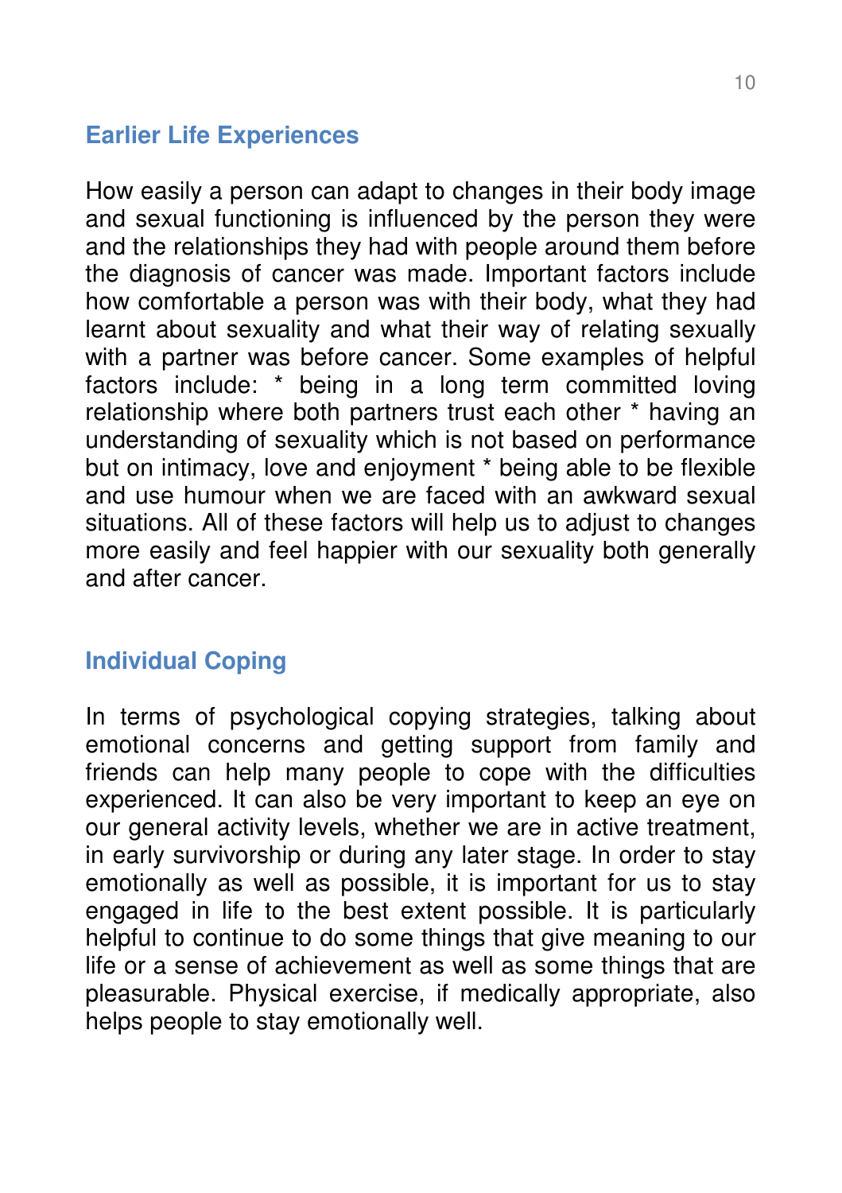## Earlier Life Experiences

How easily a person can adapt to changes in their body image and sexual functioning is influenced by the person they were and the relationships they had with people around them before the diagnosis of cancer was made. Important factors include how comfortable a person was with their body, what they had learnt about sexuality and what their way of relating sexually with a partner was before cancer. Some examples of helpful factors include: * being in a long term committed loving relationship where both partners trust each other * having an understanding of sexuality which is not based on performance but on intimacy, love and enjoyment * being able to be flexible and use humour when we are faced with an awkward sexual situations. All of these factors will help us to adjust to changes more easily and feel happier with our sexuality both generally and after cancer.

## Individual Coping

In terms of psychological copying strategies, talking about emotional concerns and getting support from family and friends can help many people to cope with the difficulties experienced. It can also be very important to keep an eye on our general activity levels, whether we are in active treatment, in early survivorship or during any later stage. In order to stay emotionally as well as possible, it is important for us to stay engaged in life to the best extent possible. It is particularly helpful to continue to do some things that give meaning to our life or a sense of achievement as well as some things that are pleasurable. Physical exercise, if medically appropriate, also helps people to stay emotionally well.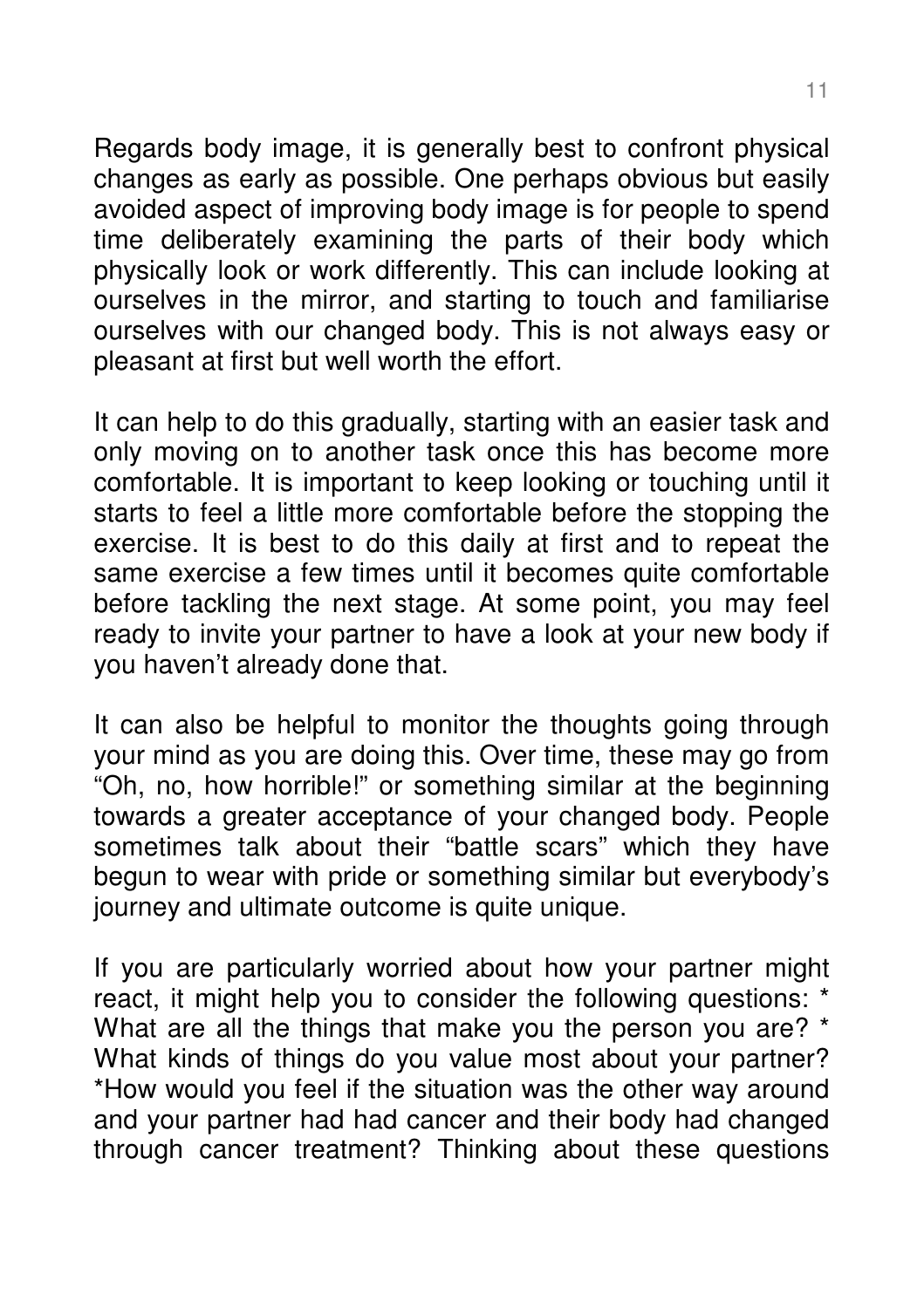Regards body image, it is generally best to confront physical changes as early as possible. One perhaps obvious but easily avoided aspect of improving body image is for people to spend time deliberately examining the parts of their body which physically look or work differently. This can include looking at ourselves in the mirror, and starting to touch and familiarise ourselves with our changed body. This is not always easy or pleasant at first but well worth the effort.

It can help to do this gradually, starting with an easier task and only moving on to another task once this has become more comfortable. It is important to keep looking or touching until it starts to feel a little more comfortable before the stopping the exercise. It is best to do this daily at first and to repeat the same exercise a few times until it becomes quite comfortable before tackling the next stage. At some point, you may feel ready to invite your partner to have a look at your new body if you haven't already done that.

It can also be helpful to monitor the thoughts going through your mind as you are doing this. Over time, these may go from "Oh, no, how horrible!" or something similar at the beginning towards a greater acceptance of your changed body. People sometimes talk about their "battle scars" which they have begun to wear with pride or something similar but everybody's journey and ultimate outcome is quite unique.

If you are particularly worried about how your partner might react, it might help you to consider the following questions: * What are all the things that make you the person you are? * What kinds of things do you value most about your partner? *How would you feel if the situation was the other way around and your partner had had cancer and their body had changed through cancer treatment? Thinking about these questions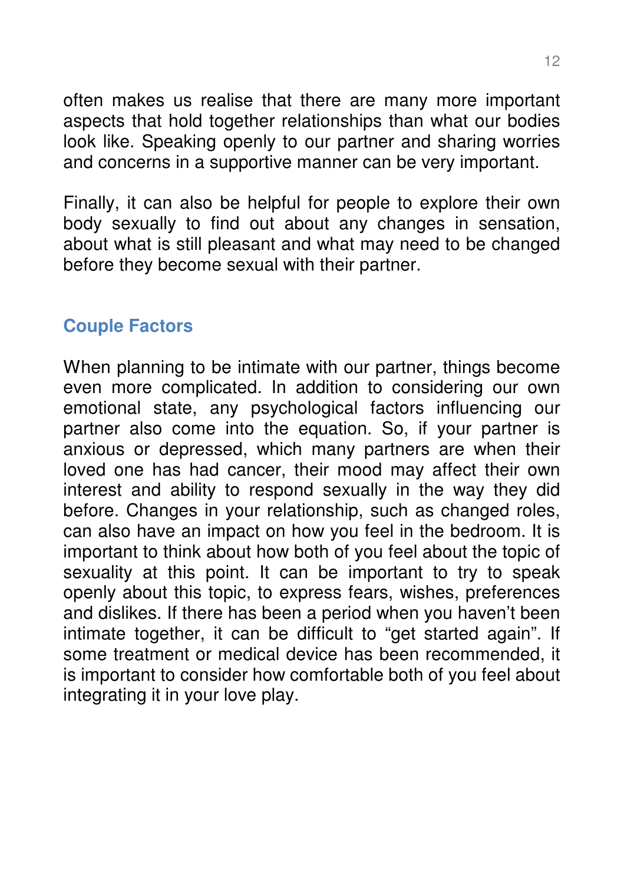often makes us realise that there are many more important aspects that hold together relationships than what our bodies look like. Speaking openly to our partner and sharing worries and concerns in a supportive manner can be very important.

Finally, it can also be helpful for people to explore their own body sexually to find out about any changes in sensation, about what is still pleasant and what may need to be changed before they become sexual with their partner.

## Couple Factors

When planning to be intimate with our partner, things become even more complicated. In addition to considering our own emotional state, any psychological factors influencing our partner also come into the equation. So, if your partner is anxious or depressed, which many partners are when their loved one has had cancer, their mood may affect their own interest and ability to respond sexually in the way they did before. Changes in your relationship, such as changed roles, can also have an impact on how you feel in the bedroom. It is important to think about how both of you feel about the topic of sexuality at this point. It can be important to try to speak openly about this topic, to express fears, wishes, preferences and dislikes. If there has been a period when you haven't been intimate together, it can be difficult to "get started again". If some treatment or medical device has been recommended, it is important to consider how comfortable both of you feel about integrating it in your love play.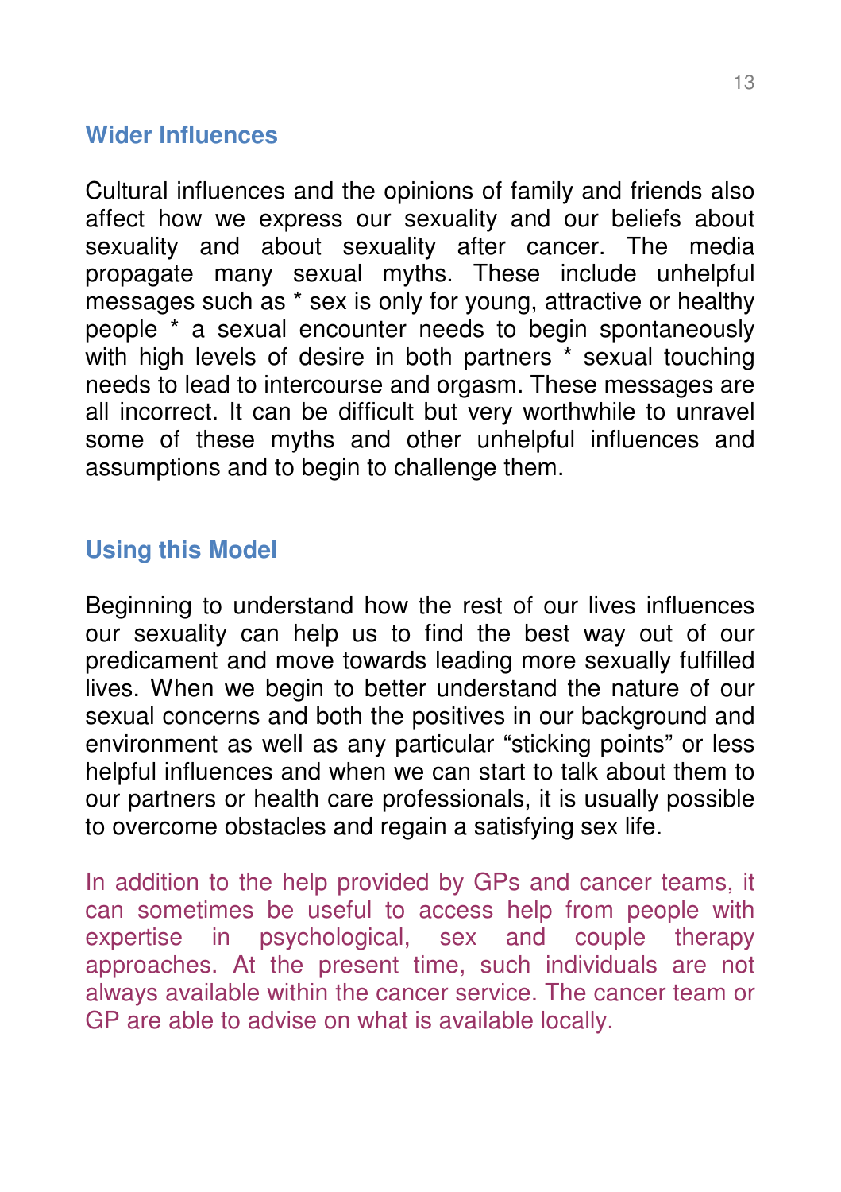## Wider Influences

Cultural influences and the opinions of family and friends also affect how we express our sexuality and our beliefs about sexuality and about sexuality after cancer. The media propagate many sexual myths. These include unhelpful messages such as * sex is only for young, attractive or healthy people * a sexual encounter needs to begin spontaneously with high levels of desire in both partners * sexual touching needs to lead to intercourse and orgasm. These messages are all incorrect. It can be difficult but very worthwhile to unravel some of these myths and other unhelpful influences and assumptions and to begin to challenge them.

## Using this Model

Beginning to understand how the rest of our lives influences our sexuality can help us to find the best way out of our predicament and move towards leading more sexually fulfilled lives. When we begin to better understand the nature of our sexual concerns and both the positives in our background and environment as well as any particular "sticking points" or less helpful influences and when we can start to talk about them to our partners or health care professionals, it is usually possible to overcome obstacles and regain a satisfying sex life.

In addition to the help provided by GPs and cancer teams, it can sometimes be useful to access help from people with expertise in psychological, sex and couple therapy approaches. At the present time, such individuals are not always available within the cancer service. The cancer team or GP are able to advise on what is available locally.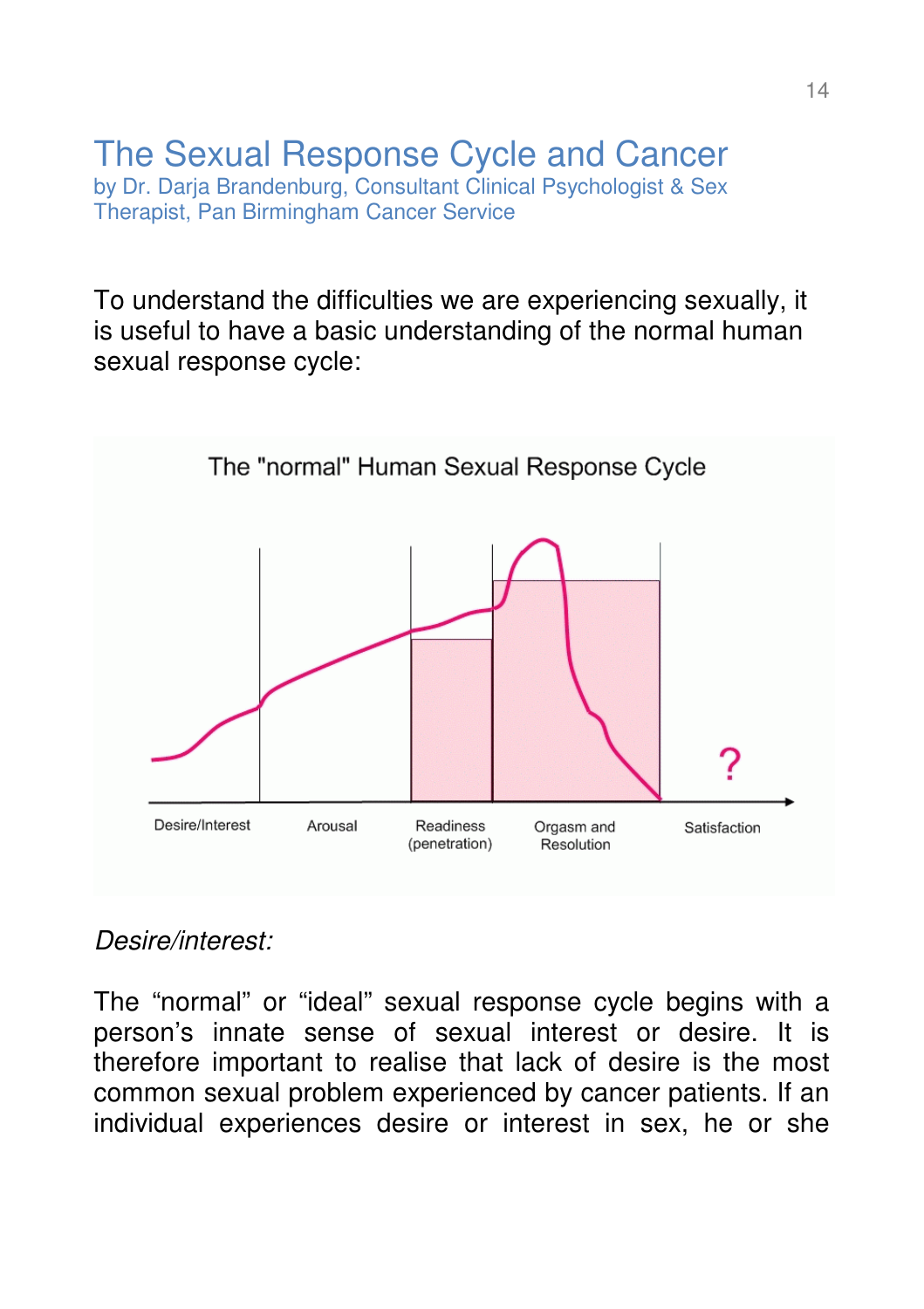# The Sexual Response Cycle and Cancer

by Dr. Darja Brandenburg, Consultant Clinical Psychologist & Sex Therapist, Pan Birmingham Cancer Service

To understand the difficulties we are experiencing sexually, it is useful to have a basic understanding of the normal human sexual response cycle:

The "normal" Human Sexual Response Cycle

Desire/Interest | Arousal | Readiness (penetration) | Orgasm and Resolution | Satisfaction ?

*Desire/interest:*

The "normal" or "ideal" sexual response cycle begins with a person's innate sense of sexual interest or desire. It is therefore important to realise that lack of desire is the most common sexual problem experienced by cancer patients. If an individual experiences desire or interest in sex, he or she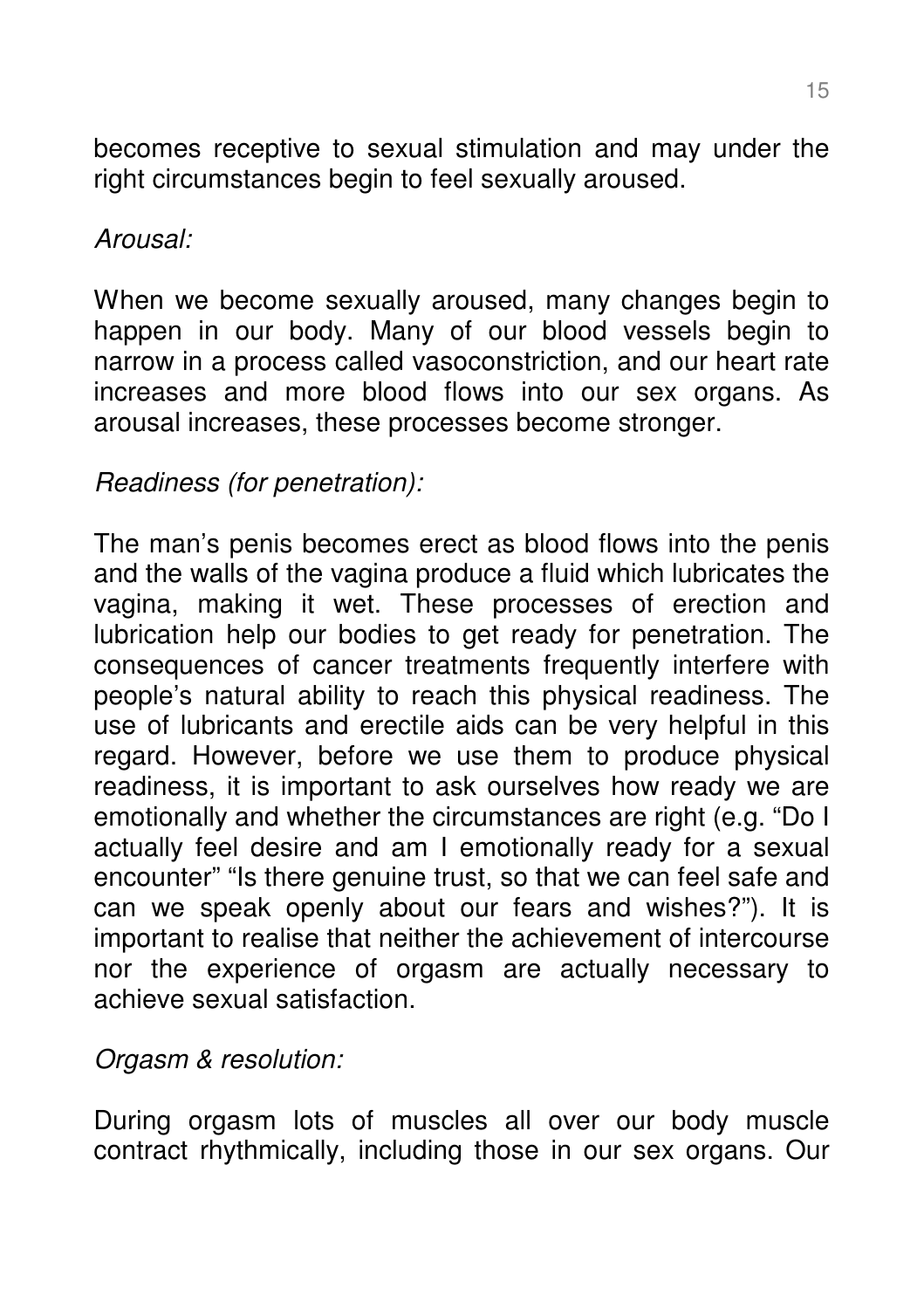becomes receptive to sexual stimulation and may under the right circumstances begin to feel sexually aroused.

*Arousal:*

When we become sexually aroused, many changes begin to happen in our body. Many of our blood vessels begin to narrow in a process called vasoconstriction, and our heart rate increases and more blood flows into our sex organs. As arousal increases, these processes become stronger.

*Readiness (for penetration):*

The man's penis becomes erect as blood flows into the penis and the walls of the vagina produce a fluid which lubricates the vagina, making it wet. These processes of erection and lubrication help our bodies to get ready for penetration. The consequences of cancer treatments frequently interfere with people's natural ability to reach this physical readiness. The use of lubricants and erectile aids can be very helpful in this regard. However, before we use them to produce physical readiness, it is important to ask ourselves how ready we are emotionally and whether the circumstances are right (e.g. "Do I actually feel desire and am I emotionally ready for a sexual encounter" "Is there genuine trust, so that we can feel safe and can we speak openly about our fears and wishes?"). It is important to realise that neither the achievement of intercourse nor the experience of orgasm are actually necessary to achieve sexual satisfaction.

*Orgasm & resolution:*

During orgasm lots of muscles all over our body muscle contract rhythmically, including those in our sex organs. Our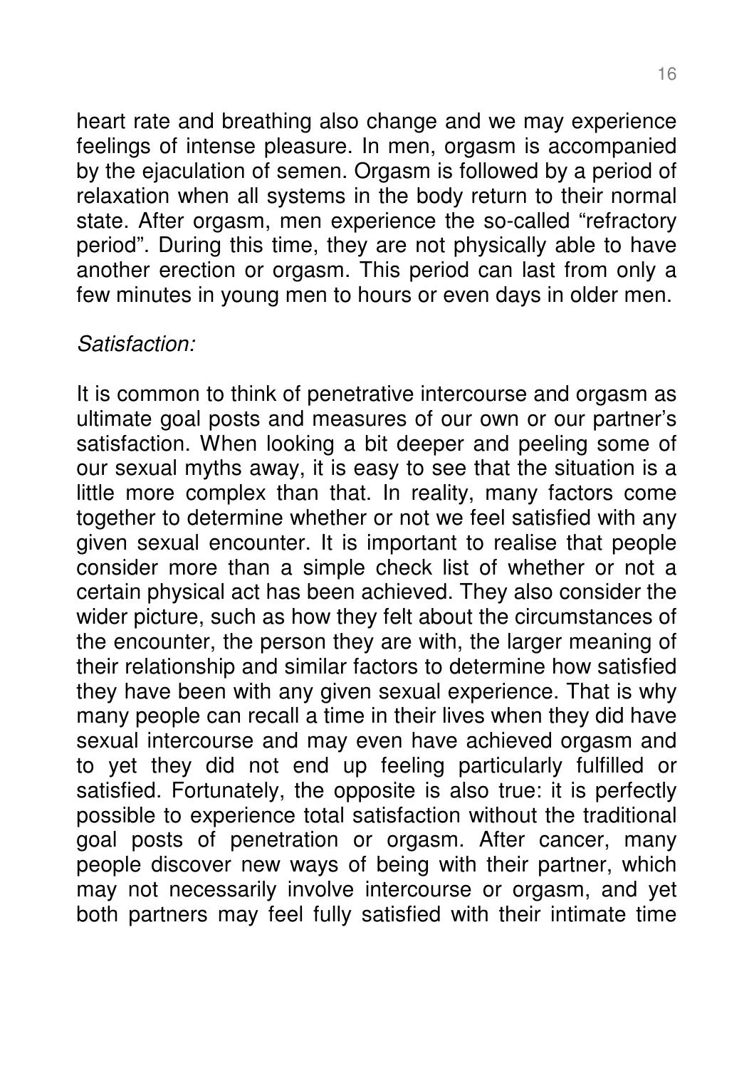heart rate and breathing also change and we may experience feelings of intense pleasure. In men, orgasm is accompanied by the ejaculation of semen. Orgasm is followed by a period of relaxation when all systems in the body return to their normal state. After orgasm, men experience the so-called "refractory period". During this time, they are not physically able to have another erection or orgasm. This period can last from only a few minutes in young men to hours or even days in older men.

*Satisfaction:*

It is common to think of penetrative intercourse and orgasm as ultimate goal posts and measures of our own or our partner's satisfaction. When looking a bit deeper and peeling some of our sexual myths away, it is easy to see that the situation is a little more complex than that. In reality, many factors come together to determine whether or not we feel satisfied with any given sexual encounter. It is important to realise that people consider more than a simple check list of whether or not a certain physical act has been achieved. They also consider the wider picture, such as how they felt about the circumstances of the encounter, the person they are with, the larger meaning of their relationship and similar factors to determine how satisfied they have been with any given sexual experience. That is why many people can recall a time in their lives when they did have sexual intercourse and may even have achieved orgasm and to yet they did not end up feeling particularly fulfilled or satisfied. Fortunately, the opposite is also true: it is perfectly possible to experience total satisfaction without the traditional goal posts of penetration or orgasm. After cancer, many people discover new ways of being with their partner, which may not necessarily involve intercourse or orgasm, and yet both partners may feel fully satisfied with their intimate time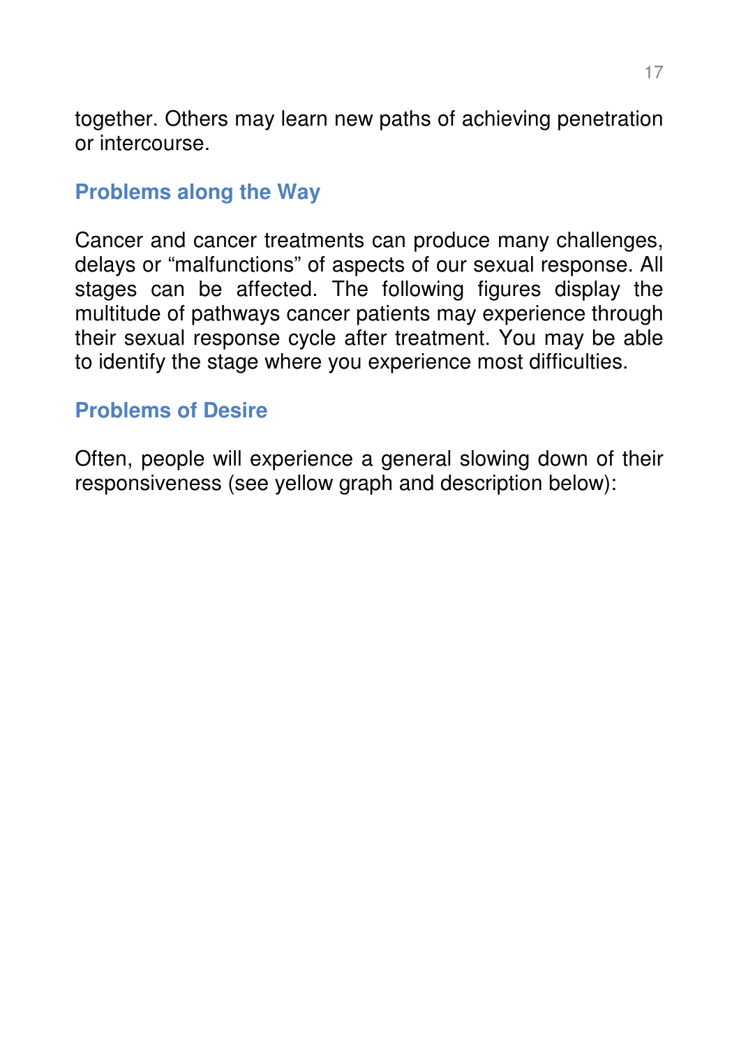together. Others may learn new paths of achieving penetration or intercourse.

## Problems along the Way

Cancer and cancer treatments can produce many challenges, delays or "malfunctions" of aspects of our sexual response. All stages can be affected. The following figures display the multitude of pathways cancer patients may experience through their sexual response cycle after treatment. You may be able to identify the stage where you experience most difficulties.

## Problems of Desire

Often, people will experience a general slowing down of their responsiveness (see yellow graph and description below):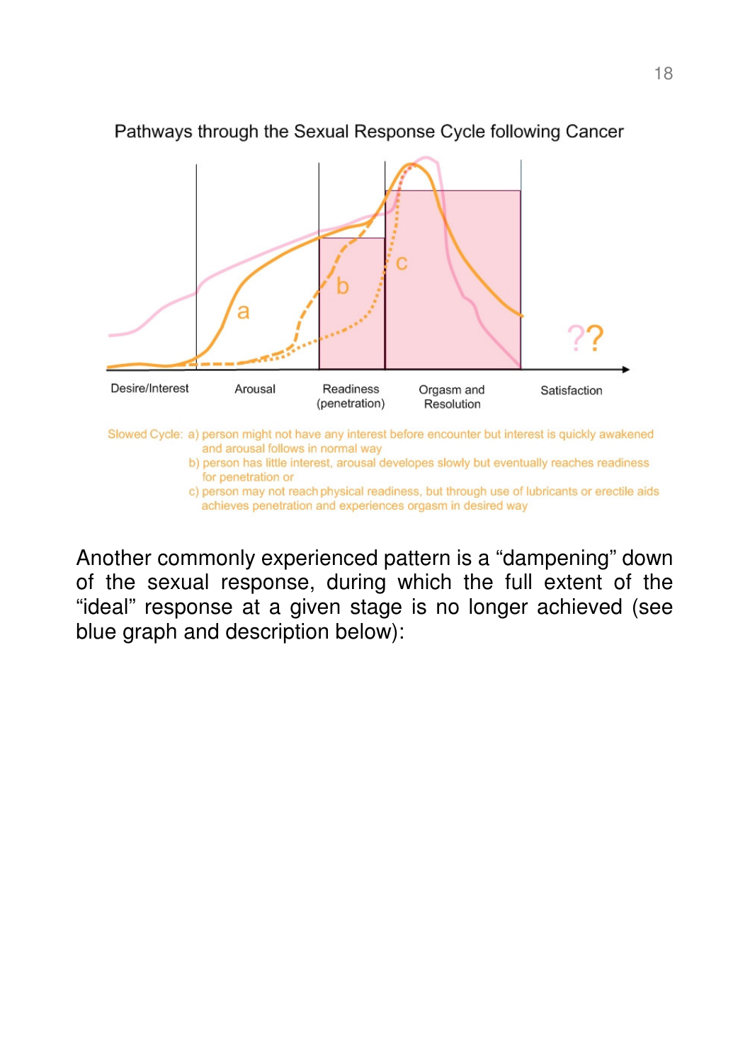Pathways through the Sexual Response Cycle following Cancer

Desire/Interest | Arousal | Readiness (penetration) | Orgasm and Resolution | Satisfaction

a | b | c | ??

Slowed Cycle: a) person might not have any interest before encounter but interest is quickly awakened and arousal follows in normal way

b) person has little interest, arousal developes slowly but eventually reaches readiness for penetration or

c) person may not reach physical readiness, but through use of lubricants or erectile aids achieves penetration and experiences orgasm in desired way

Another commonly experienced pattern is a “dampening” down of the sexual response, during which the full extent of the “ideal” response at a given stage is no longer achieved (see blue graph and description below):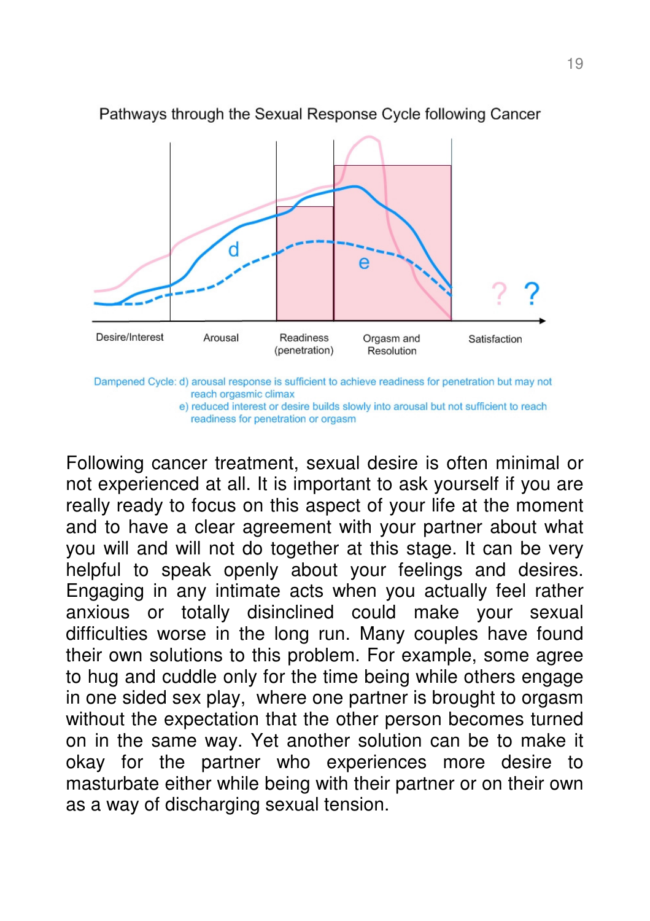Pathways through the Sexual Response Cycle following Cancer

Desire/Interest | Arousal | Readiness (penetration) | Orgasm and Resolution | Satisfaction

Dampened Cycle: d) arousal response is sufficient to achieve readiness for penetration but may not reach orgasmic climax
e) reduced interest or desire builds slowly into arousal but not sufficient to reach readiness for penetration or orgasm

Following cancer treatment, sexual desire is often minimal or not experienced at all. It is important to ask yourself if you are really ready to focus on this aspect of your life at the moment and to have a clear agreement with your partner about what you will and will not do together at this stage. It can be very helpful to speak openly about your feelings and desires. Engaging in any intimate acts when you actually feel rather anxious or totally disinclined could make your sexual difficulties worse in the long run. Many couples have found their own solutions to this problem. For example, some agree to hug and cuddle only for the time being while others engage in one sided sex play, where one partner is brought to orgasm without the expectation that the other person becomes turned on in the same way. Yet another solution can be to make it okay for the partner who experiences more desire to masturbate either while being with their partner or on their own as a way of discharging sexual tension.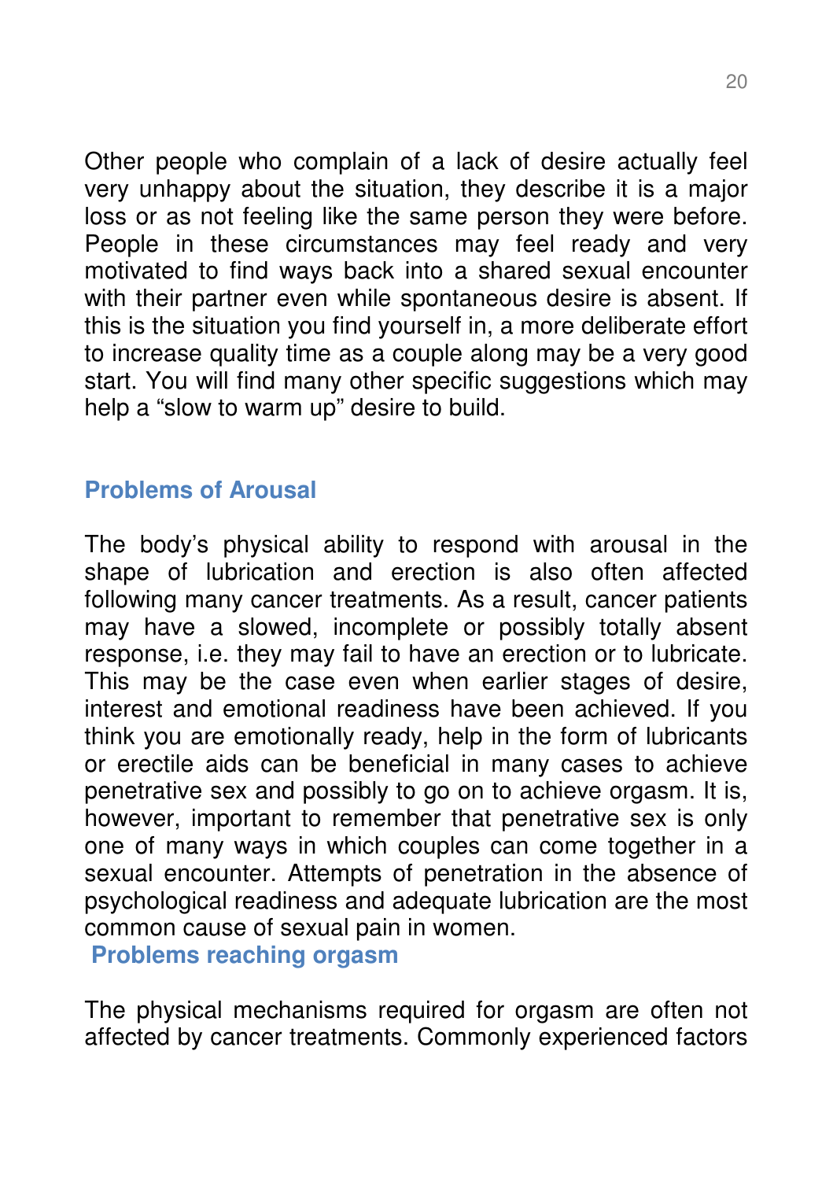Other people who complain of a lack of desire actually feel very unhappy about the situation, they describe it is a major loss or as not feeling like the same person they were before. People in these circumstances may feel ready and very motivated to find ways back into a shared sexual encounter with their partner even while spontaneous desire is absent. If this is the situation you find yourself in, a more deliberate effort to increase quality time as a couple along may be a very good start. You will find many other specific suggestions which may help a "slow to warm up" desire to build.

## Problems of Arousal

The body's physical ability to respond with arousal in the shape of lubrication and erection is also often affected following many cancer treatments. As a result, cancer patients may have a slowed, incomplete or possibly totally absent response, i.e. they may fail to have an erection or to lubricate. This may be the case even when earlier stages of desire, interest and emotional readiness have been achieved. If you think you are emotionally ready, help in the form of lubricants or erectile aids can be beneficial in many cases to achieve penetrative sex and possibly to go on to achieve orgasm. It is, however, important to remember that penetrative sex is only one of many ways in which couples can come together in a sexual encounter. Attempts of penetration in the absence of psychological readiness and adequate lubrication are the most common cause of sexual pain in women.

## Problems reaching orgasm

The physical mechanisms required for orgasm are often not affected by cancer treatments. Commonly experienced factors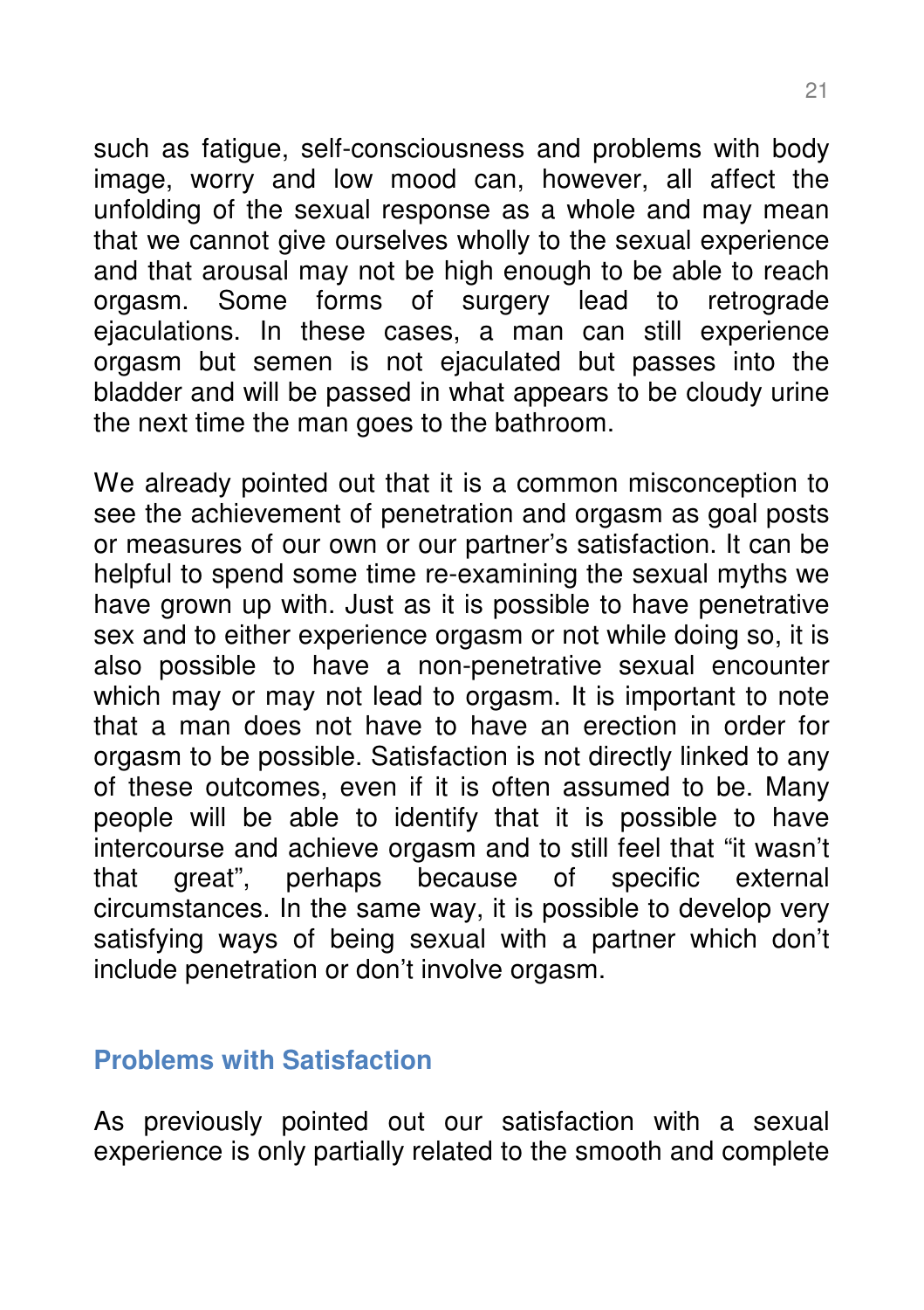such as fatigue, self-consciousness and problems with body image, worry and low mood can, however, all affect the unfolding of the sexual response as a whole and may mean that we cannot give ourselves wholly to the sexual experience and that arousal may not be high enough to be able to reach orgasm. Some forms of surgery lead to retrograde ejaculations. In these cases, a man can still experience orgasm but semen is not ejaculated but passes into the bladder and will be passed in what appears to be cloudy urine the next time the man goes to the bathroom.

We already pointed out that it is a common misconception to see the achievement of penetration and orgasm as goal posts or measures of our own or our partner's satisfaction. It can be helpful to spend some time re-examining the sexual myths we have grown up with. Just as it is possible to have penetrative sex and to either experience orgasm or not while doing so, it is also possible to have a non-penetrative sexual encounter which may or may not lead to orgasm. It is important to note that a man does not have to have an erection in order for orgasm to be possible. Satisfaction is not directly linked to any of these outcomes, even if it is often assumed to be. Many people will be able to identify that it is possible to have intercourse and achieve orgasm and to still feel that "it wasn't that great", perhaps because of specific external circumstances. In the same way, it is possible to develop very satisfying ways of being sexual with a partner which don't include penetration or don't involve orgasm.

## Problems with Satisfaction

As previously pointed out our satisfaction with a sexual experience is only partially related to the smooth and complete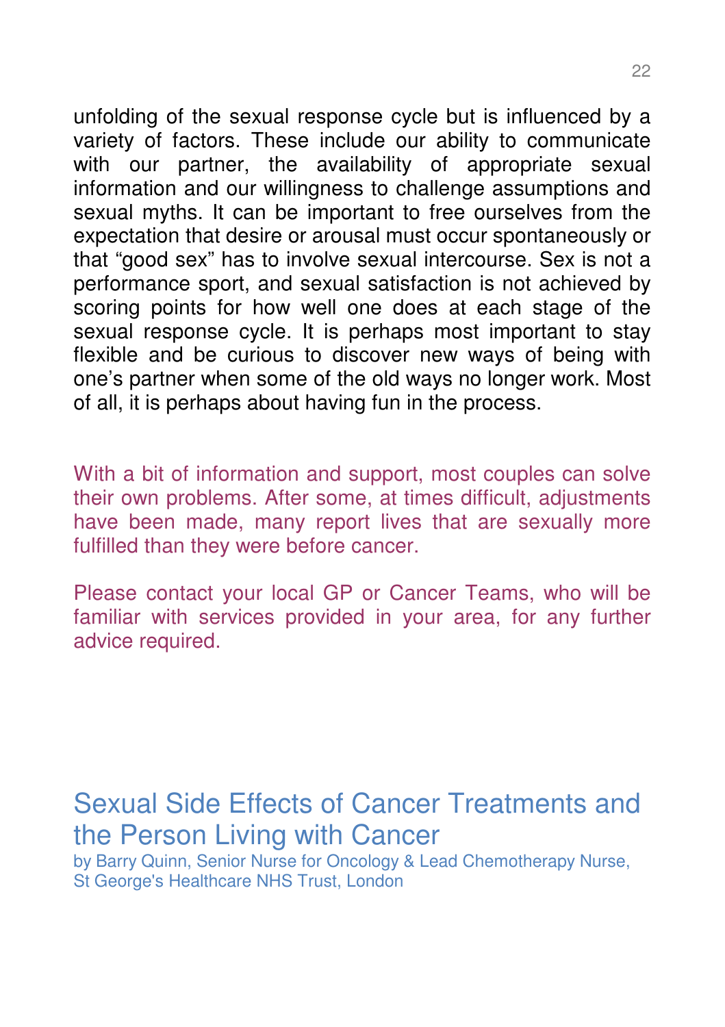unfolding of the sexual response cycle but is influenced by a variety of factors. These include our ability to communicate with our partner, the availability of appropriate sexual information and our willingness to challenge assumptions and sexual myths. It can be important to free ourselves from the expectation that desire or arousal must occur spontaneously or that "good sex" has to involve sexual intercourse. Sex is not a performance sport, and sexual satisfaction is not achieved by scoring points for how well one does at each stage of the sexual response cycle. It is perhaps most important to stay flexible and be curious to discover new ways of being with one's partner when some of the old ways no longer work. Most of all, it is perhaps about having fun in the process.

With a bit of information and support, most couples can solve their own problems. After some, at times difficult, adjustments have been made, many report lives that are sexually more fulfilled than they were before cancer.

Please contact your local GP or Cancer Teams, who will be familiar with services provided in your area, for any further advice required.

## Sexual Side Effects of Cancer Treatments and the Person Living with Cancer

by Barry Quinn, Senior Nurse for Oncology & Lead Chemotherapy Nurse, St George's Healthcare NHS Trust, London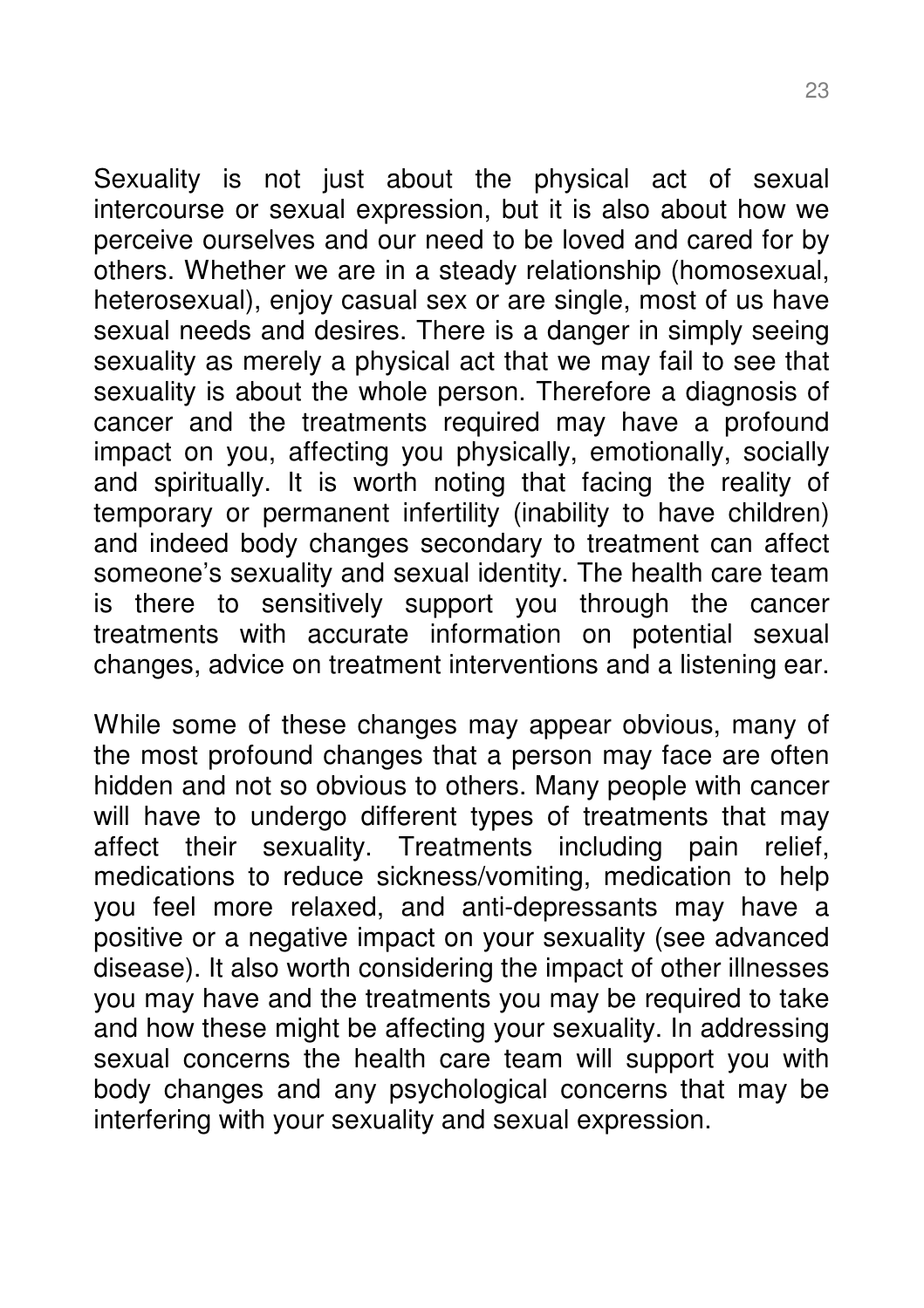Sexuality is not just about the physical act of sexual intercourse or sexual expression, but it is also about how we perceive ourselves and our need to be loved and cared for by others. Whether we are in a steady relationship (homosexual, heterosexual), enjoy casual sex or are single, most of us have sexual needs and desires. There is a danger in simply seeing sexuality as merely a physical act that we may fail to see that sexuality is about the whole person. Therefore a diagnosis of cancer and the treatments required may have a profound impact on you, affecting you physically, emotionally, socially and spiritually. It is worth noting that facing the reality of temporary or permanent infertility (inability to have children) and indeed body changes secondary to treatment can affect someone's sexuality and sexual identity. The health care team is there to sensitively support you through the cancer treatments with accurate information on potential sexual changes, advice on treatment interventions and a listening ear.

While some of these changes may appear obvious, many of the most profound changes that a person may face are often hidden and not so obvious to others. Many people with cancer will have to undergo different types of treatments that may affect their sexuality. Treatments including pain relief, medications to reduce sickness/vomiting, medication to help you feel more relaxed, and anti-depressants may have a positive or a negative impact on your sexuality (see advanced disease). It also worth considering the impact of other illnesses you may have and the treatments you may be required to take and how these might be affecting your sexuality. In addressing sexual concerns the health care team will support you with body changes and any psychological concerns that may be interfering with your sexuality and sexual expression.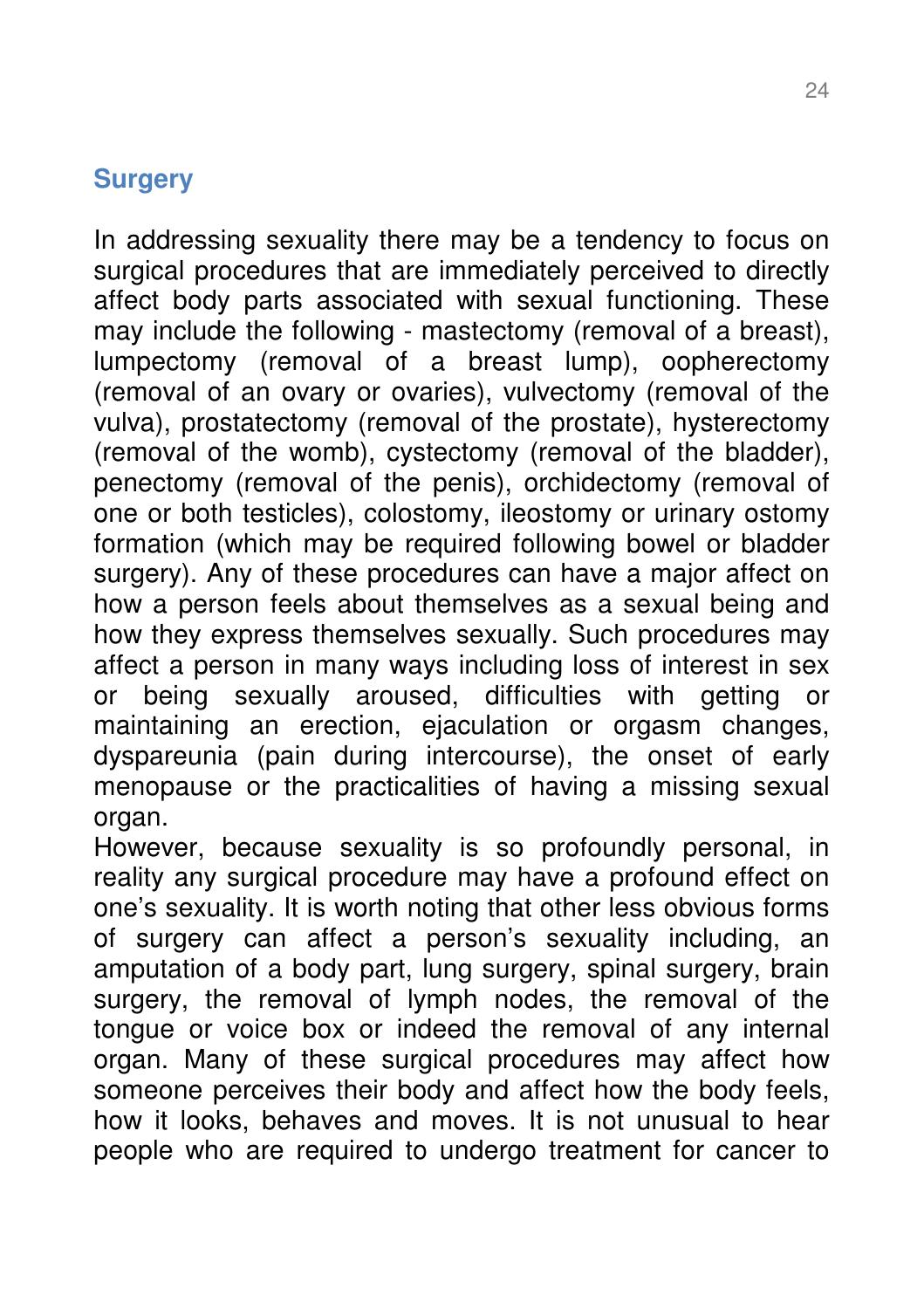## Surgery

In addressing sexuality there may be a tendency to focus on surgical procedures that are immediately perceived to directly affect body parts associated with sexual functioning. These may include the following - mastectomy (removal of a breast), lumpectomy (removal of a breast lump), oopherectomy (removal of an ovary or ovaries), vulvectomy (removal of the vulva), prostatectomy (removal of the prostate), hysterectomy (removal of the womb), cystectomy (removal of the bladder), penectomy (removal of the penis), orchidectomy (removal of one or both testicles), colostomy, ileostomy or urinary ostomy formation (which may be required following bowel or bladder surgery). Any of these procedures can have a major affect on how a person feels about themselves as a sexual being and how they express themselves sexually. Such procedures may affect a person in many ways including loss of interest in sex or being sexually aroused, difficulties with getting or maintaining an erection, ejaculation or orgasm changes, dyspareunia (pain during intercourse), the onset of early menopause or the practicalities of having a missing sexual organ.

However, because sexuality is so profoundly personal, in reality any surgical procedure may have a profound effect on one's sexuality. It is worth noting that other less obvious forms of surgery can affect a person's sexuality including, an amputation of a body part, lung surgery, spinal surgery, brain surgery, the removal of lymph nodes, the removal of the tongue or voice box or indeed the removal of any internal organ. Many of these surgical procedures may affect how someone perceives their body and affect how the body feels, how it looks, behaves and moves. It is not unusual to hear people who are required to undergo treatment for cancer to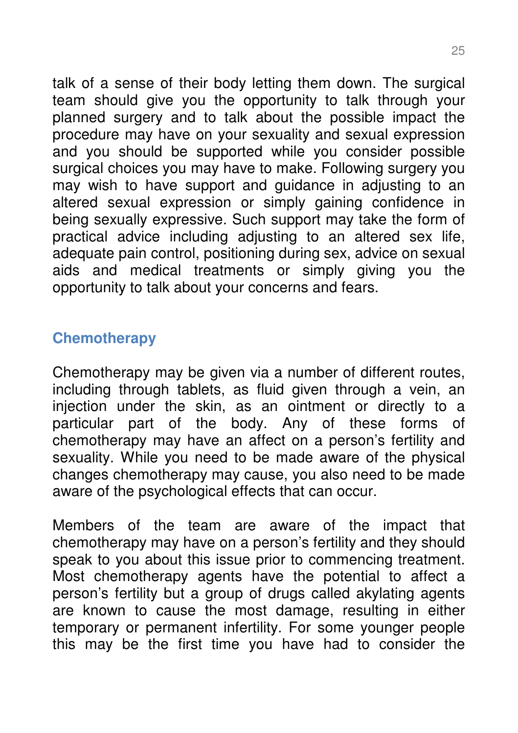talk of a sense of their body letting them down. The surgical team should give you the opportunity to talk through your planned surgery and to talk about the possible impact the procedure may have on your sexuality and sexual expression and you should be supported while you consider possible surgical choices you may have to make. Following surgery you may wish to have support and guidance in adjusting to an altered sexual expression or simply gaining confidence in being sexually expressive. Such support may take the form of practical advice including adjusting to an altered sex life, adequate pain control, positioning during sex, advice on sexual aids and medical treatments or simply giving you the opportunity to talk about your concerns and fears.

## Chemotherapy

Chemotherapy may be given via a number of different routes, including through tablets, as fluid given through a vein, an injection under the skin, as an ointment or directly to a particular part of the body. Any of these forms of chemotherapy may have an affect on a person's fertility and sexuality. While you need to be made aware of the physical changes chemotherapy may cause, you also need to be made aware of the psychological effects that can occur.

Members of the team are aware of the impact that chemotherapy may have on a person's fertility and they should speak to you about this issue prior to commencing treatment. Most chemotherapy agents have the potential to affect a person's fertility but a group of drugs called akylating agents are known to cause the most damage, resulting in either temporary or permanent infertility. For some younger people this may be the first time you have had to consider the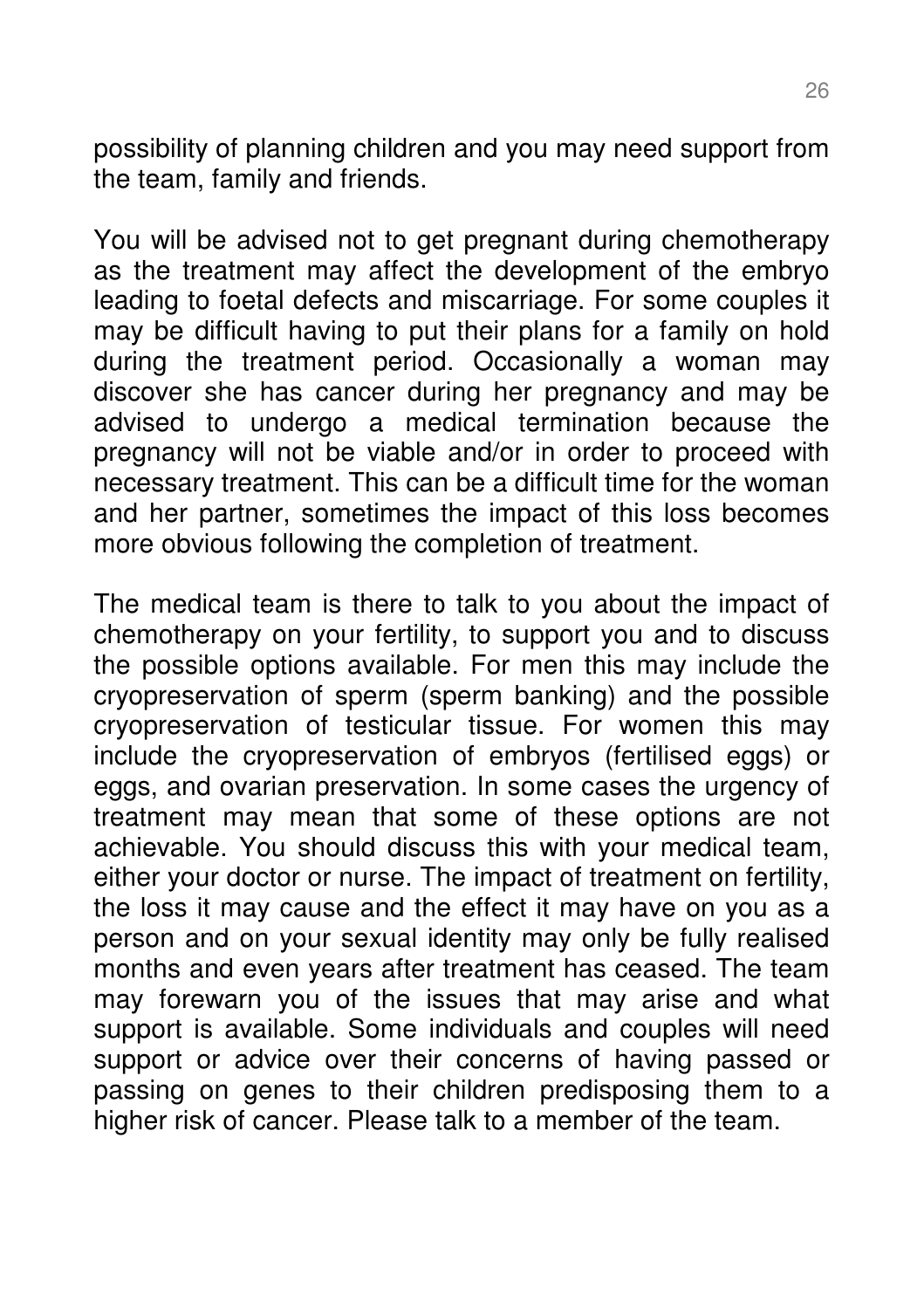possibility of planning children and you may need support from the team, family and friends.

You will be advised not to get pregnant during chemotherapy as the treatment may affect the development of the embryo leading to foetal defects and miscarriage. For some couples it may be difficult having to put their plans for a family on hold during the treatment period. Occasionally a woman may discover she has cancer during her pregnancy and may be advised to undergo a medical termination because the pregnancy will not be viable and/or in order to proceed with necessary treatment. This can be a difficult time for the woman and her partner, sometimes the impact of this loss becomes more obvious following the completion of treatment.

The medical team is there to talk to you about the impact of chemotherapy on your fertility, to support you and to discuss the possible options available. For men this may include the cryopreservation of sperm (sperm banking) and the possible cryopreservation of testicular tissue. For women this may include the cryopreservation of embryos (fertilised eggs) or eggs, and ovarian preservation. In some cases the urgency of treatment may mean that some of these options are not achievable. You should discuss this with your medical team, either your doctor or nurse. The impact of treatment on fertility, the loss it may cause and the effect it may have on you as a person and on your sexual identity may only be fully realised months and even years after treatment has ceased. The team may forewarn you of the issues that may arise and what support is available. Some individuals and couples will need support or advice over their concerns of having passed or passing on genes to their children predisposing them to a higher risk of cancer. Please talk to a member of the team.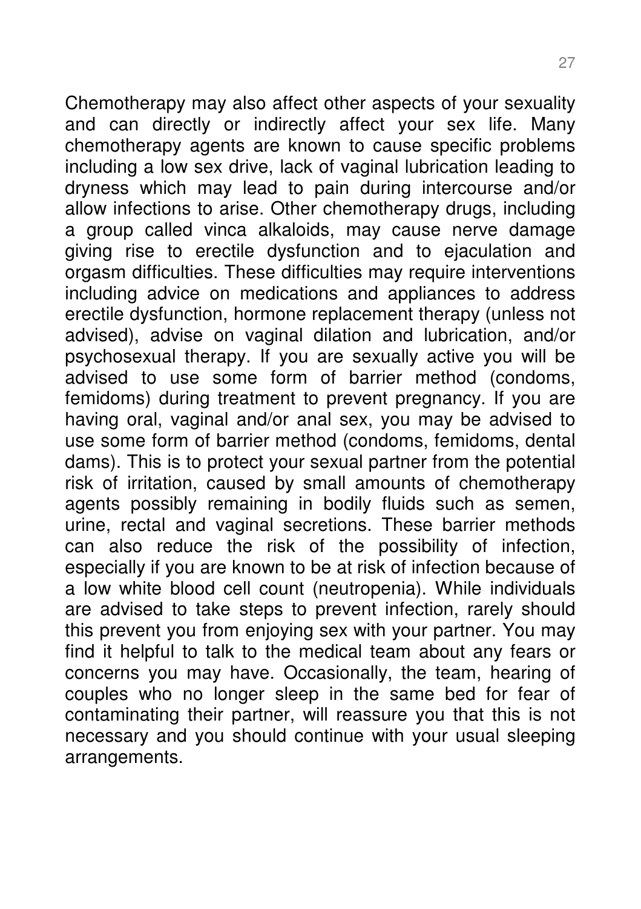Chemotherapy may also affect other aspects of your sexuality and can directly or indirectly affect your sex life. Many chemotherapy agents are known to cause specific problems including a low sex drive, lack of vaginal lubrication leading to dryness which may lead to pain during intercourse and/or allow infections to arise. Other chemotherapy drugs, including a group called vinca alkaloids, may cause nerve damage giving rise to erectile dysfunction and to ejaculation and orgasm difficulties. These difficulties may require interventions including advice on medications and appliances to address erectile dysfunction, hormone replacement therapy (unless not advised), advise on vaginal dilation and lubrication, and/or psychosexual therapy. If you are sexually active you will be advised to use some form of barrier method (condoms, femidoms) during treatment to prevent pregnancy. If you are having oral, vaginal and/or anal sex, you may be advised to use some form of barrier method (condoms, femidoms, dental dams). This is to protect your sexual partner from the potential risk of irritation, caused by small amounts of chemotherapy agents possibly remaining in bodily fluids such as semen, urine, rectal and vaginal secretions. These barrier methods can also reduce the risk of the possibility of infection, especially if you are known to be at risk of infection because of a low white blood cell count (neutropenia). While individuals are advised to take steps to prevent infection, rarely should this prevent you from enjoying sex with your partner. You may find it helpful to talk to the medical team about any fears or concerns you may have. Occasionally, the team, hearing of couples who no longer sleep in the same bed for fear of contaminating their partner, will reassure you that this is not necessary and you should continue with your usual sleeping arrangements.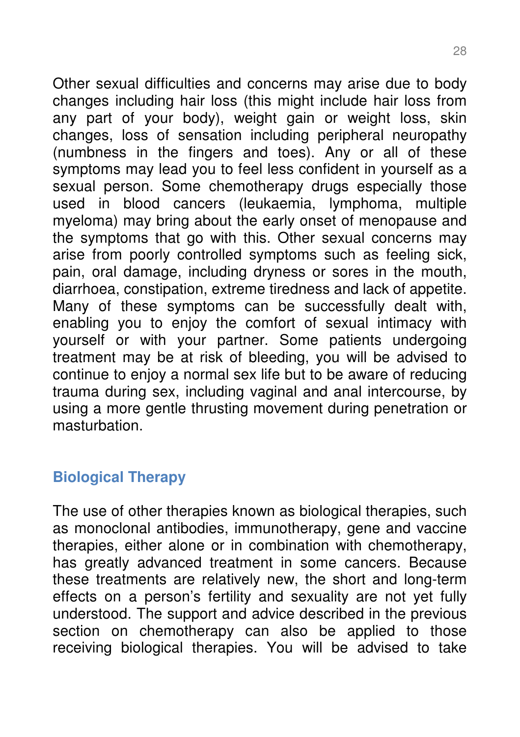Other sexual difficulties and concerns may arise due to body changes including hair loss (this might include hair loss from any part of your body), weight gain or weight loss, skin changes, loss of sensation including peripheral neuropathy (numbness in the fingers and toes). Any or all of these symptoms may lead you to feel less confident in yourself as a sexual person. Some chemotherapy drugs especially those used in blood cancers (leukaemia, lymphoma, multiple myeloma) may bring about the early onset of menopause and the symptoms that go with this. Other sexual concerns may arise from poorly controlled symptoms such as feeling sick, pain, oral damage, including dryness or sores in the mouth, diarrhoea, constipation, extreme tiredness and lack of appetite. Many of these symptoms can be successfully dealt with, enabling you to enjoy the comfort of sexual intimacy with yourself or with your partner. Some patients undergoing treatment may be at risk of bleeding, you will be advised to continue to enjoy a normal sex life but to be aware of reducing trauma during sex, including vaginal and anal intercourse, by using a more gentle thrusting movement during penetration or masturbation.

## Biological Therapy

The use of other therapies known as biological therapies, such as monoclonal antibodies, immunotherapy, gene and vaccine therapies, either alone or in combination with chemotherapy, has greatly advanced treatment in some cancers. Because these treatments are relatively new, the short and long-term effects on a person's fertility and sexuality are not yet fully understood. The support and advice described in the previous section on chemotherapy can also be applied to those receiving biological therapies. You will be advised to take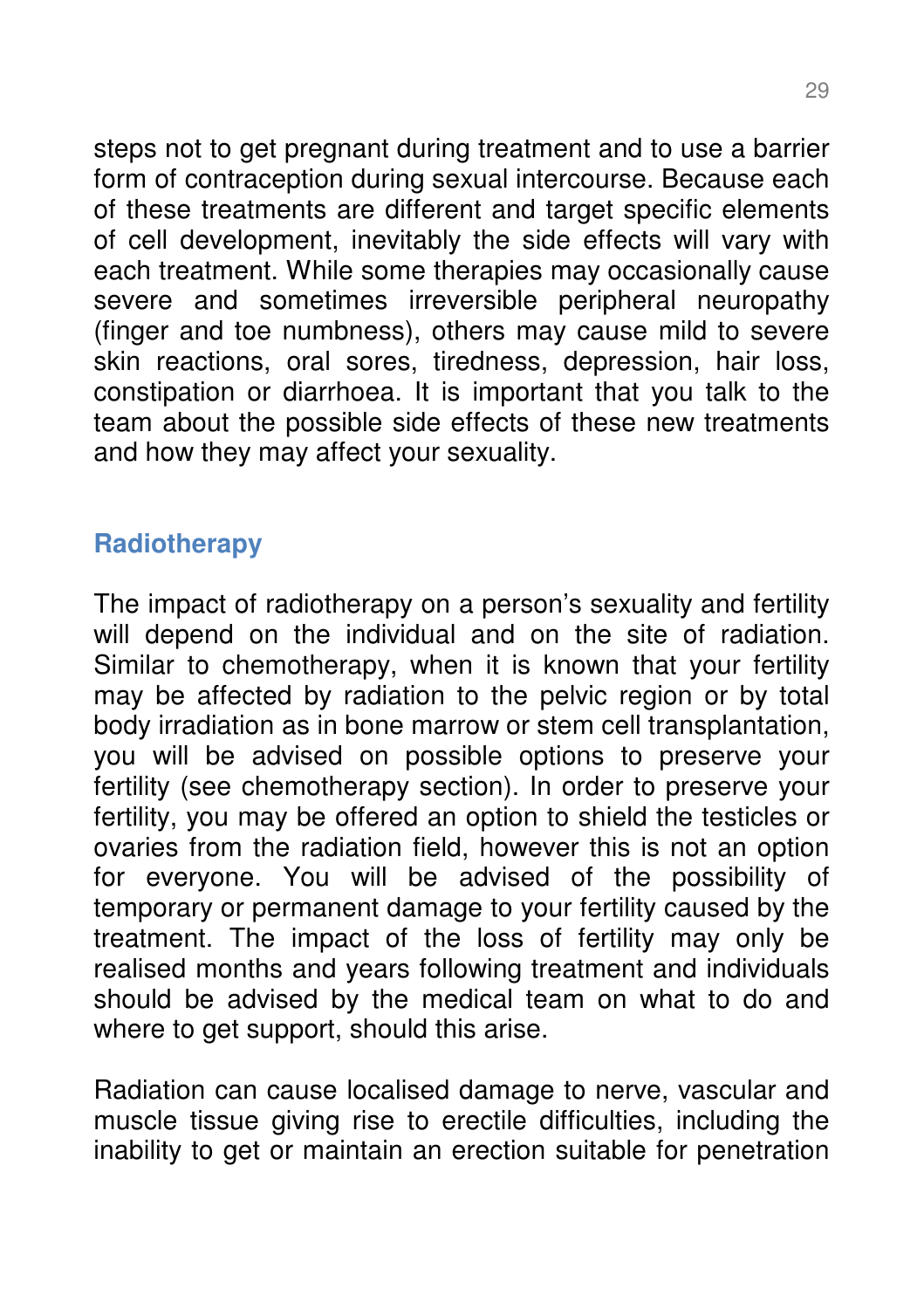steps not to get pregnant during treatment and to use a barrier form of contraception during sexual intercourse. Because each of these treatments are different and target specific elements of cell development, inevitably the side effects will vary with each treatment. While some therapies may occasionally cause severe and sometimes irreversible peripheral neuropathy (finger and toe numbness), others may cause mild to severe skin reactions, oral sores, tiredness, depression, hair loss, constipation or diarrhoea. It is important that you talk to the team about the possible side effects of these new treatments and how they may affect your sexuality.

## Radiotherapy

The impact of radiotherapy on a person's sexuality and fertility will depend on the individual and on the site of radiation. Similar to chemotherapy, when it is known that your fertility may be affected by radiation to the pelvic region or by total body irradiation as in bone marrow or stem cell transplantation, you will be advised on possible options to preserve your fertility (see chemotherapy section). In order to preserve your fertility, you may be offered an option to shield the testicles or ovaries from the radiation field, however this is not an option for everyone. You will be advised of the possibility of temporary or permanent damage to your fertility caused by the treatment. The impact of the loss of fertility may only be realised months and years following treatment and individuals should be advised by the medical team on what to do and where to get support, should this arise.

Radiation can cause localised damage to nerve, vascular and muscle tissue giving rise to erectile difficulties, including the inability to get or maintain an erection suitable for penetration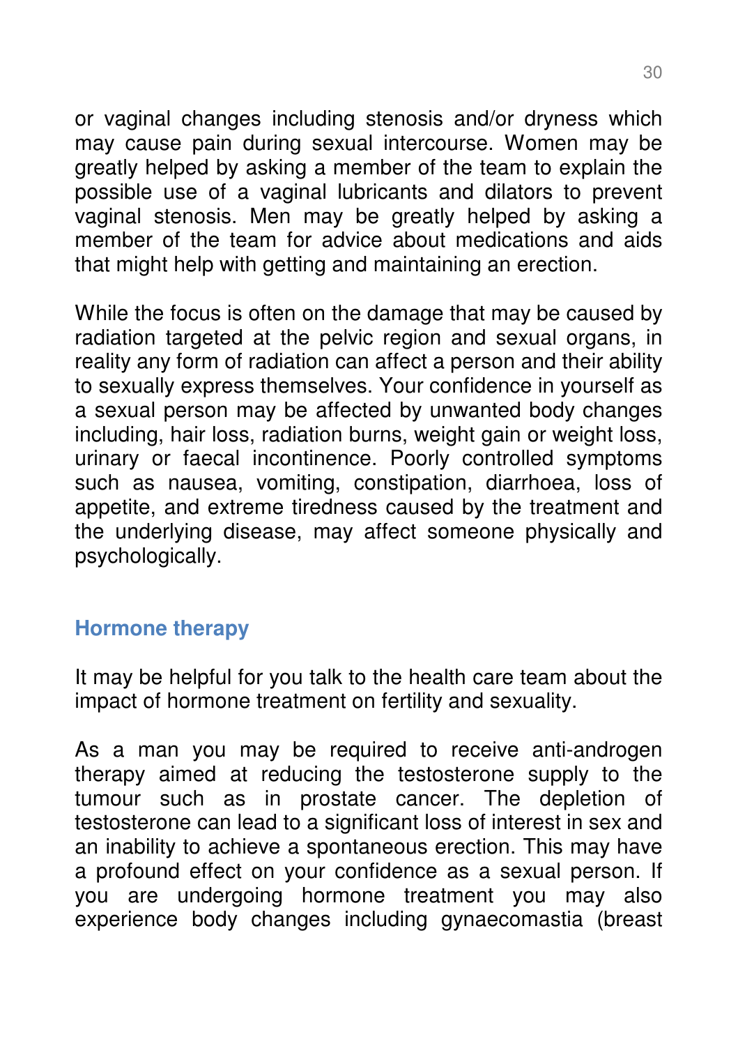or vaginal changes including stenosis and/or dryness which may cause pain during sexual intercourse. Women may be greatly helped by asking a member of the team to explain the possible use of a vaginal lubricants and dilators to prevent vaginal stenosis. Men may be greatly helped by asking a member of the team for advice about medications and aids that might help with getting and maintaining an erection.

While the focus is often on the damage that may be caused by radiation targeted at the pelvic region and sexual organs, in reality any form of radiation can affect a person and their ability to sexually express themselves. Your confidence in yourself as a sexual person may be affected by unwanted body changes including, hair loss, radiation burns, weight gain or weight loss, urinary or faecal incontinence. Poorly controlled symptoms such as nausea, vomiting, constipation, diarrhoea, loss of appetite, and extreme tiredness caused by the treatment and the underlying disease, may affect someone physically and psychologically.

## Hormone therapy

It may be helpful for you talk to the health care team about the impact of hormone treatment on fertility and sexuality.

As a man you may be required to receive anti-androgen therapy aimed at reducing the testosterone supply to the tumour such as in prostate cancer. The depletion of testosterone can lead to a significant loss of interest in sex and an inability to achieve a spontaneous erection. This may have a profound effect on your confidence as a sexual person. If you are undergoing hormone treatment you may also experience body changes including gynaecomastia (breast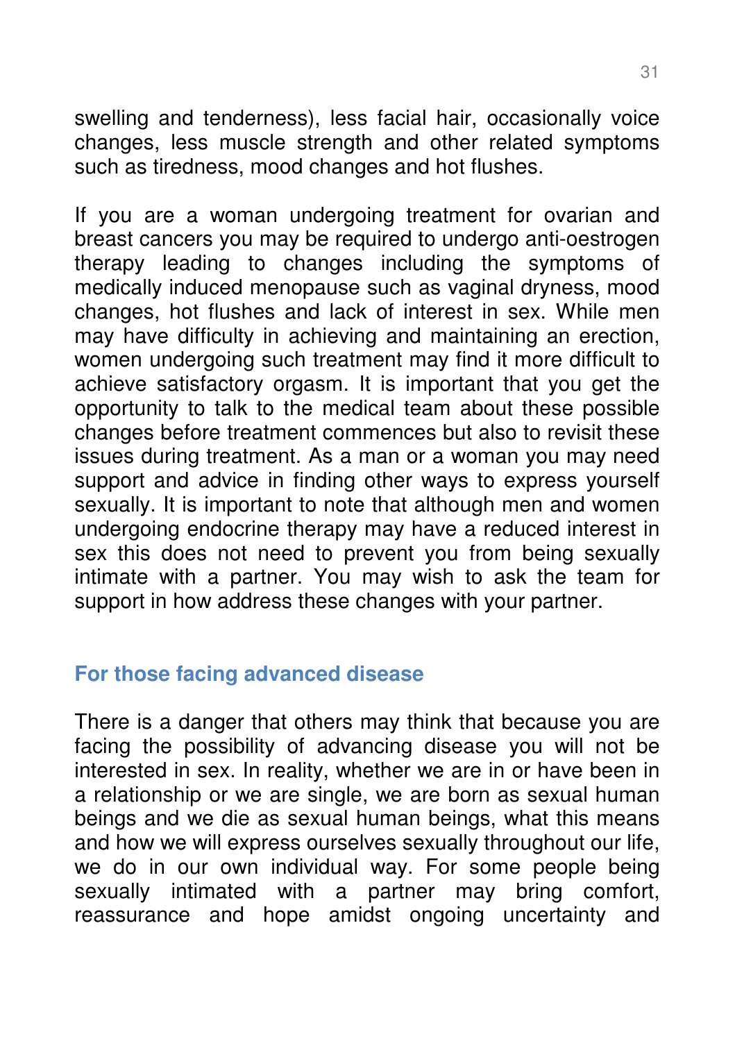swelling and tenderness), less facial hair, occasionally voice changes, less muscle strength and other related symptoms such as tiredness, mood changes and hot flushes.

If you are a woman undergoing treatment for ovarian and breast cancers you may be required to undergo anti-oestrogen therapy leading to changes including the symptoms of medically induced menopause such as vaginal dryness, mood changes, hot flushes and lack of interest in sex. While men may have difficulty in achieving and maintaining an erection, women undergoing such treatment may find it more difficult to achieve satisfactory orgasm. It is important that you get the opportunity to talk to the medical team about these possible changes before treatment commences but also to revisit these issues during treatment. As a man or a woman you may need support and advice in finding other ways to express yourself sexually. It is important to note that although men and women undergoing endocrine therapy may have a reduced interest in sex this does not need to prevent you from being sexually intimate with a partner. You may wish to ask the team for support in how address these changes with your partner.

## For those facing advanced disease

There is a danger that others may think that because you are facing the possibility of advancing disease you will not be interested in sex. In reality, whether we are in or have been in a relationship or we are single, we are born as sexual human beings and we die as sexual human beings, what this means and how we will express ourselves sexually throughout our life, we do in our own individual way. For some people being sexually intimated with a partner may bring comfort, reassurance and hope amidst ongoing uncertainty and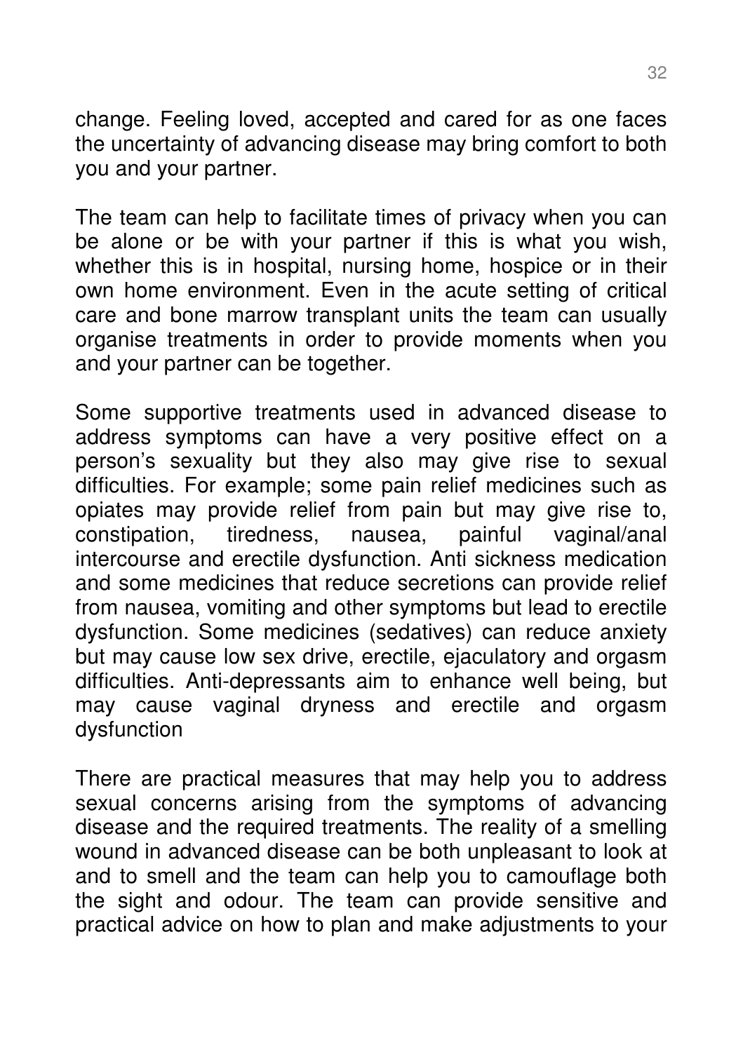change. Feeling loved, accepted and cared for as one faces the uncertainty of advancing disease may bring comfort to both you and your partner.

The team can help to facilitate times of privacy when you can be alone or be with your partner if this is what you wish, whether this is in hospital, nursing home, hospice or in their own home environment. Even in the acute setting of critical care and bone marrow transplant units the team can usually organise treatments in order to provide moments when you and your partner can be together.

Some supportive treatments used in advanced disease to address symptoms can have a very positive effect on a person's sexuality but they also may give rise to sexual difficulties. For example; some pain relief medicines such as opiates may provide relief from pain but may give rise to, constipation, tiredness, nausea, painful vaginal/anal intercourse and erectile dysfunction. Anti sickness medication and some medicines that reduce secretions can provide relief from nausea, vomiting and other symptoms but lead to erectile dysfunction. Some medicines (sedatives) can reduce anxiety but may cause low sex drive, erectile, ejaculatory and orgasm difficulties. Anti-depressants aim to enhance well being, but may cause vaginal dryness and erectile and orgasm dysfunction

There are practical measures that may help you to address sexual concerns arising from the symptoms of advancing disease and the required treatments. The reality of a smelling wound in advanced disease can be both unpleasant to look at and to smell and the team can help you to camouflage both the sight and odour. The team can provide sensitive and practical advice on how to plan and make adjustments to your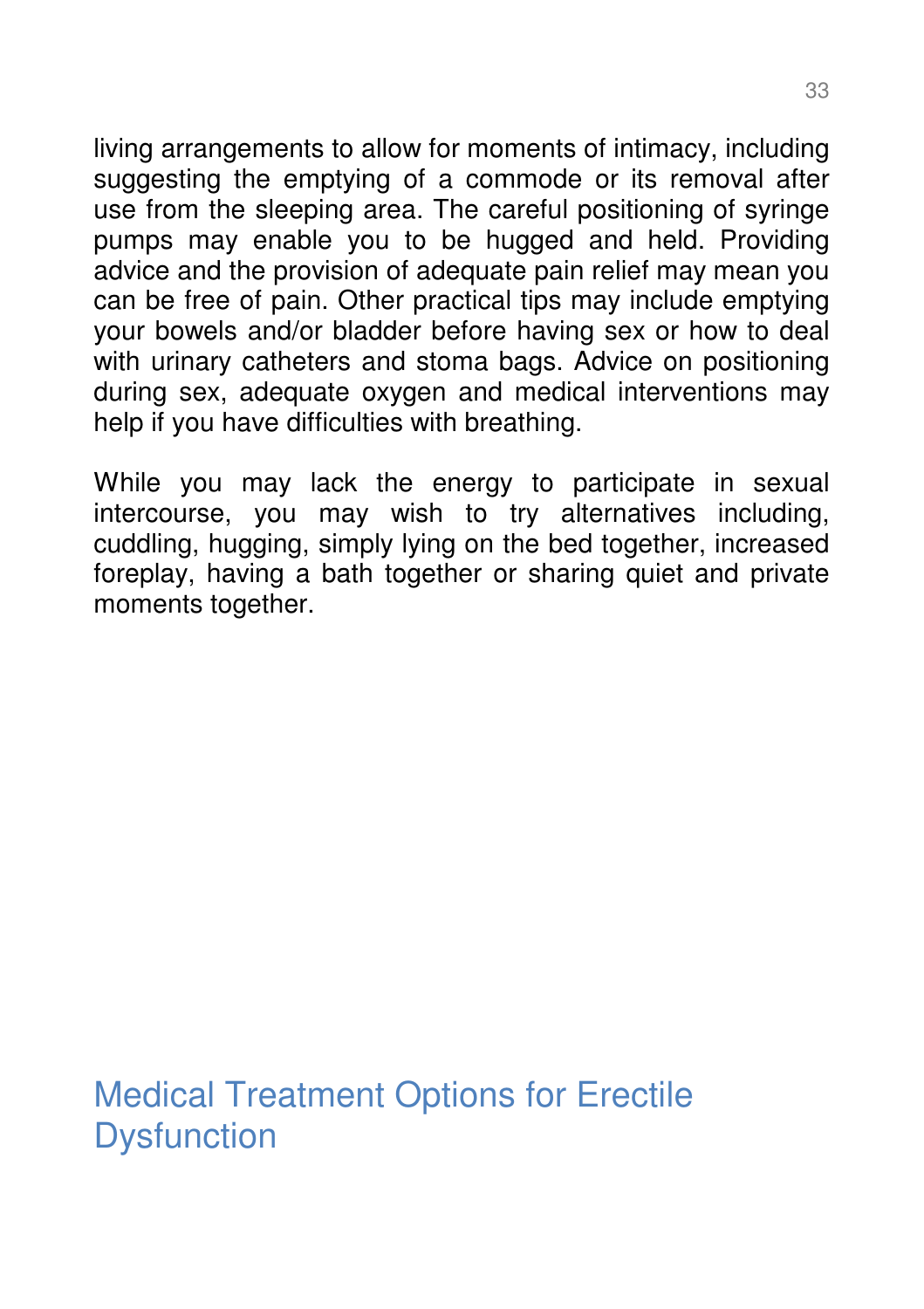living arrangements to allow for moments of intimacy, including suggesting the emptying of a commode or its removal after use from the sleeping area. The careful positioning of syringe pumps may enable you to be hugged and held. Providing advice and the provision of adequate pain relief may mean you can be free of pain. Other practical tips may include emptying your bowels and/or bladder before having sex or how to deal with urinary catheters and stoma bags. Advice on positioning during sex, adequate oxygen and medical interventions may help if you have difficulties with breathing.

While you may lack the energy to participate in sexual intercourse, you may wish to try alternatives including, cuddling, hugging, simply lying on the bed together, increased foreplay, having a bath together or sharing quiet and private moments together.

## Medical Treatment Options for Erectile Dysfunction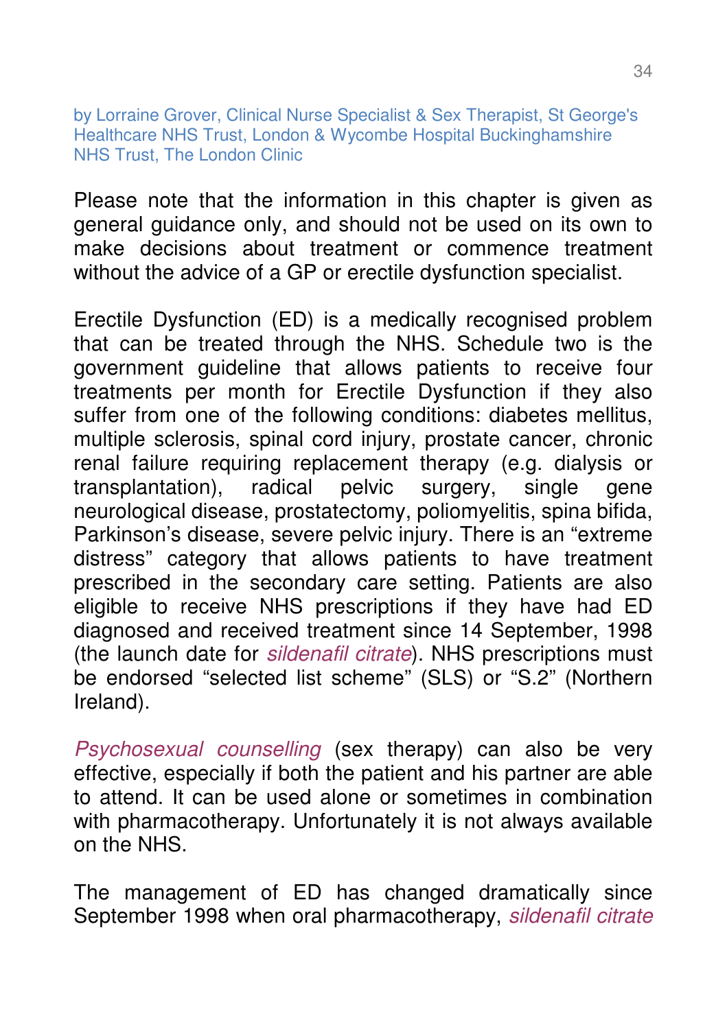by Lorraine Grover, Clinical Nurse Specialist & Sex Therapist, St George's Healthcare NHS Trust, London & Wycombe Hospital Buckinghamshire NHS Trust, The London Clinic

Please note that the information in this chapter is given as general guidance only, and should not be used on its own to make decisions about treatment or commence treatment without the advice of a GP or erectile dysfunction specialist.

Erectile Dysfunction (ED) is a medically recognised problem that can be treated through the NHS. Schedule two is the government guideline that allows patients to receive four treatments per month for Erectile Dysfunction if they also suffer from one of the following conditions: diabetes mellitus, multiple sclerosis, spinal cord injury, prostate cancer, chronic renal failure requiring replacement therapy (e.g. dialysis or transplantation), radical pelvic surgery, single gene neurological disease, prostatectomy, poliomyelitis, spina bifida, Parkinson's disease, severe pelvic injury. There is an "extreme distress" category that allows patients to have treatment prescribed in the secondary care setting. Patients are also eligible to receive NHS prescriptions if they have had ED diagnosed and received treatment since 14 September, 1998 (the launch date for *sildenafil citrate*). NHS prescriptions must be endorsed "selected list scheme" (SLS) or "S.2" (Northern Ireland).

*Psychosexual counselling* (sex therapy) can also be very effective, especially if both the patient and his partner are able to attend. It can be used alone or sometimes in combination with pharmacotherapy. Unfortunately it is not always available on the NHS.

The management of ED has changed dramatically since September 1998 when oral pharmacotherapy, *sildenafil citrate*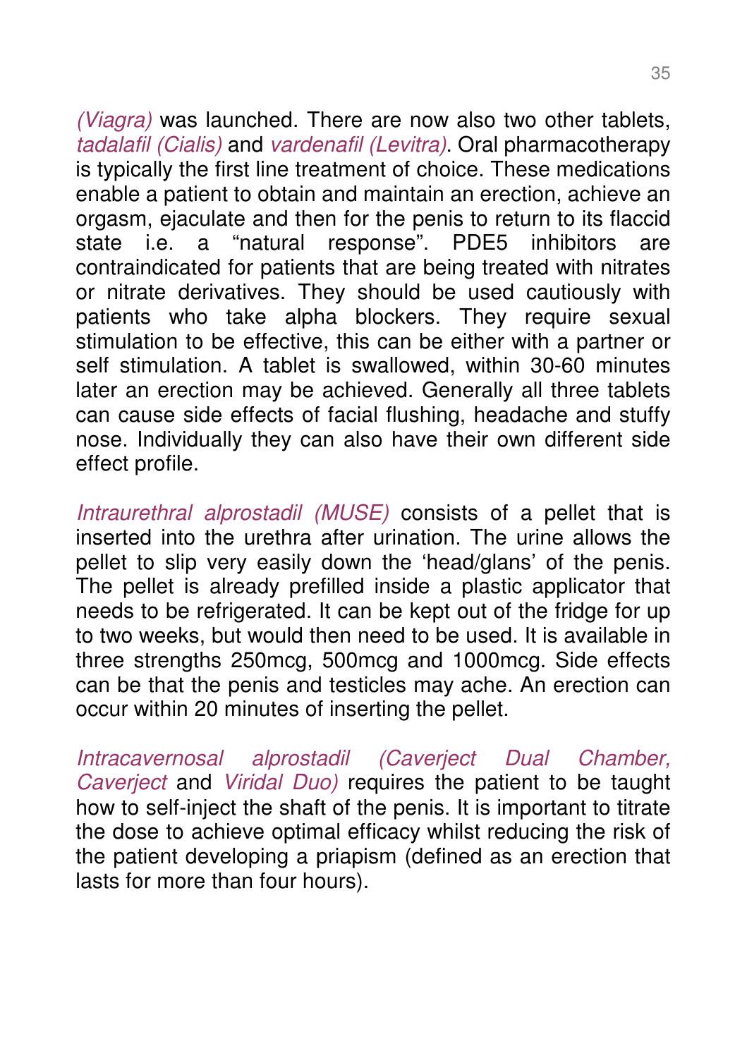*(Viagra)* was launched. There are now also two other tablets, *tadalafil (Cialis)* and *vardenafil (Levitra)*. Oral pharmacotherapy is typically the first line treatment of choice. These medications enable a patient to obtain and maintain an erection, achieve an orgasm, ejaculate and then for the penis to return to its flaccid state i.e. a "natural response". PDE5 inhibitors are contraindicated for patients that are being treated with nitrates or nitrate derivatives. They should be used cautiously with patients who take alpha blockers. They require sexual stimulation to be effective, this can be either with a partner or self stimulation. A tablet is swallowed, within 30-60 minutes later an erection may be achieved. Generally all three tablets can cause side effects of facial flushing, headache and stuffy nose. Individually they can also have their own different side effect profile.

*Intraurethral alprostadil (MUSE)* consists of a pellet that is inserted into the urethra after urination. The urine allows the pellet to slip very easily down the 'head/glans' of the penis. The pellet is already prefilled inside a plastic applicator that needs to be refrigerated. It can be kept out of the fridge for up to two weeks, but would then need to be used. It is available in three strengths 250mcg, 500mcg and 1000mcg. Side effects can be that the penis and testicles may ache. An erection can occur within 20 minutes of inserting the pellet.

*Intracavernosal alprostadil (Caverject Dual Chamber, Caverject* and *Viridal Duo)* requires the patient to be taught how to self-inject the shaft of the penis. It is important to titrate the dose to achieve optimal efficacy whilst reducing the risk of the patient developing a priapism (defined as an erection that lasts for more than four hours).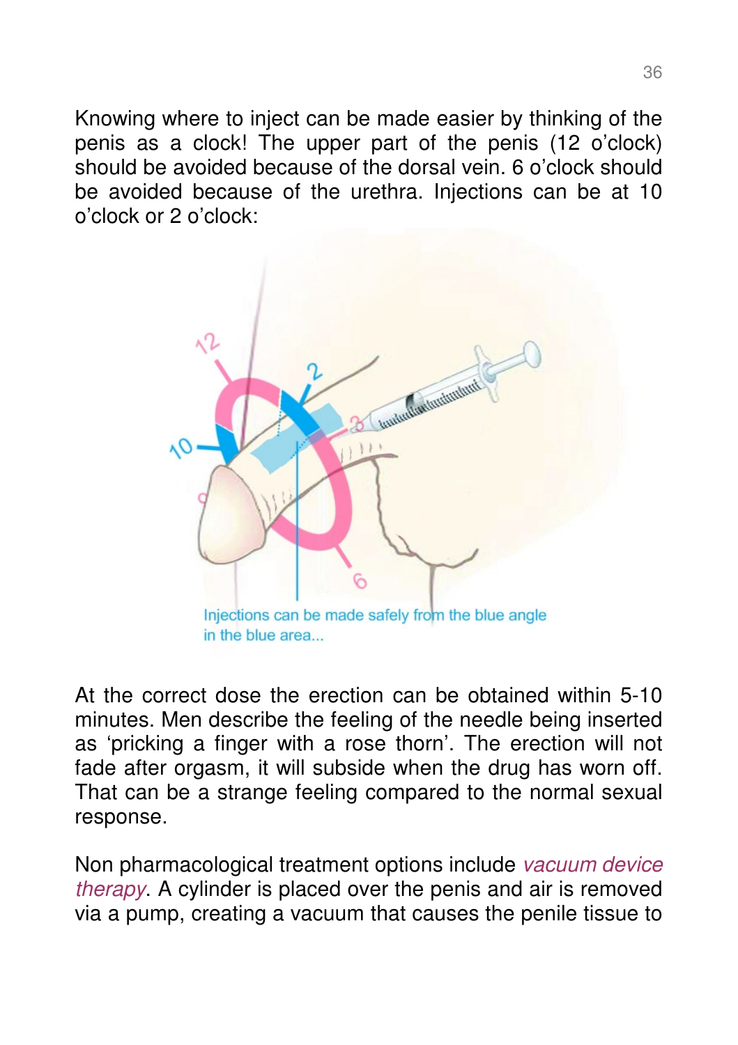Knowing where to inject can be made easier by thinking of the penis as a clock! The upper part of the penis (12 o'clock) should be avoided because of the dorsal vein. 6 o'clock should be avoided because of the urethra. Injections can be at 10 o'clock or 2 o'clock:

Injections can be made safely from the blue angle in the blue area...

At the correct dose the erection can be obtained within 5-10 minutes. Men describe the feeling of the needle being inserted as 'pricking a finger with a rose thorn'. The erection will not fade after orgasm, it will subside when the drug has worn off. That can be a strange feeling compared to the normal sexual response.

Non pharmacological treatment options include *vacuum device therapy*. A cylinder is placed over the penis and air is removed via a pump, creating a vacuum that causes the penile tissue to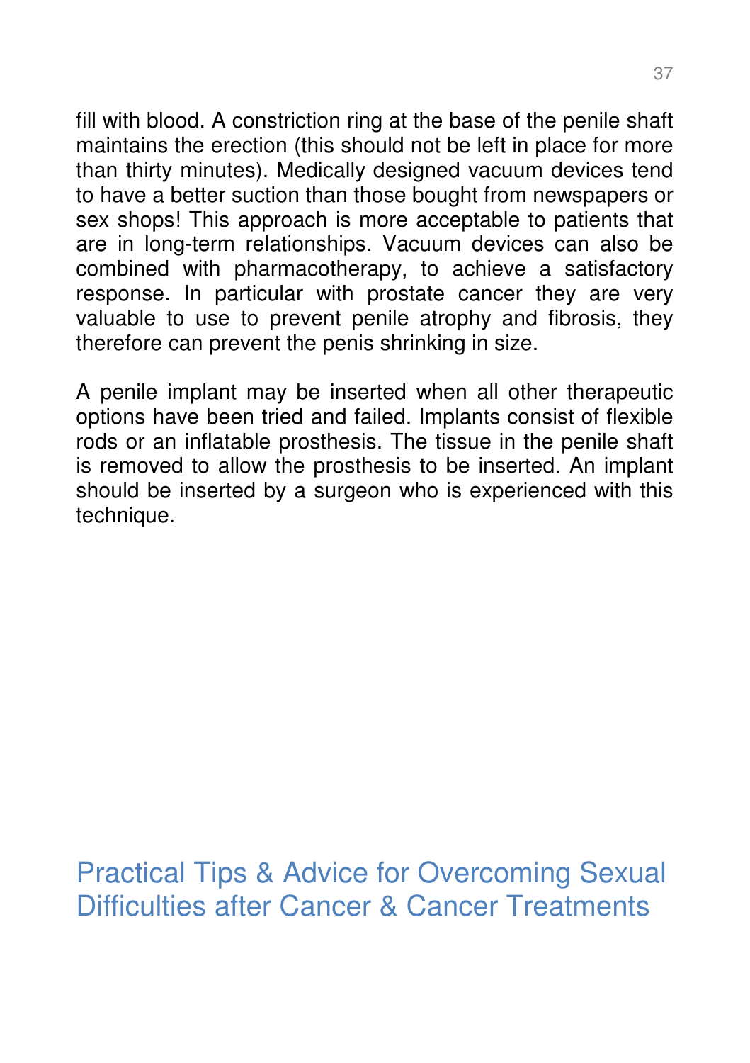fill with blood. A constriction ring at the base of the penile shaft maintains the erection (this should not be left in place for more than thirty minutes). Medically designed vacuum devices tend to have a better suction than those bought from newspapers or sex shops! This approach is more acceptable to patients that are in long-term relationships. Vacuum devices can also be combined with pharmacotherapy, to achieve a satisfactory response. In particular with prostate cancer they are very valuable to use to prevent penile atrophy and fibrosis, they therefore can prevent the penis shrinking in size.

A penile implant may be inserted when all other therapeutic options have been tried and failed. Implants consist of flexible rods or an inflatable prosthesis. The tissue in the penile shaft is removed to allow the prosthesis to be inserted. An implant should be inserted by a surgeon who is experienced with this technique.

## Practical Tips & Advice for Overcoming Sexual Difficulties after Cancer & Cancer Treatments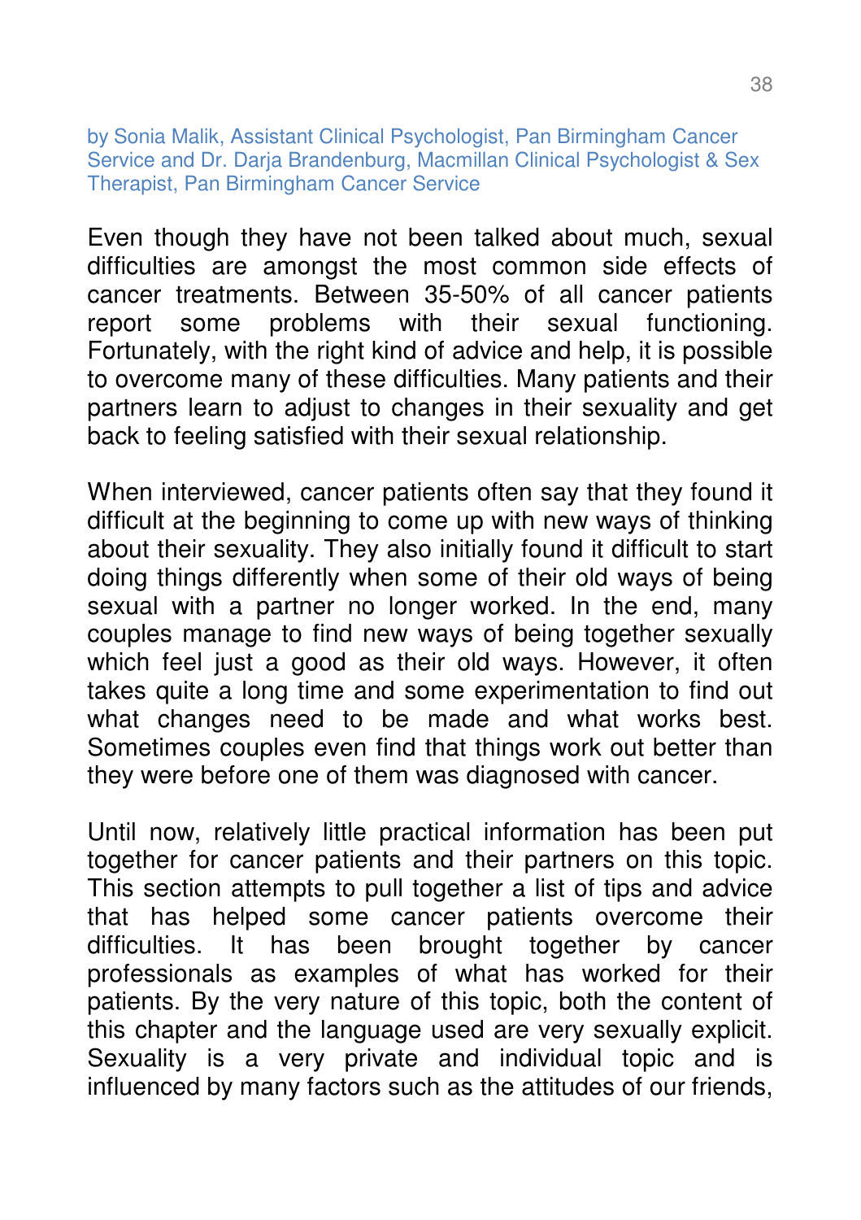by Sonia Malik, Assistant Clinical Psychologist, Pan Birmingham Cancer Service and Dr. Darja Brandenburg, Macmillan Clinical Psychologist & Sex Therapist, Pan Birmingham Cancer Service

Even though they have not been talked about much, sexual difficulties are amongst the most common side effects of cancer treatments. Between 35-50% of all cancer patients report some problems with their sexual functioning. Fortunately, with the right kind of advice and help, it is possible to overcome many of these difficulties. Many patients and their partners learn to adjust to changes in their sexuality and get back to feeling satisfied with their sexual relationship.

When interviewed, cancer patients often say that they found it difficult at the beginning to come up with new ways of thinking about their sexuality. They also initially found it difficult to start doing things differently when some of their old ways of being sexual with a partner no longer worked. In the end, many couples manage to find new ways of being together sexually which feel just a good as their old ways. However, it often takes quite a long time and some experimentation to find out what changes need to be made and what works best. Sometimes couples even find that things work out better than they were before one of them was diagnosed with cancer.

Until now, relatively little practical information has been put together for cancer patients and their partners on this topic. This section attempts to pull together a list of tips and advice that has helped some cancer patients overcome their difficulties. It has been brought together by cancer professionals as examples of what has worked for their patients. By the very nature of this topic, both the content of this chapter and the language used are very sexually explicit. Sexuality is a very private and individual topic and is influenced by many factors such as the attitudes of our friends,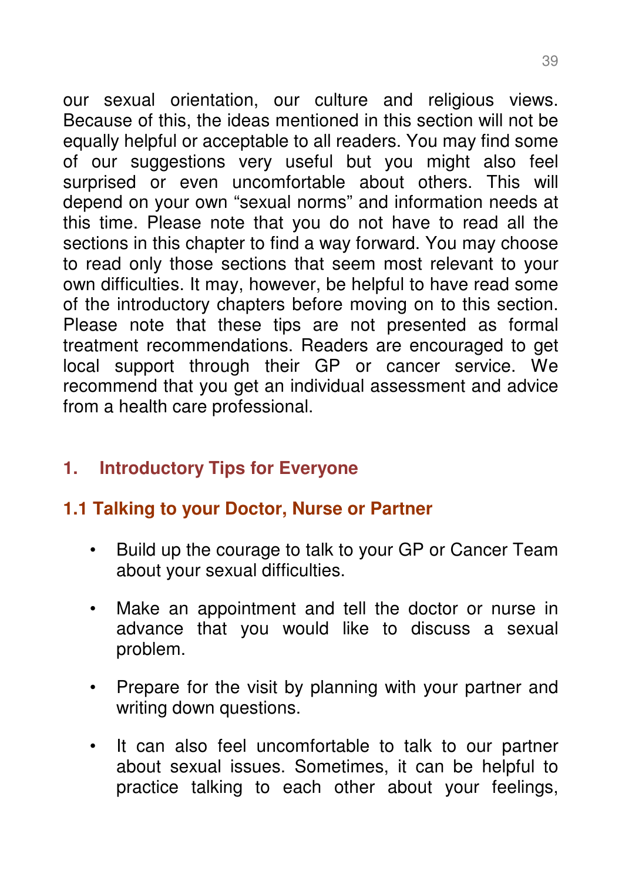our sexual orientation, our culture and religious views. Because of this, the ideas mentioned in this section will not be equally helpful or acceptable to all readers. You may find some of our suggestions very useful but you might also feel surprised or even uncomfortable about others. This will depend on your own "sexual norms" and information needs at this time. Please note that you do not have to read all the sections in this chapter to find a way forward. You may choose to read only those sections that seem most relevant to your own difficulties. It may, however, be helpful to have read some of the introductory chapters before moving on to this section. Please note that these tips are not presented as formal treatment recommendations. Readers are encouraged to get local support through their GP or cancer service. We recommend that you get an individual assessment and advice from a health care professional.

## 1. Introductory Tips for Everyone

### 1.1 Talking to your Doctor, Nurse or Partner

- Build up the courage to talk to your GP or Cancer Team about your sexual difficulties.

- Make an appointment and tell the doctor or nurse in advance that you would like to discuss a sexual problem.

- Prepare for the visit by planning with your partner and writing down questions.

- It can also feel uncomfortable to talk to our partner about sexual issues. Sometimes, it can be helpful to practice talking to each other about your feelings,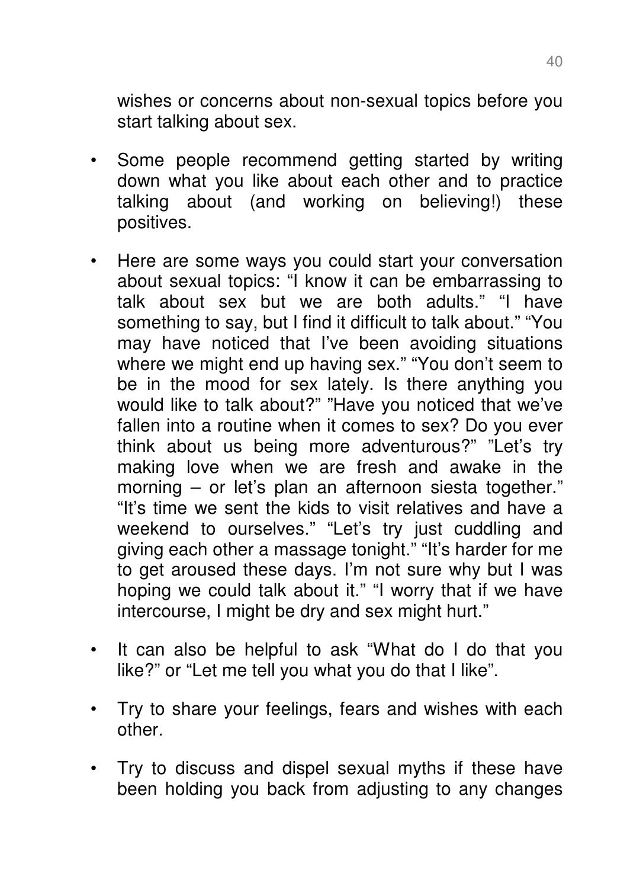wishes or concerns about non-sexual topics before you start talking about sex.

- Some people recommend getting started by writing down what you like about each other and to practice talking about (and working on believing!) these positives.

- Here are some ways you could start your conversation about sexual topics: “I know it can be embarrassing to talk about sex but we are both adults.” “I have something to say, but I find it difficult to talk about.” “You may have noticed that I’ve been avoiding situations where we might end up having sex.” “You don’t seem to be in the mood for sex lately. Is there anything you would like to talk about?” ”Have you noticed that we’ve fallen into a routine when it comes to sex? Do you ever think about us being more adventurous?” ”Let’s try making love when we are fresh and awake in the morning – or let’s plan an afternoon siesta together.” “It’s time we sent the kids to visit relatives and have a weekend to ourselves.” “Let’s try just cuddling and giving each other a massage tonight.” “It’s harder for me to get aroused these days. I’m not sure why but I was hoping we could talk about it.” “I worry that if we have intercourse, I might be dry and sex might hurt.”

- It can also be helpful to ask “What do I do that you like?” or “Let me tell you what you do that I like”.

- Try to share your feelings, fears and wishes with each other.

- Try to discuss and dispel sexual myths if these have been holding you back from adjusting to any changes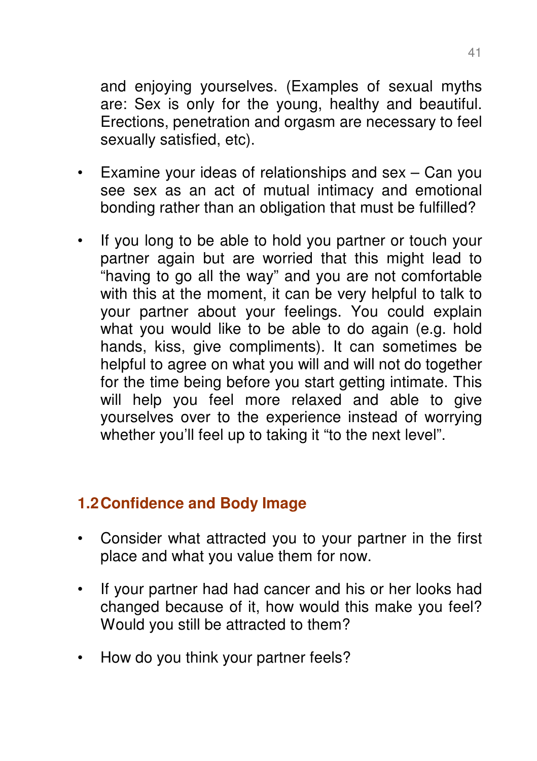and enjoying yourselves. (Examples of sexual myths are: Sex is only for the young, healthy and beautiful. Erections, penetration and orgasm are necessary to feel sexually satisfied, etc).

- Examine your ideas of relationships and sex – Can you see sex as an act of mutual intimacy and emotional bonding rather than an obligation that must be fulfilled?

- If you long to be able to hold you partner or touch your partner again but are worried that this might lead to "having to go all the way" and you are not comfortable with this at the moment, it can be very helpful to talk to your partner about your feelings. You could explain what you would like to be able to do again (e.g. hold hands, kiss, give compliments). It can sometimes be helpful to agree on what you will and will not do together for the time being before you start getting intimate. This will help you feel more relaxed and able to give yourselves over to the experience instead of worrying whether you'll feel up to taking it "to the next level".

## 1.2 Confidence and Body Image

- Consider what attracted you to your partner in the first place and what you value them for now.

- If your partner had had cancer and his or her looks had changed because of it, how would this make you feel? Would you still be attracted to them?

- How do you think your partner feels?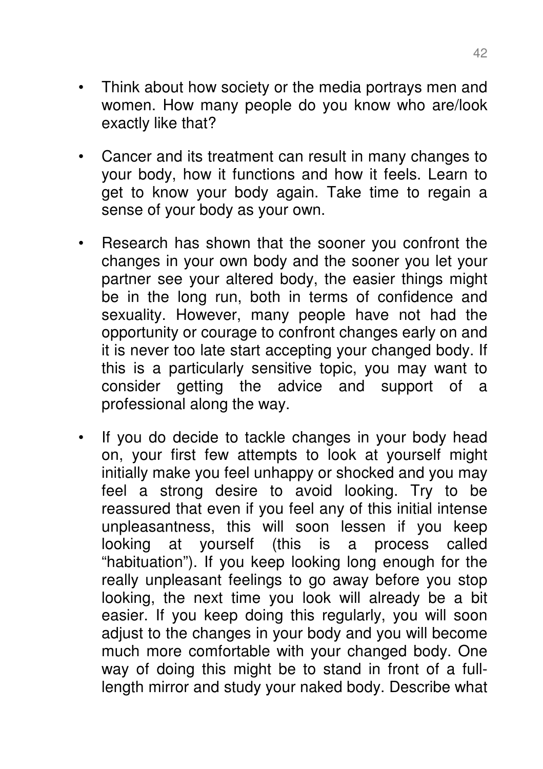- Think about how society or the media portrays men and women. How many people do you know who are/look exactly like that?

- Cancer and its treatment can result in many changes to your body, how it functions and how it feels. Learn to get to know your body again. Take time to regain a sense of your body as your own.

- Research has shown that the sooner you confront the changes in your own body and the sooner you let your partner see your altered body, the easier things might be in the long run, both in terms of confidence and sexuality. However, many people have not had the opportunity or courage to confront changes early on and it is never too late start accepting your changed body. If this is a particularly sensitive topic, you may want to consider getting the advice and support of a professional along the way.

- If you do decide to tackle changes in your body head on, your first few attempts to look at yourself might initially make you feel unhappy or shocked and you may feel a strong desire to avoid looking. Try to be reassured that even if you feel any of this initial intense unpleasantness, this will soon lessen if you keep looking at yourself (this is a process called "habituation"). If you keep looking long enough for the really unpleasant feelings to go away before you stop looking, the next time you look will already be a bit easier. If you keep doing this regularly, you will soon adjust to the changes in your body and you will become much more comfortable with your changed body. One way of doing this might be to stand in front of a full-length mirror and study your naked body. Describe what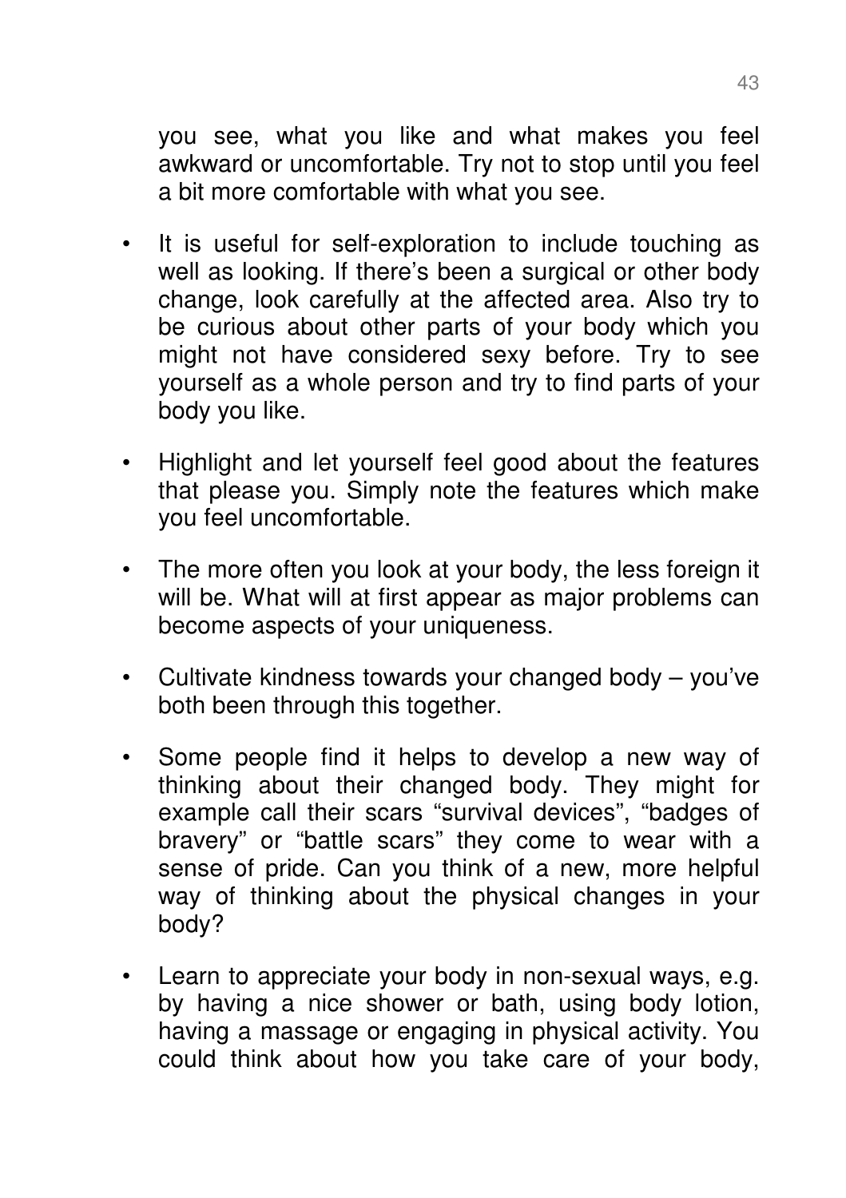you see, what you like and what makes you feel awkward or uncomfortable. Try not to stop until you feel a bit more comfortable with what you see.

- It is useful for self-exploration to include touching as well as looking. If there's been a surgical or other body change, look carefully at the affected area. Also try to be curious about other parts of your body which you might not have considered sexy before. Try to see yourself as a whole person and try to find parts of your body you like.
- Highlight and let yourself feel good about the features that please you. Simply note the features which make you feel uncomfortable.
- The more often you look at your body, the less foreign it will be. What will at first appear as major problems can become aspects of your uniqueness.
- Cultivate kindness towards your changed body – you've both been through this together.
- Some people find it helps to develop a new way of thinking about their changed body. They might for example call their scars "survival devices", "badges of bravery" or "battle scars" they come to wear with a sense of pride. Can you think of a new, more helpful way of thinking about the physical changes in your body?
- Learn to appreciate your body in non-sexual ways, e.g. by having a nice shower or bath, using body lotion, having a massage or engaging in physical activity. You could think about how you take care of your body,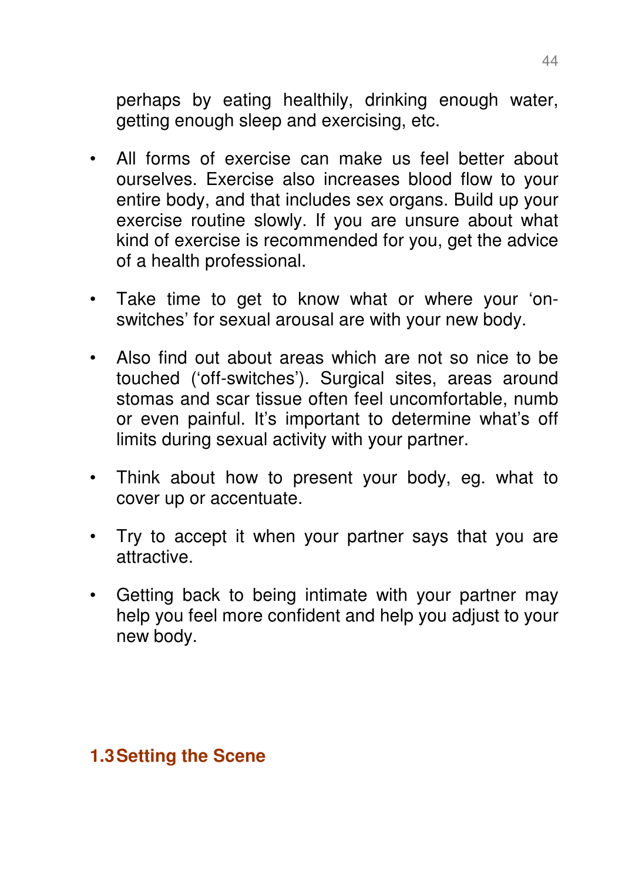perhaps by eating healthily, drinking enough water, getting enough sleep and exercising, etc.

- All forms of exercise can make us feel better about ourselves. Exercise also increases blood flow to your entire body, and that includes sex organs. Build up your exercise routine slowly. If you are unsure about what kind of exercise is recommended for you, get the advice of a health professional.

- Take time to get to know what or where your ‘on-switches’ for sexual arousal are with your new body.

- Also find out about areas which are not so nice to be touched (‘off-switches’). Surgical sites, areas around stomas and scar tissue often feel uncomfortable, numb or even painful. It’s important to determine what’s off limits during sexual activity with your partner.

- Think about how to present your body, eg. what to cover up or accentuate.

- Try to accept it when your partner says that you are attractive.

- Getting back to being intimate with your partner may help you feel more confident and help you adjust to your new body.

## 1.3 Setting the Scene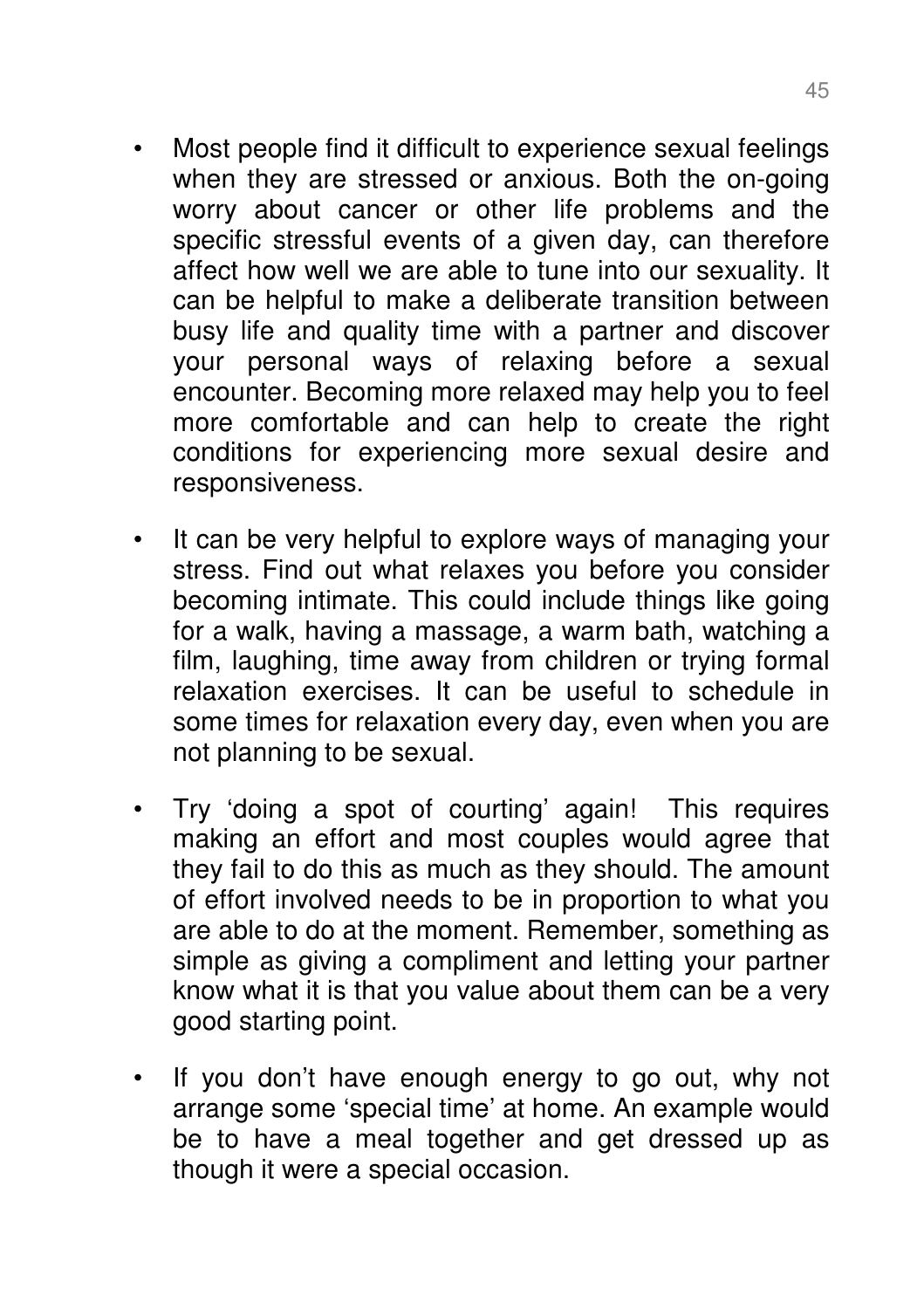- Most people find it difficult to experience sexual feelings when they are stressed or anxious. Both the on-going worry about cancer or other life problems and the specific stressful events of a given day, can therefore affect how well we are able to tune into our sexuality. It can be helpful to make a deliberate transition between busy life and quality time with a partner and discover your personal ways of relaxing before a sexual encounter. Becoming more relaxed may help you to feel more comfortable and can help to create the right conditions for experiencing more sexual desire and responsiveness.

- It can be very helpful to explore ways of managing your stress. Find out what relaxes you before you consider becoming intimate. This could include things like going for a walk, having a massage, a warm bath, watching a film, laughing, time away from children or trying formal relaxation exercises. It can be useful to schedule in some times for relaxation every day, even when you are not planning to be sexual.

- Try 'doing a spot of courting' again! This requires making an effort and most couples would agree that they fail to do this as much as they should. The amount of effort involved needs to be in proportion to what you are able to do at the moment. Remember, something as simple as giving a compliment and letting your partner know what it is that you value about them can be a very good starting point.

- If you don't have enough energy to go out, why not arrange some 'special time' at home. An example would be to have a meal together and get dressed up as though it were a special occasion.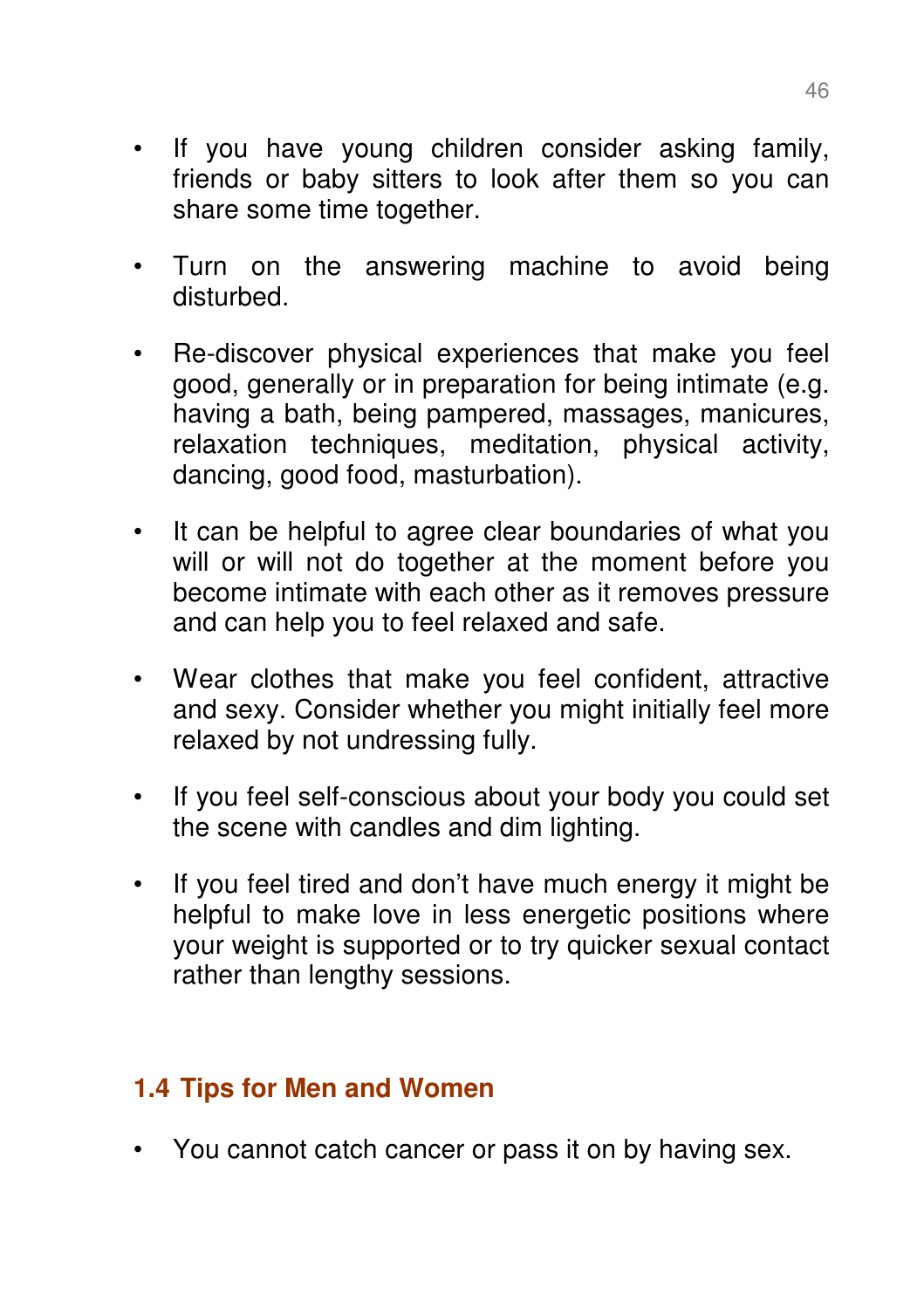- If you have young children consider asking family, friends or baby sitters to look after them so you can share some time together.

- Turn on the answering machine to avoid being disturbed.

- Re-discover physical experiences that make you feel good, generally or in preparation for being intimate (e.g. having a bath, being pampered, massages, manicures, relaxation techniques, meditation, physical activity, dancing, good food, masturbation).

- It can be helpful to agree clear boundaries of what you will or will not do together at the moment before you become intimate with each other as it removes pressure and can help you to feel relaxed and safe.

- Wear clothes that make you feel confident, attractive and sexy. Consider whether you might initially feel more relaxed by not undressing fully.

- If you feel self-conscious about your body you could set the scene with candles and dim lighting.

- If you feel tired and don't have much energy it might be helpful to make love in less energetic positions where your weight is supported or to try quicker sexual contact rather than lengthy sessions.

## 1.4 Tips for Men and Women

- You cannot catch cancer or pass it on by having sex.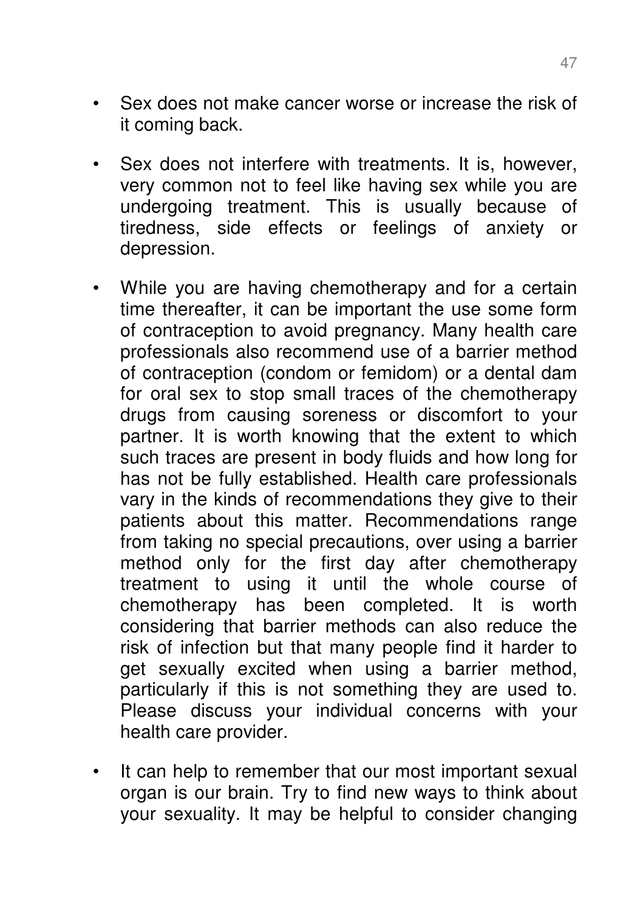- Sex does not make cancer worse or increase the risk of it coming back.

- Sex does not interfere with treatments. It is, however, very common not to feel like having sex while you are undergoing treatment. This is usually because of tiredness, side effects or feelings of anxiety or depression.

- While you are having chemotherapy and for a certain time thereafter, it can be important the use some form of contraception to avoid pregnancy. Many health care professionals also recommend use of a barrier method of contraception (condom or femidom) or a dental dam for oral sex to stop small traces of the chemotherapy drugs from causing soreness or discomfort to your partner. It is worth knowing that the extent to which such traces are present in body fluids and how long for has not be fully established. Health care professionals vary in the kinds of recommendations they give to their patients about this matter. Recommendations range from taking no special precautions, over using a barrier method only for the first day after chemotherapy treatment to using it until the whole course of chemotherapy has been completed. It is worth considering that barrier methods can also reduce the risk of infection but that many people find it harder to get sexually excited when using a barrier method, particularly if this is not something they are used to. Please discuss your individual concerns with your health care provider.

- It can help to remember that our most important sexual organ is our brain. Try to find new ways to think about your sexuality. It may be helpful to consider changing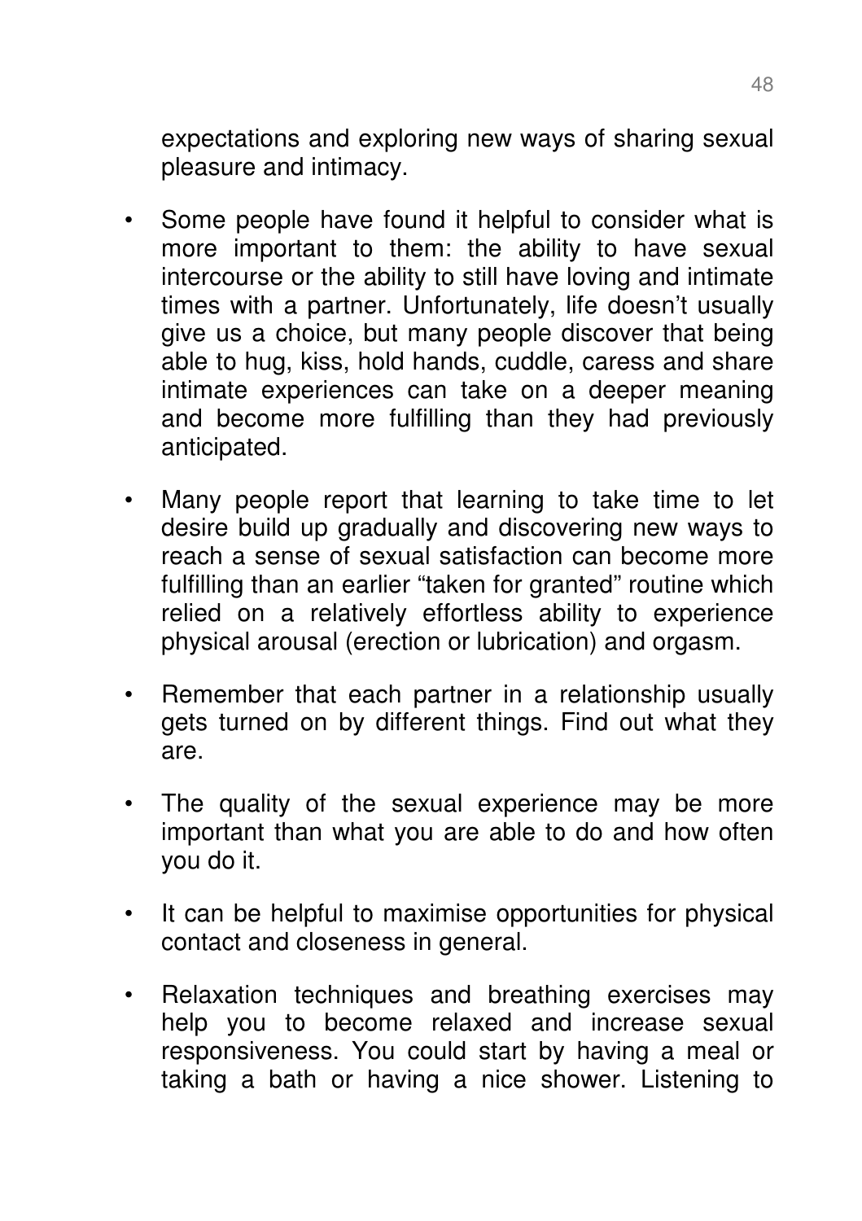expectations and exploring new ways of sharing sexual pleasure and intimacy.

- Some people have found it helpful to consider what is more important to them: the ability to have sexual intercourse or the ability to still have loving and intimate times with a partner. Unfortunately, life doesn't usually give us a choice, but many people discover that being able to hug, kiss, hold hands, cuddle, caress and share intimate experiences can take on a deeper meaning and become more fulfilling than they had previously anticipated.

- Many people report that learning to take time to let desire build up gradually and discovering new ways to reach a sense of sexual satisfaction can become more fulfilling than an earlier "taken for granted" routine which relied on a relatively effortless ability to experience physical arousal (erection or lubrication) and orgasm.

- Remember that each partner in a relationship usually gets turned on by different things. Find out what they are.

- The quality of the sexual experience may be more important than what you are able to do and how often you do it.

- It can be helpful to maximise opportunities for physical contact and closeness in general.

- Relaxation techniques and breathing exercises may help you to become relaxed and increase sexual responsiveness. You could start by having a meal or taking a bath or having a nice shower. Listening to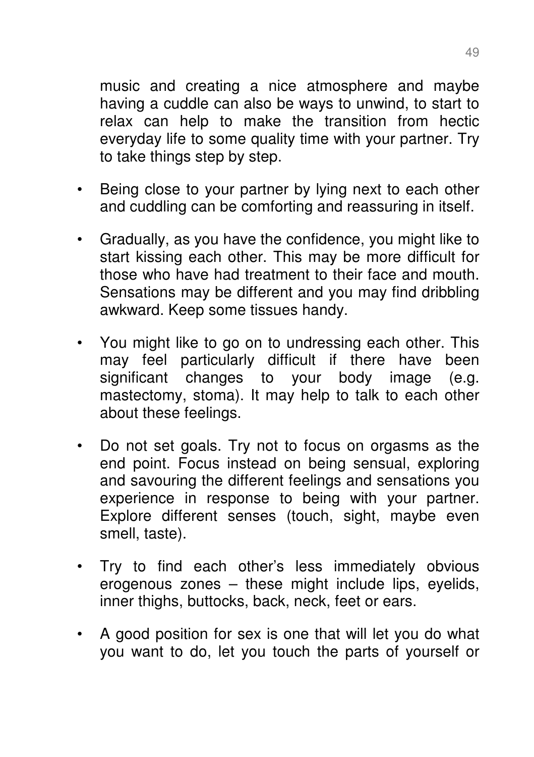music and creating a nice atmosphere and maybe having a cuddle can also be ways to unwind, to start to relax can help to make the transition from hectic everyday life to some quality time with your partner. Try to take things step by step.

- Being close to your partner by lying next to each other and cuddling can be comforting and reassuring in itself.
- Gradually, as you have the confidence, you might like to start kissing each other. This may be more difficult for those who have had treatment to their face and mouth. Sensations may be different and you may find dribbling awkward. Keep some tissues handy.
- You might like to go on to undressing each other. This may feel particularly difficult if there have been significant changes to your body image (e.g. mastectomy, stoma). It may help to talk to each other about these feelings.
- Do not set goals. Try not to focus on orgasms as the end point. Focus instead on being sensual, exploring and savouring the different feelings and sensations you experience in response to being with your partner. Explore different senses (touch, sight, maybe even smell, taste).
- Try to find each other's less immediately obvious erogenous zones – these might include lips, eyelids, inner thighs, buttocks, back, neck, feet or ears.
- A good position for sex is one that will let you do what you want to do, let you touch the parts of yourself or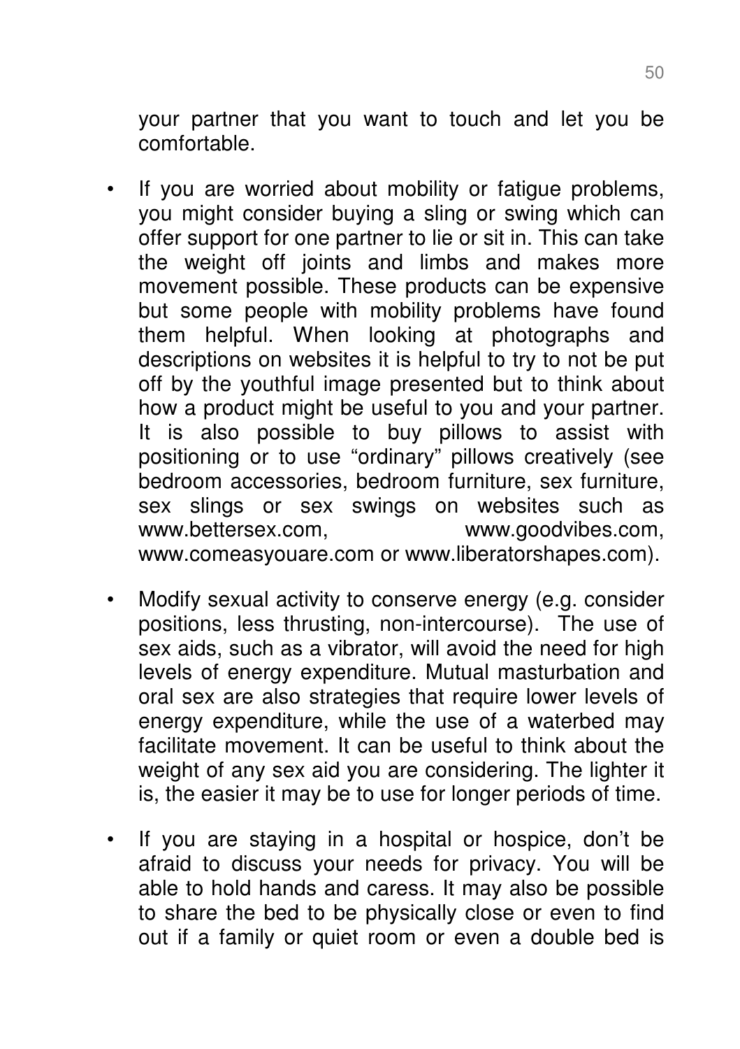your partner that you want to touch and let you be comfortable.

- If you are worried about mobility or fatigue problems, you might consider buying a sling or swing which can offer support for one partner to lie or sit in. This can take the weight off joints and limbs and makes more movement possible. These products can be expensive but some people with mobility problems have found them helpful. When looking at photographs and descriptions on websites it is helpful to try to not be put off by the youthful image presented but to think about how a product might be useful to you and your partner. It is also possible to buy pillows to assist with positioning or to use "ordinary" pillows creatively (see bedroom accessories, bedroom furniture, sex furniture, sex slings or sex swings on websites such as www.bettersex.com, www.goodvibes.com, www.comeasyouare.com or www.liberatorshapes.com).

- Modify sexual activity to conserve energy (e.g. consider positions, less thrusting, non-intercourse). The use of sex aids, such as a vibrator, will avoid the need for high levels of energy expenditure. Mutual masturbation and oral sex are also strategies that require lower levels of energy expenditure, while the use of a waterbed may facilitate movement. It can be useful to think about the weight of any sex aid you are considering. The lighter it is, the easier it may be to use for longer periods of time.

- If you are staying in a hospital or hospice, don't be afraid to discuss your needs for privacy. You will be able to hold hands and caress. It may also be possible to share the bed to be physically close or even to find out if a family or quiet room or even a double bed is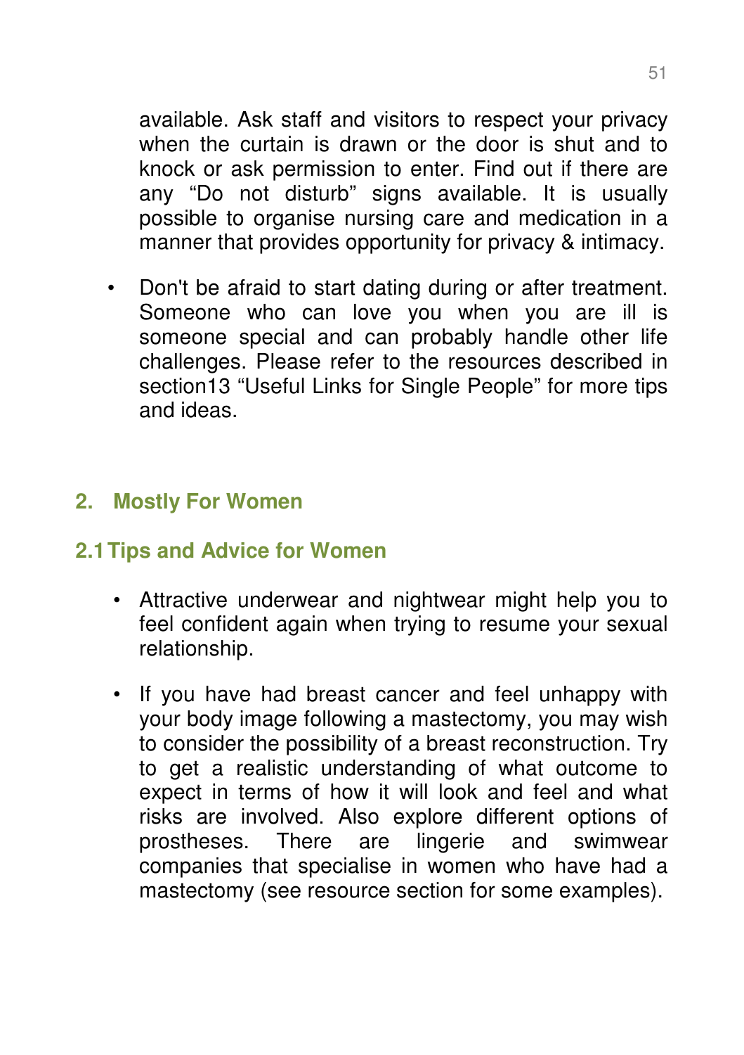available. Ask staff and visitors to respect your privacy when the curtain is drawn or the door is shut and to knock or ask permission to enter. Find out if there are any “Do not disturb” signs available. It is usually possible to organise nursing care and medication in a manner that provides opportunity for privacy & intimacy.

- Don't be afraid to start dating during or after treatment. Someone who can love you when you are ill is someone special and can probably handle other life challenges. Please refer to the resources described in section13 “Useful Links for Single People” for more tips and ideas.

## 2. Mostly For Women

### 2.1 Tips and Advice for Women

- Attractive underwear and nightwear might help you to feel confident again when trying to resume your sexual relationship.

- If you have had breast cancer and feel unhappy with your body image following a mastectomy, you may wish to consider the possibility of a breast reconstruction. Try to get a realistic understanding of what outcome to expect in terms of how it will look and feel and what risks are involved. Also explore different options of prostheses. There are lingerie and swimwear companies that specialise in women who have had a mastectomy (see resource section for some examples).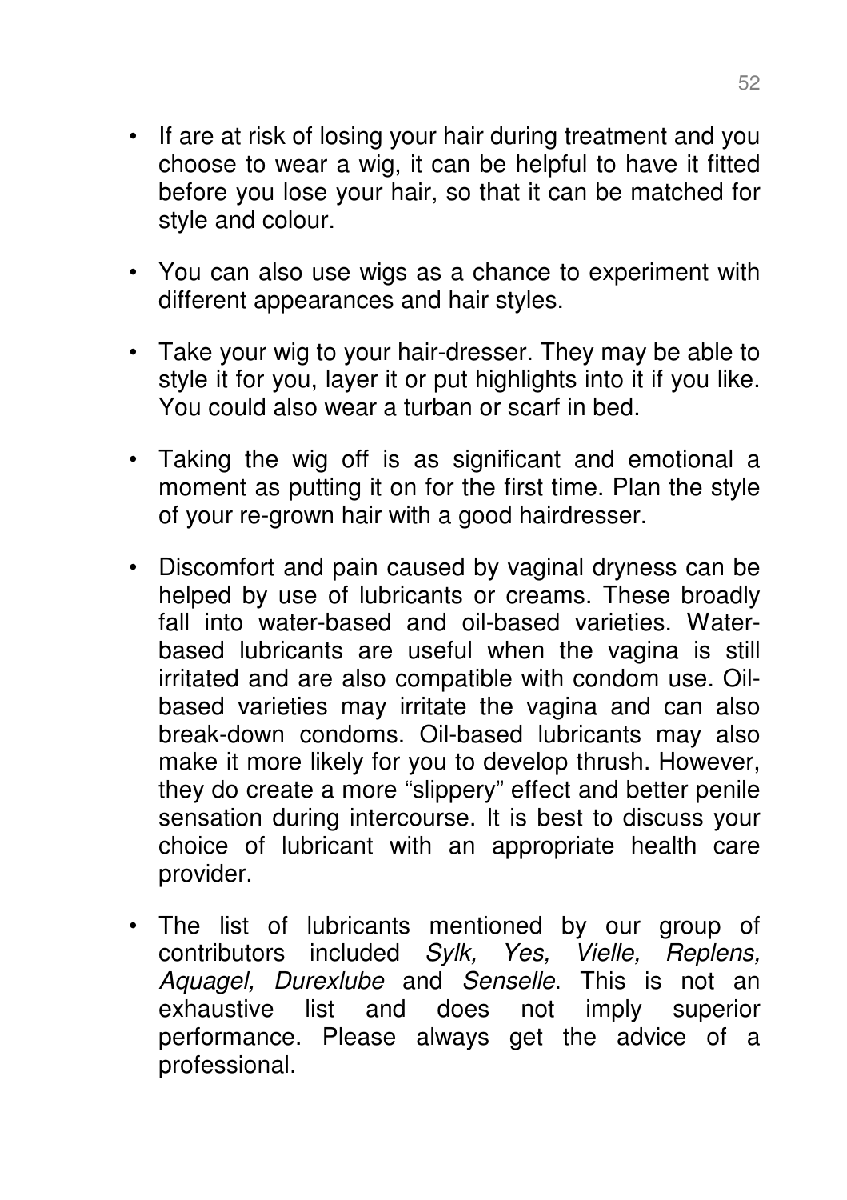- If are at risk of losing your hair during treatment and you choose to wear a wig, it can be helpful to have it fitted before you lose your hair, so that it can be matched for style and colour.

- You can also use wigs as a chance to experiment with different appearances and hair styles.

- Take your wig to your hair-dresser. They may be able to style it for you, layer it or put highlights into it if you like. You could also wear a turban or scarf in bed.

- Taking the wig off is as significant and emotional a moment as putting it on for the first time. Plan the style of your re-grown hair with a good hairdresser.

- Discomfort and pain caused by vaginal dryness can be helped by use of lubricants or creams. These broadly fall into water-based and oil-based varieties. Water-based lubricants are useful when the vagina is still irritated and are also compatible with condom use. Oil-based varieties may irritate the vagina and can also break-down condoms. Oil-based lubricants may also make it more likely for you to develop thrush. However, they do create a more "slippery" effect and better penile sensation during intercourse. It is best to discuss your choice of lubricant with an appropriate health care provider.

- The list of lubricants mentioned by our group of contributors included *Sylk, Yes, Vielle, Replens, Aquagel, Durexlube* and *Senselle*. This is not an exhaustive list and does not imply superior performance. Please always get the advice of a professional.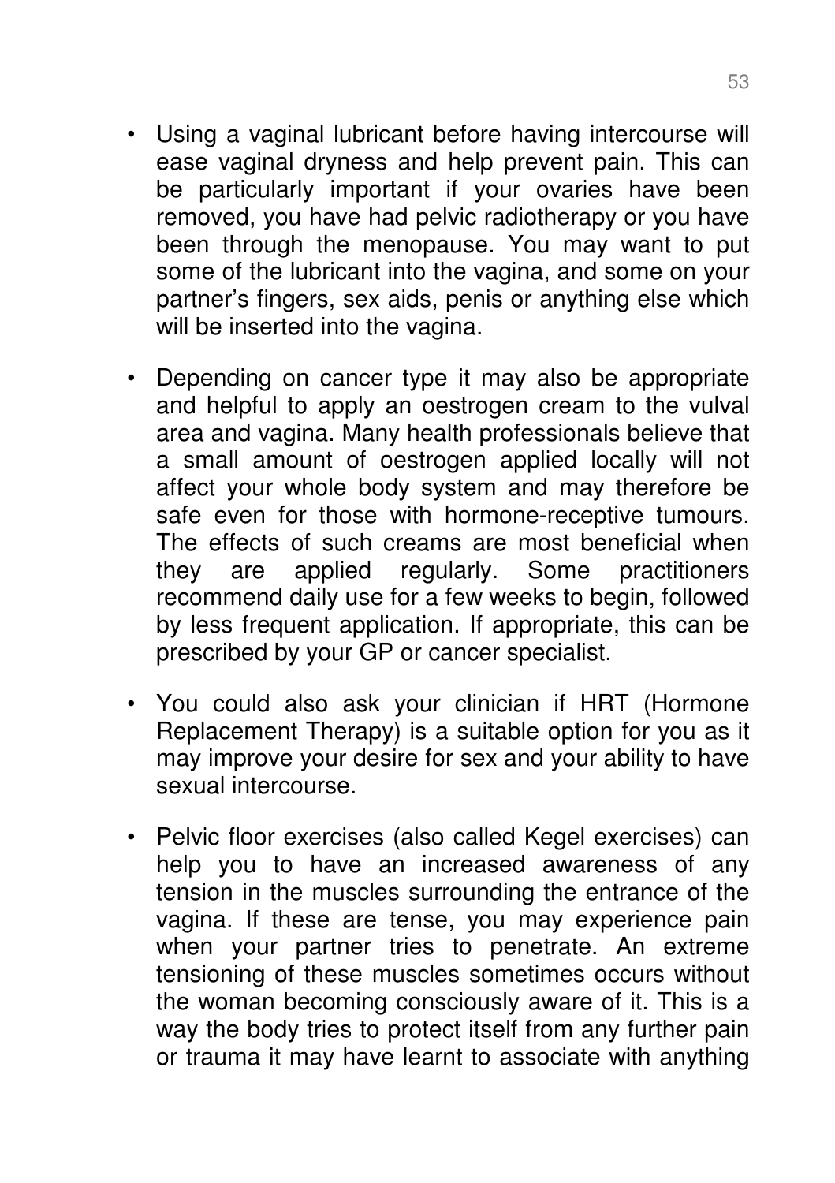- Using a vaginal lubricant before having intercourse will ease vaginal dryness and help prevent pain. This can be particularly important if your ovaries have been removed, you have had pelvic radiotherapy or you have been through the menopause. You may want to put some of the lubricant into the vagina, and some on your partner's fingers, sex aids, penis or anything else which will be inserted into the vagina.

- Depending on cancer type it may also be appropriate and helpful to apply an oestrogen cream to the vulval area and vagina. Many health professionals believe that a small amount of oestrogen applied locally will not affect your whole body system and may therefore be safe even for those with hormone-receptive tumours. The effects of such creams are most beneficial when they are applied regularly. Some practitioners recommend daily use for a few weeks to begin, followed by less frequent application. If appropriate, this can be prescribed by your GP or cancer specialist.

- You could also ask your clinician if HRT (Hormone Replacement Therapy) is a suitable option for you as it may improve your desire for sex and your ability to have sexual intercourse.

- Pelvic floor exercises (also called Kegel exercises) can help you to have an increased awareness of any tension in the muscles surrounding the entrance of the vagina. If these are tense, you may experience pain when your partner tries to penetrate. An extreme tensioning of these muscles sometimes occurs without the woman becoming consciously aware of it. This is a way the body tries to protect itself from any further pain or trauma it may have learnt to associate with anything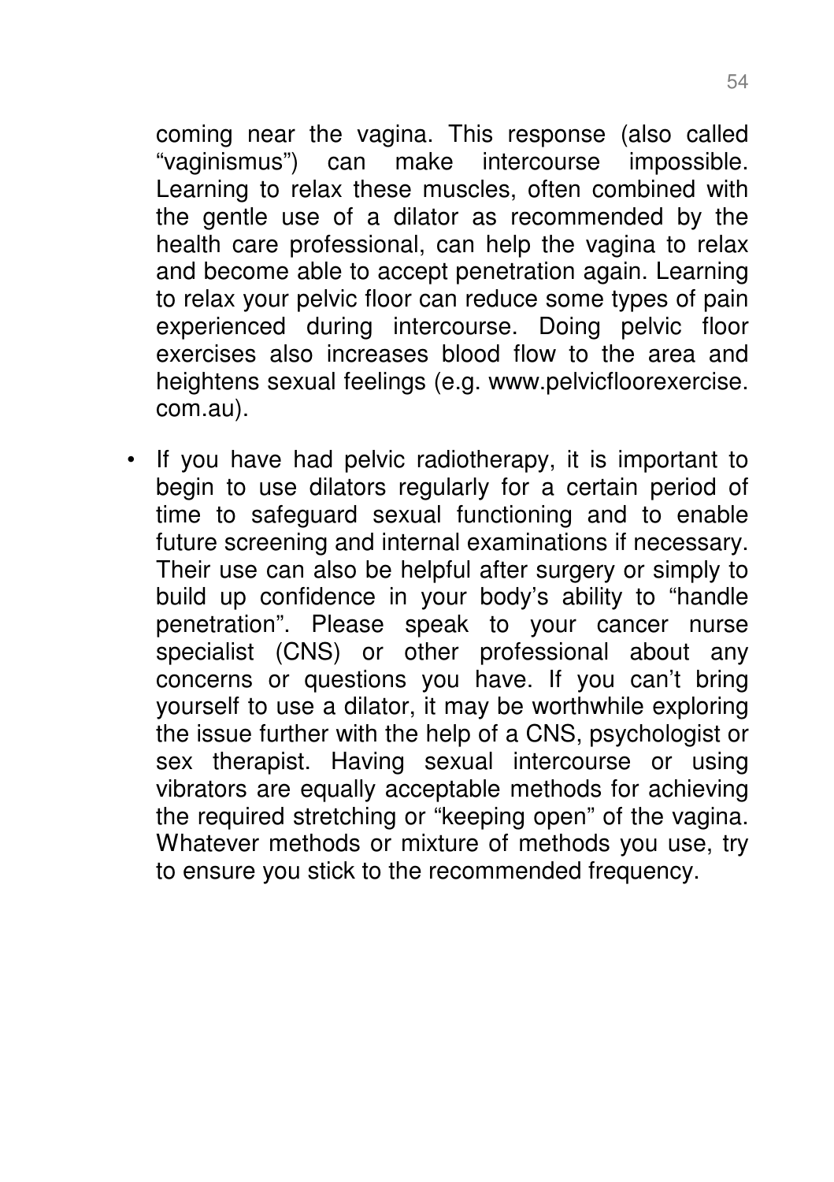coming near the vagina. This response (also called "vaginismus") can make intercourse impossible. Learning to relax these muscles, often combined with the gentle use of a dilator as recommended by the health care professional, can help the vagina to relax and become able to accept penetration again. Learning to relax your pelvic floor can reduce some types of pain experienced during intercourse. Doing pelvic floor exercises also increases blood flow to the area and heightens sexual feelings (e.g. www.pelvicfloorexercise.com.au).

- If you have had pelvic radiotherapy, it is important to begin to use dilators regularly for a certain period of time to safeguard sexual functioning and to enable future screening and internal examinations if necessary. Their use can also be helpful after surgery or simply to build up confidence in your body's ability to "handle penetration". Please speak to your cancer nurse specialist (CNS) or other professional about any concerns or questions you have. If you can't bring yourself to use a dilator, it may be worthwhile exploring the issue further with the help of a CNS, psychologist or sex therapist. Having sexual intercourse or using vibrators are equally acceptable methods for achieving the required stretching or "keeping open" of the vagina. Whatever methods or mixture of methods you use, try to ensure you stick to the recommended frequency.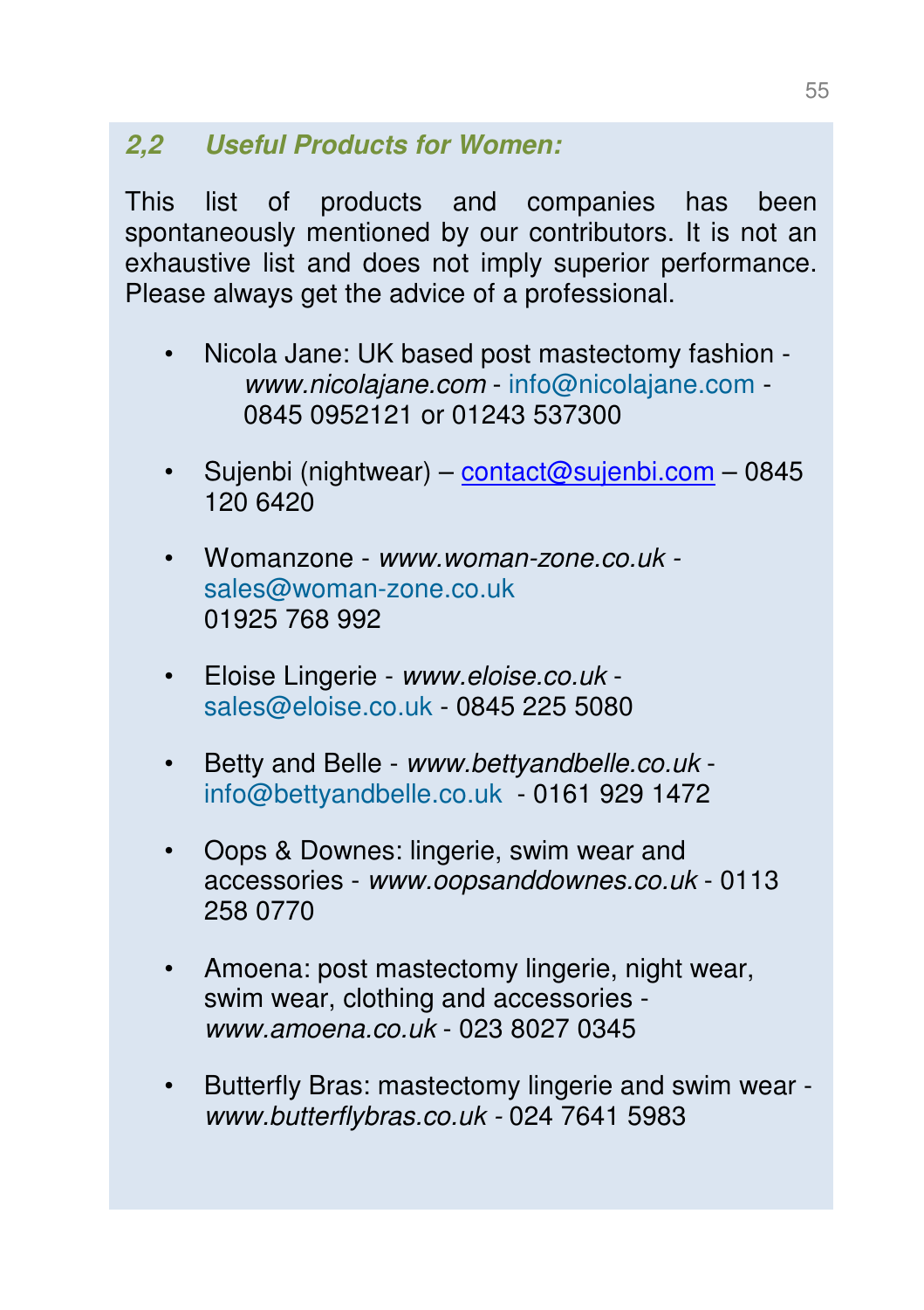### *2,2 Useful Products for Women:*

This list of products and companies has been spontaneously mentioned by our contributors. It is not an exhaustive list and does not imply superior performance. Please always get the advice of a professional.

- Nicola Jane: UK based post mastectomy fashion - *www.nicolajane.com* - info@nicolajane.com - 0845 0952121 or 01243 537300
- Sujenbi (nightwear) – contact@sujenbi.com – 0845 120 6420
- Womanzone - *www.woman-zone.co.uk* - sales@woman-zone.co.uk 01925 768 992
- Eloise Lingerie - *www.eloise.co.uk* - sales@eloise.co.uk - 0845 225 5080
- Betty and Belle - *www.bettyandbelle.co.uk* - info@bettyandbelle.co.uk - 0161 929 1472
- Oops & Downes: lingerie, swim wear and accessories - *www.oopsanddownes.co.uk* - 0113 258 0770
- Amoena: post mastectomy lingerie, night wear, swim wear, clothing and accessories - *www.amoena.co.uk* - 023 8027 0345
- Butterfly Bras: mastectomy lingerie and swim wear - *www.butterflybras.co.uk* - 024 7641 5983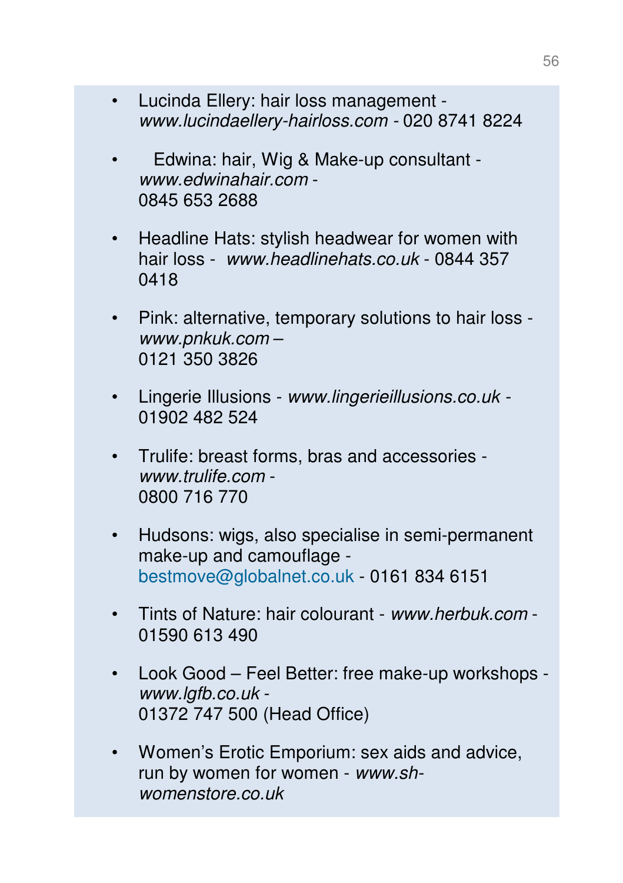- Lucinda Ellery: hair loss management - *www.lucindaellery-hairloss.com* - 020 8741 8224

- Edwina: hair, Wig & Make-up consultant - *www.edwinahair.com* - 0845 653 2688

- Headline Hats: stylish headwear for women with hair loss - *www.headlinehats.co.uk* - 0844 357 0418

- Pink: alternative, temporary solutions to hair loss - *www.pnkuk.com* – 0121 350 3826

- Lingerie Illusions - *www.lingerieillusions.co.uk* - 01902 482 524

- Trulife: breast forms, bras and accessories - *www.trulife.com* - 0800 716 770

- Hudsons: wigs, also specialise in semi-permanent make-up and camouflage - bestmove@globalnet.co.uk - 0161 834 6151

- Tints of Nature: hair colourant - *www.herbuk.com* - 01590 613 490

- Look Good – Feel Better: free make-up workshops - *www.lgfb.co.uk* - 01372 747 500 (Head Office)

- Women's Erotic Emporium: sex aids and advice, run by women for women - *www.sh-womenstore.co.uk*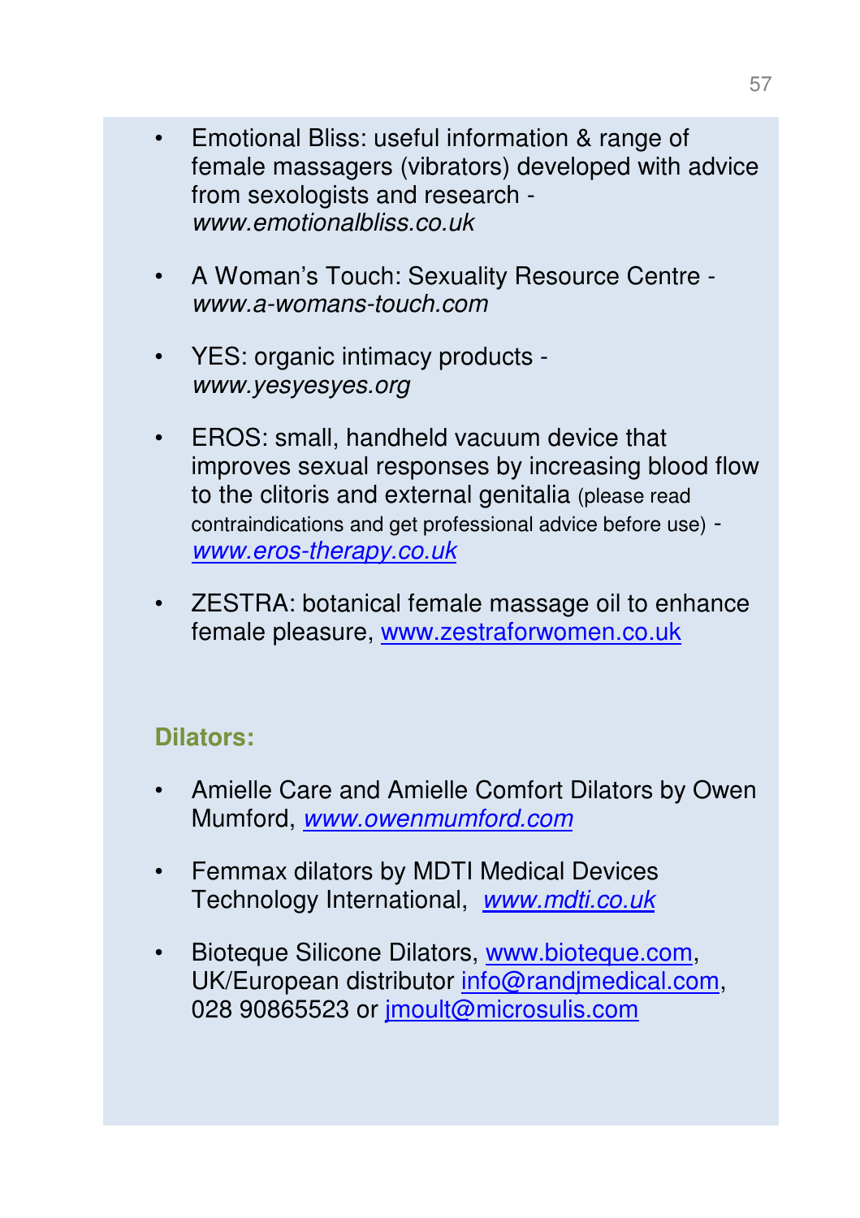- Emotional Bliss: useful information & range of female massagers (vibrators) developed with advice from sexologists and research - *www.emotionalbliss.co.uk*

- A Woman's Touch: Sexuality Resource Centre - *www.a-womans-touch.com*

- YES: organic intimacy products - *www.yesyesyes.org*

- EROS: small, handheld vacuum device that improves sexual responses by increasing blood flow to the clitoris and external genitalia (please read contraindications and get professional advice before use) - *www.eros-therapy.co.uk*

- ZESTRA: botanical female massage oil to enhance female pleasure, www.zestraforwomen.co.uk

**Dilators:**

- Amielle Care and Amielle Comfort Dilators by Owen Mumford, *www.owenmumford.com*

- Femmax dilators by MDTI Medical Devices Technology International, *www.mdti.co.uk*

- Bioteque Silicone Dilators, www.bioteque.com, UK/European distributor info@randjmedical.com, 028 90865523 or jmoult@microsulis.com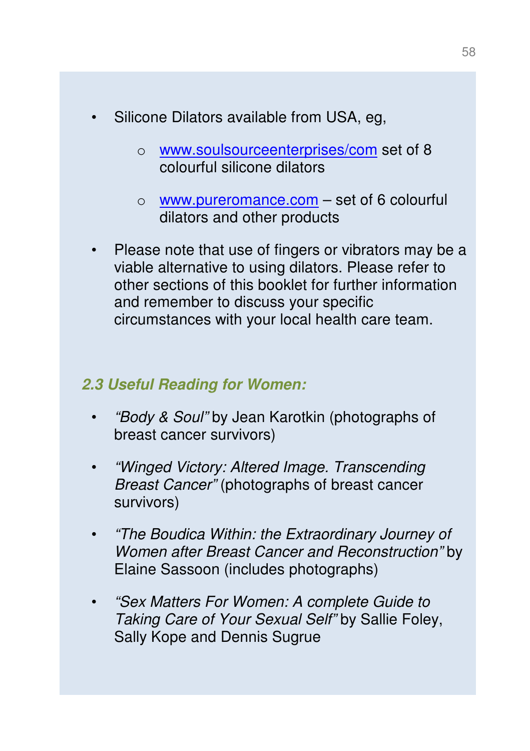- Silicone Dilators available from USA, eg,
  - www.soulsourceenterprises/com set of 8 colourful silicone dilators
  - www.pureromance.com – set of 6 colourful dilators and other products
- Please note that use of fingers or vibrators may be a viable alternative to using dilators. Please refer to other sections of this booklet for further information and remember to discuss your specific circumstances with your local health care team.

### *2.3 Useful Reading for Women:*

- *"Body & Soul"* by Jean Karotkin (photographs of breast cancer survivors)
- *"Winged Victory: Altered Image. Transcending Breast Cancer"* (photographs of breast cancer survivors)
- *"The Boudica Within: the Extraordinary Journey of Women after Breast Cancer and Reconstruction"* by Elaine Sassoon (includes photographs)
- *"Sex Matters For Women: A complete Guide to Taking Care of Your Sexual Self"* by Sallie Foley, Sally Kope and Dennis Sugrue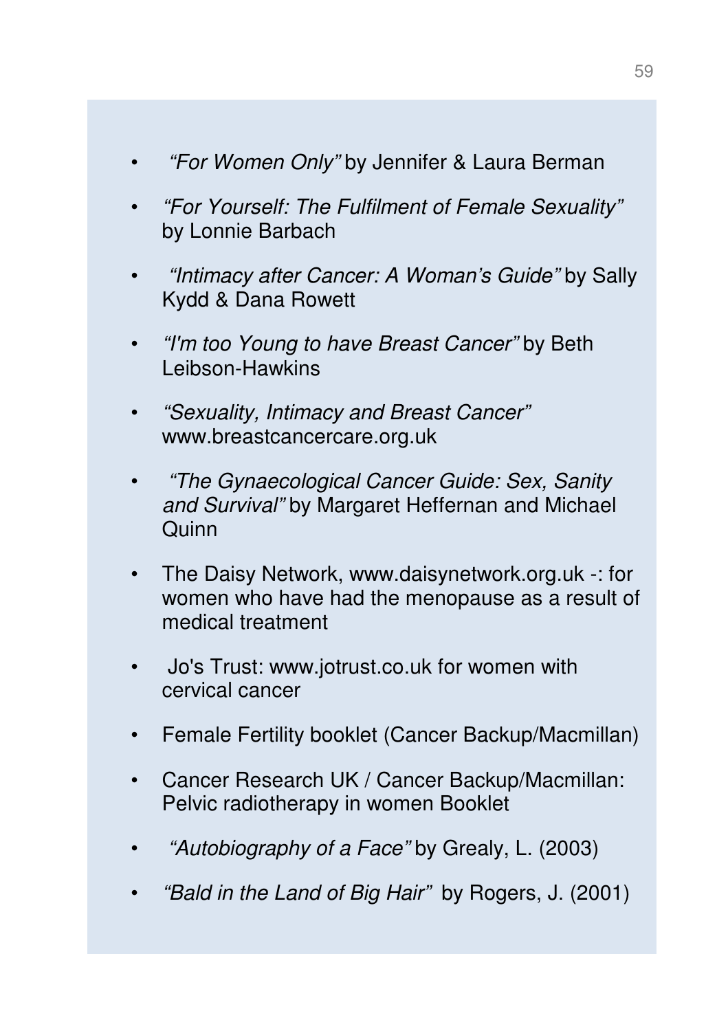- *"For Women Only"* by Jennifer & Laura Berman
- *"For Yourself: The Fulfilment of Female Sexuality"* by Lonnie Barbach
- *"Intimacy after Cancer: A Woman's Guide"* by Sally Kydd & Dana Rowett
- *"I'm too Young to have Breast Cancer"* by Beth Leibson-Hawkins
- *"Sexuality, Intimacy and Breast Cancer"* www.breastcancercare.org.uk
- *"The Gynaecological Cancer Guide: Sex, Sanity and Survival"* by Margaret Heffernan and Michael Quinn
- The Daisy Network, www.daisynetwork.org.uk -: for women who have had the menopause as a result of medical treatment
- Jo's Trust: www.jotrust.co.uk for women with cervical cancer
- Female Fertility booklet (Cancer Backup/Macmillan)
- Cancer Research UK / Cancer Backup/Macmillan: Pelvic radiotherapy in women Booklet
- *"Autobiography of a Face"* by Grealy, L. (2003)
- *"Bald in the Land of Big Hair"* by Rogers, J. (2001)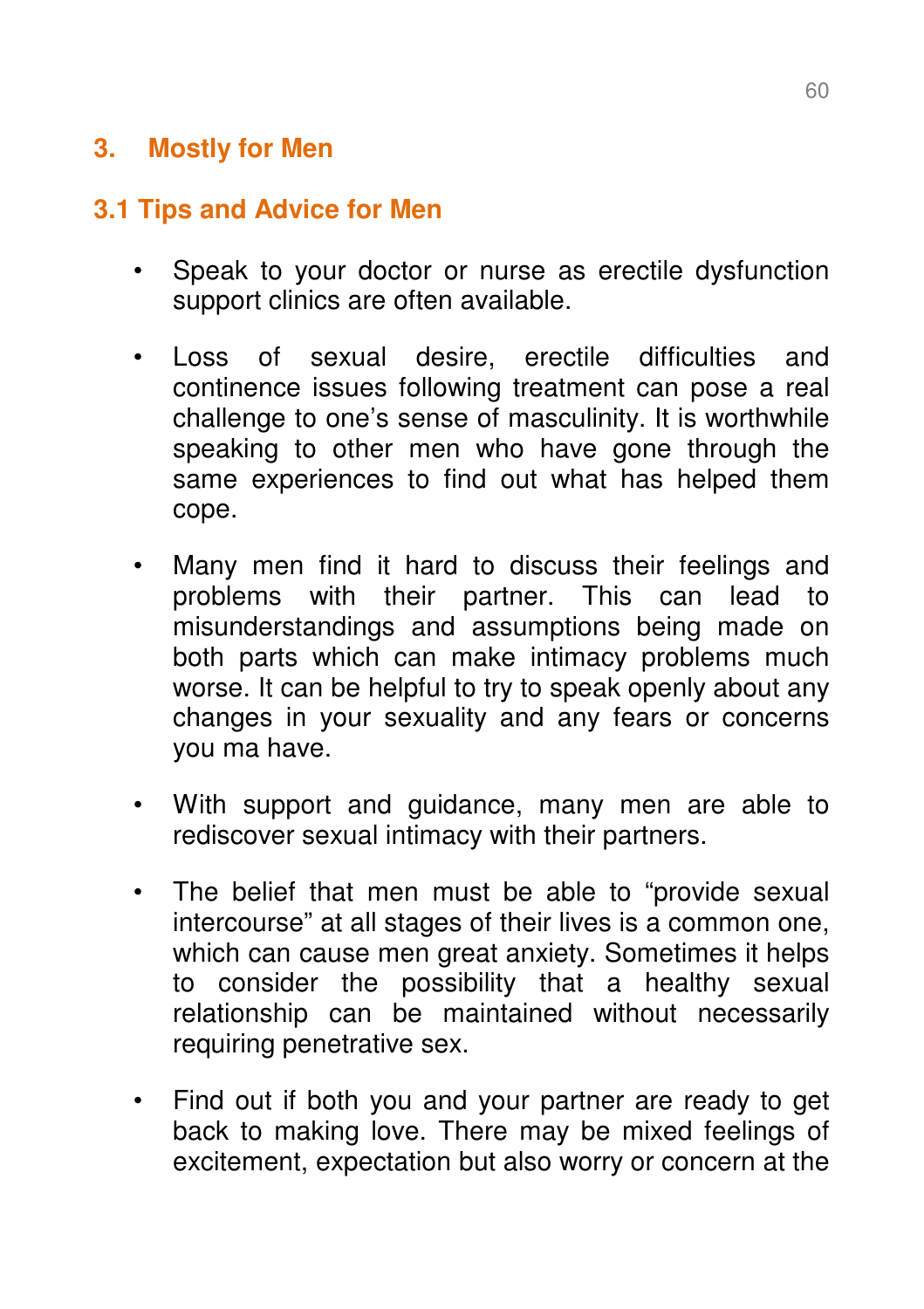## 3. Mostly for Men

### 3.1 Tips and Advice for Men

- Speak to your doctor or nurse as erectile dysfunction support clinics are often available.

- Loss of sexual desire, erectile difficulties and continence issues following treatment can pose a real challenge to one's sense of masculinity. It is worthwhile speaking to other men who have gone through the same experiences to find out what has helped them cope.

- Many men find it hard to discuss their feelings and problems with their partner. This can lead to misunderstandings and assumptions being made on both parts which can make intimacy problems much worse. It can be helpful to try to speak openly about any changes in your sexuality and any fears or concerns you ma have.

- With support and guidance, many men are able to rediscover sexual intimacy with their partners.

- The belief that men must be able to "provide sexual intercourse" at all stages of their lives is a common one, which can cause men great anxiety. Sometimes it helps to consider the possibility that a healthy sexual relationship can be maintained without necessarily requiring penetrative sex.

- Find out if both you and your partner are ready to get back to making love. There may be mixed feelings of excitement, expectation but also worry or concern at the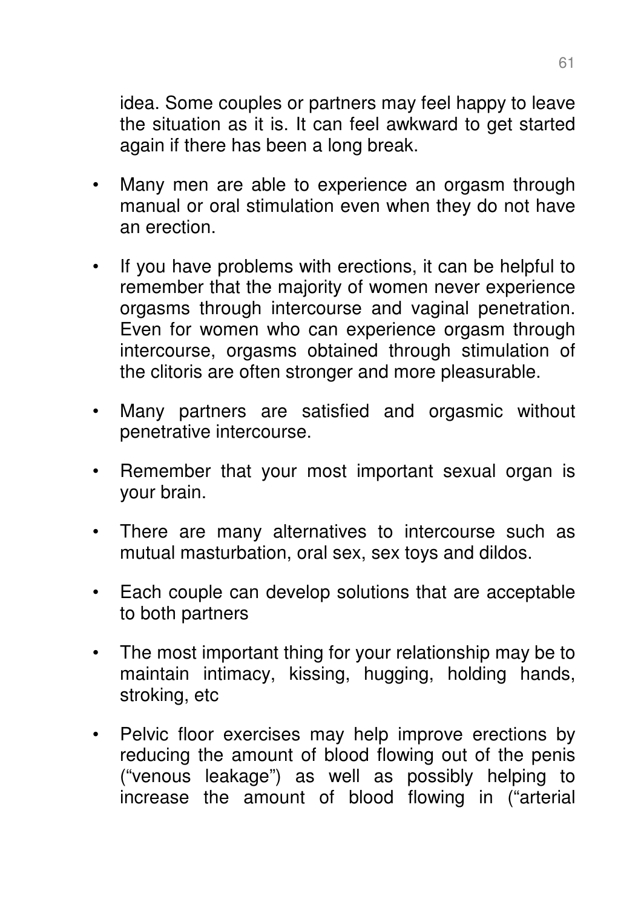idea. Some couples or partners may feel happy to leave the situation as it is. It can feel awkward to get started again if there has been a long break.

- Many men are able to experience an orgasm through manual or oral stimulation even when they do not have an erection.
- If you have problems with erections, it can be helpful to remember that the majority of women never experience orgasms through intercourse and vaginal penetration. Even for women who can experience orgasm through intercourse, orgasms obtained through stimulation of the clitoris are often stronger and more pleasurable.
- Many partners are satisfied and orgasmic without penetrative intercourse.
- Remember that your most important sexual organ is your brain.
- There are many alternatives to intercourse such as mutual masturbation, oral sex, sex toys and dildos.
- Each couple can develop solutions that are acceptable to both partners
- The most important thing for your relationship may be to maintain intimacy, kissing, hugging, holding hands, stroking, etc
- Pelvic floor exercises may help improve erections by reducing the amount of blood flowing out of the penis ("venous leakage") as well as possibly helping to increase the amount of blood flowing in ("arterial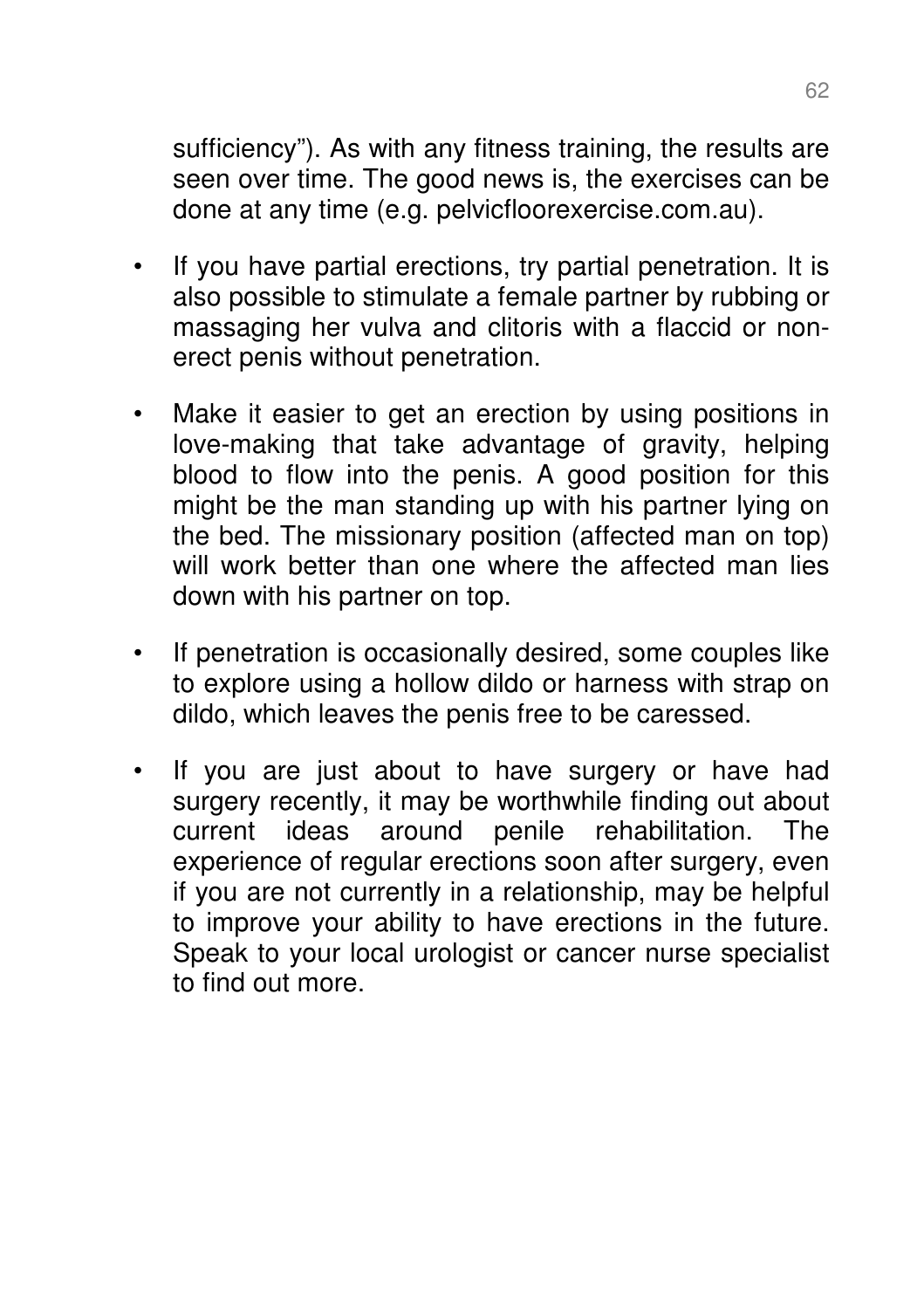sufficiency"). As with any fitness training, the results are seen over time. The good news is, the exercises can be done at any time (e.g. pelvicfloorexercise.com.au).

- If you have partial erections, try partial penetration. It is also possible to stimulate a female partner by rubbing or massaging her vulva and clitoris with a flaccid or non-erect penis without penetration.

- Make it easier to get an erection by using positions in love-making that take advantage of gravity, helping blood to flow into the penis. A good position for this might be the man standing up with his partner lying on the bed. The missionary position (affected man on top) will work better than one where the affected man lies down with his partner on top.

- If penetration is occasionally desired, some couples like to explore using a hollow dildo or harness with strap on dildo, which leaves the penis free to be caressed.

- If you are just about to have surgery or have had surgery recently, it may be worthwhile finding out about current ideas around penile rehabilitation. The experience of regular erections soon after surgery, even if you are not currently in a relationship, may be helpful to improve your ability to have erections in the future. Speak to your local urologist or cancer nurse specialist to find out more.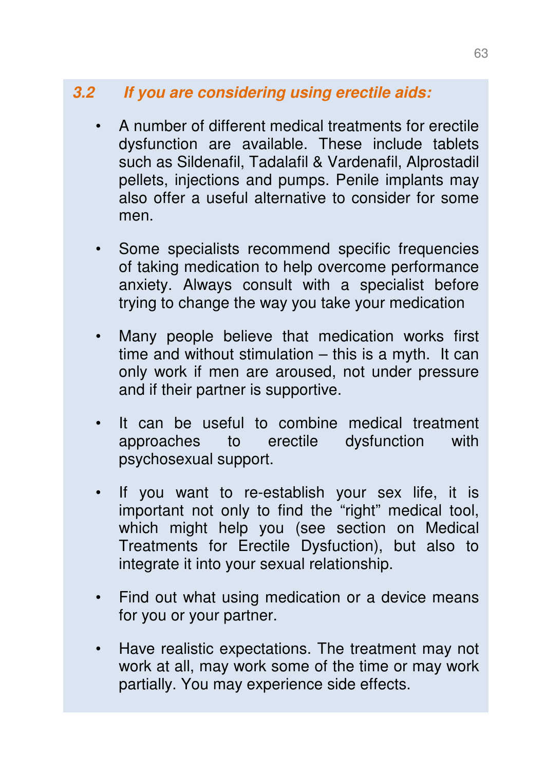### *3.2 If you are considering using erectile aids:*

- A number of different medical treatments for erectile dysfunction are available. These include tablets such as Sildenafil, Tadalafil & Vardenafil, Alprostadil pellets, injections and pumps. Penile implants may also offer a useful alternative to consider for some men.

- Some specialists recommend specific frequencies of taking medication to help overcome performance anxiety. Always consult with a specialist before trying to change the way you take your medication

- Many people believe that medication works first time and without stimulation – this is a myth. It can only work if men are aroused, not under pressure and if their partner is supportive.

- It can be useful to combine medical treatment approaches to erectile dysfunction with psychosexual support.

- If you want to re-establish your sex life, it is important not only to find the "right" medical tool, which might help you (see section on Medical Treatments for Erectile Dysfuction), but also to integrate it into your sexual relationship.

- Find out what using medication or a device means for you or your partner.

- Have realistic expectations. The treatment may not work at all, may work some of the time or may work partially. You may experience side effects.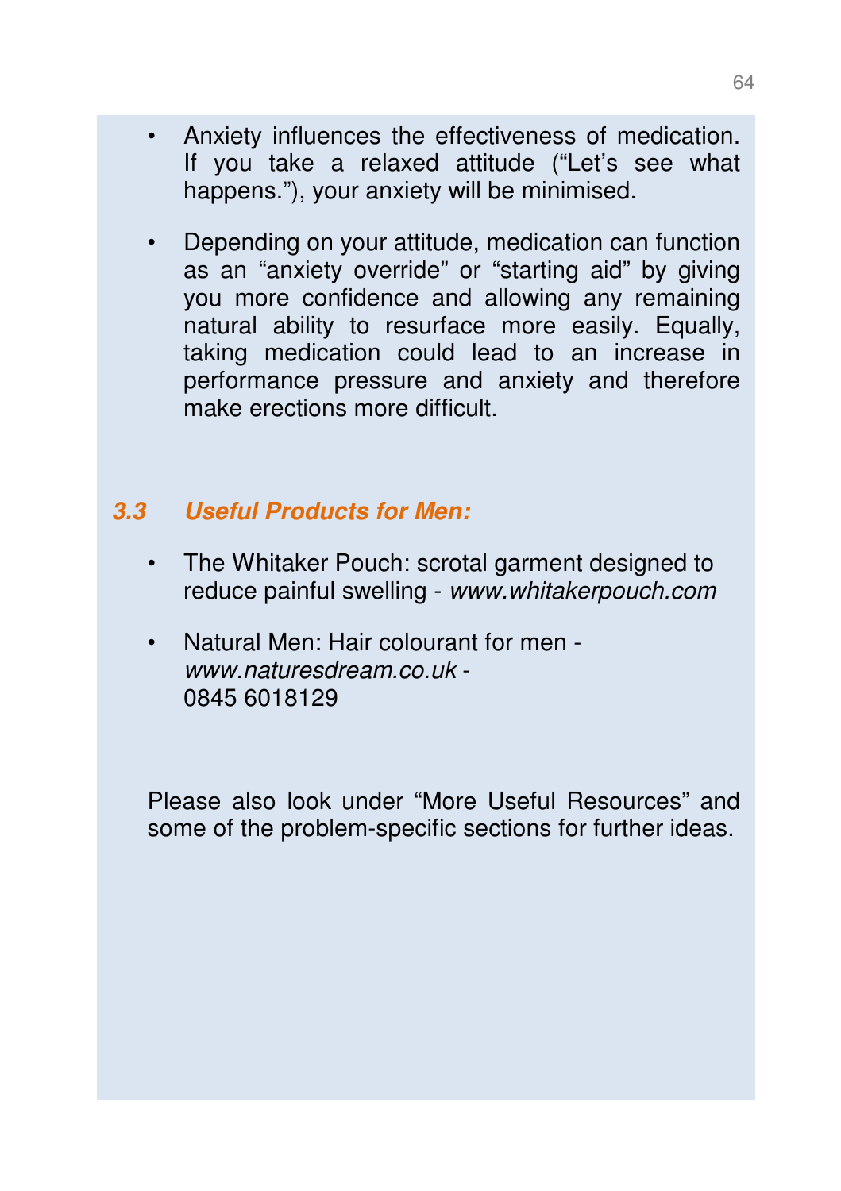- Anxiety influences the effectiveness of medication. If you take a relaxed attitude ("Let's see what happens."), your anxiety will be minimised.

- Depending on your attitude, medication can function as an "anxiety override" or "starting aid" by giving you more confidence and allowing any remaining natural ability to resurface more easily. Equally, taking medication could lead to an increase in performance pressure and anxiety and therefore make erections more difficult.

### *3.3 Useful Products for Men:*

- The Whitaker Pouch: scrotal garment designed to reduce painful swelling - *www.whitakerpouch.com*

- Natural Men: Hair colourant for men - *www.naturesdream.co.uk* - 0845 6018129

Please also look under "More Useful Resources" and some of the problem-specific sections for further ideas.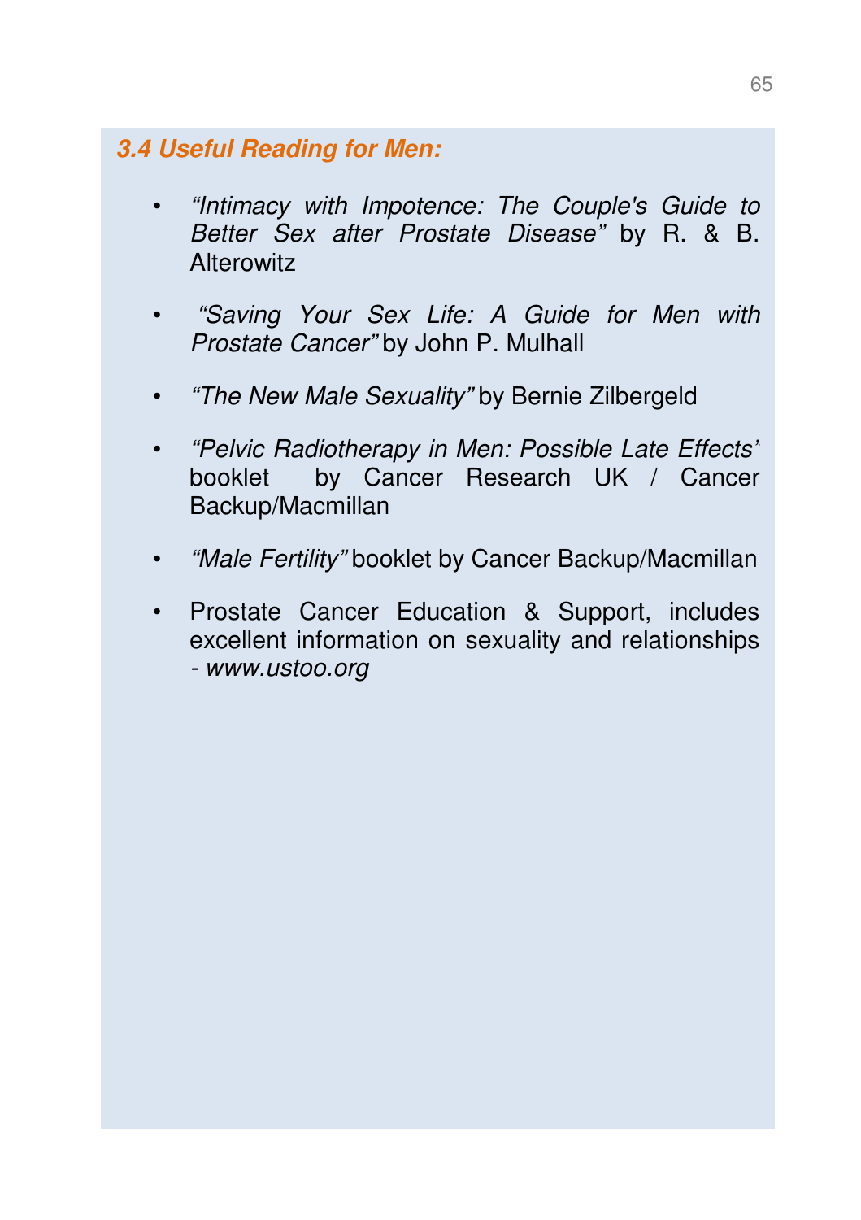### *3.4 Useful Reading for Men:*

- *"Intimacy with Impotence: The Couple's Guide to Better Sex after Prostate Disease"* by R. & B. Alterowitz
- *"Saving Your Sex Life: A Guide for Men with Prostate Cancer"* by John P. Mulhall
- *"The New Male Sexuality"* by Bernie Zilbergeld
- *"Pelvic Radiotherapy in Men: Possible Late Effects'* booklet by Cancer Research UK / Cancer Backup/Macmillan
- *"Male Fertility"* booklet by Cancer Backup/Macmillan
- Prostate Cancer Education & Support, includes excellent information on sexuality and relationships - *www.ustoo.org*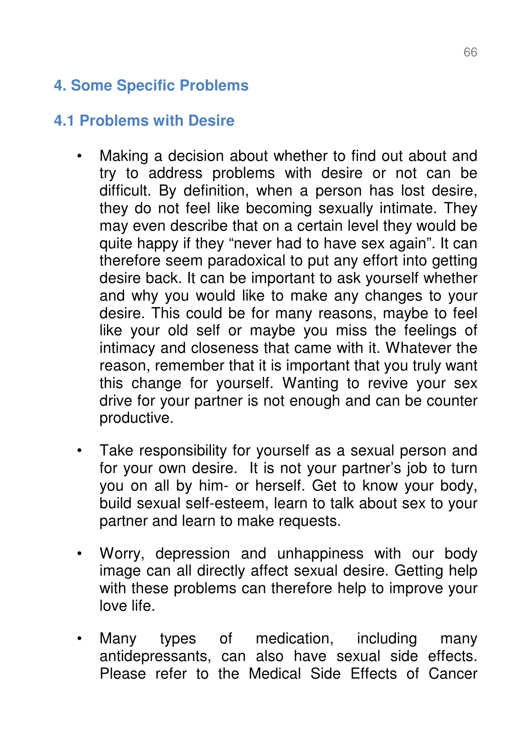# 4. Some Specific Problems

## 4.1 Problems with Desire

- Making a decision about whether to find out about and try to address problems with desire or not can be difficult. By definition, when a person has lost desire, they do not feel like becoming sexually intimate. They may even describe that on a certain level they would be quite happy if they "never had to have sex again". It can therefore seem paradoxical to put any effort into getting desire back. It can be important to ask yourself whether and why you would like to make any changes to your desire. This could be for many reasons, maybe to feel like your old self or maybe you miss the feelings of intimacy and closeness that came with it. Whatever the reason, remember that it is important that you truly want this change for yourself. Wanting to revive your sex drive for your partner is not enough and can be counter productive.

- Take responsibility for yourself as a sexual person and for your own desire. It is not your partner's job to turn you on all by him- or herself. Get to know your body, build sexual self-esteem, learn to talk about sex to your partner and learn to make requests.

- Worry, depression and unhappiness with our body image can all directly affect sexual desire. Getting help with these problems can therefore help to improve your love life.

- Many types of medication, including many antidepressants, can also have sexual side effects. Please refer to the Medical Side Effects of Cancer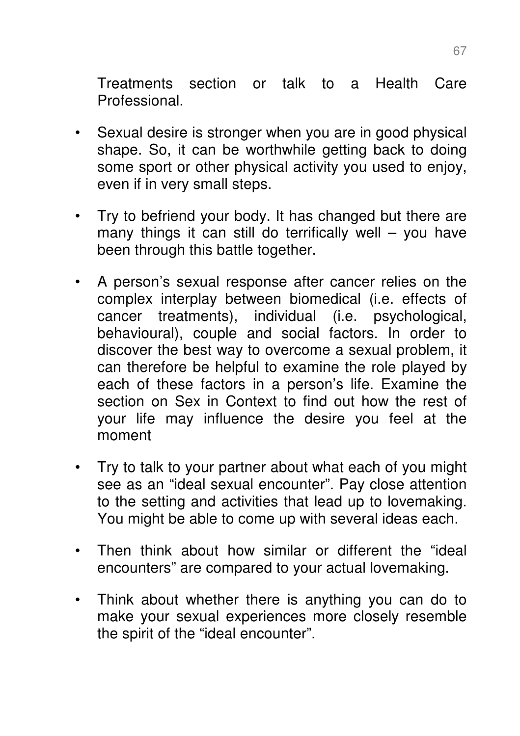Treatments section or talk to a Health Care Professional.

- Sexual desire is stronger when you are in good physical shape. So, it can be worthwhile getting back to doing some sport or other physical activity you used to enjoy, even if in very small steps.

- Try to befriend your body. It has changed but there are many things it can still do terrifically well – you have been through this battle together.

- A person's sexual response after cancer relies on the complex interplay between biomedical (i.e. effects of cancer treatments), individual (i.e. psychological, behavioural), couple and social factors. In order to discover the best way to overcome a sexual problem, it can therefore be helpful to examine the role played by each of these factors in a person's life. Examine the section on Sex in Context to find out how the rest of your life may influence the desire you feel at the moment

- Try to talk to your partner about what each of you might see as an "ideal sexual encounter". Pay close attention to the setting and activities that lead up to lovemaking. You might be able to come up with several ideas each.

- Then think about how similar or different the "ideal encounters" are compared to your actual lovemaking.

- Think about whether there is anything you can do to make your sexual experiences more closely resemble the spirit of the "ideal encounter".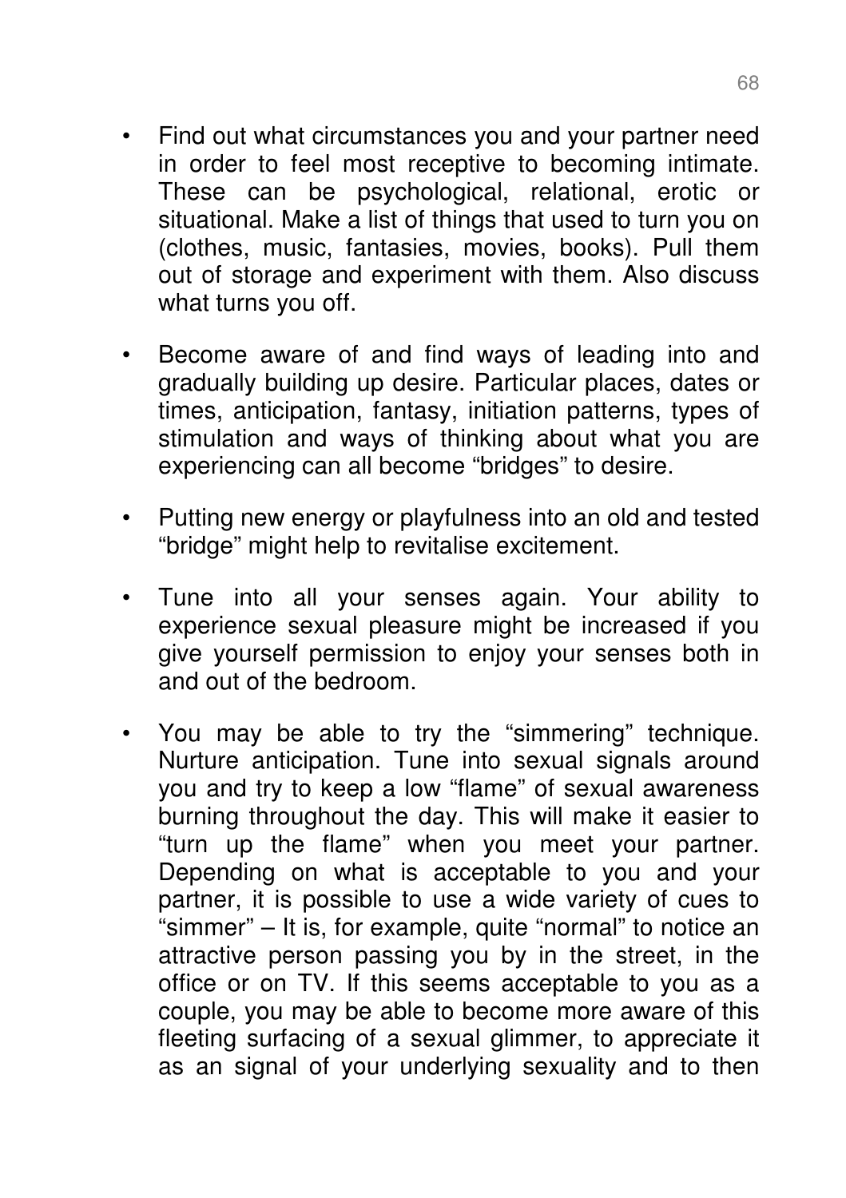- Find out what circumstances you and your partner need in order to feel most receptive to becoming intimate. These can be psychological, relational, erotic or situational. Make a list of things that used to turn you on (clothes, music, fantasies, movies, books). Pull them out of storage and experiment with them. Also discuss what turns you off.

- Become aware of and find ways of leading into and gradually building up desire. Particular places, dates or times, anticipation, fantasy, initiation patterns, types of stimulation and ways of thinking about what you are experiencing can all become “bridges” to desire.

- Putting new energy or playfulness into an old and tested “bridge” might help to revitalise excitement.

- Tune into all your senses again. Your ability to experience sexual pleasure might be increased if you give yourself permission to enjoy your senses both in and out of the bedroom.

- You may be able to try the “simmering” technique. Nurture anticipation. Tune into sexual signals around you and try to keep a low “flame” of sexual awareness burning throughout the day. This will make it easier to “turn up the flame” when you meet your partner. Depending on what is acceptable to you and your partner, it is possible to use a wide variety of cues to “simmer” – It is, for example, quite “normal” to notice an attractive person passing you by in the street, in the office or on TV. If this seems acceptable to you as a couple, you may be able to become more aware of this fleeting surfacing of a sexual glimmer, to appreciate it as an signal of your underlying sexuality and to then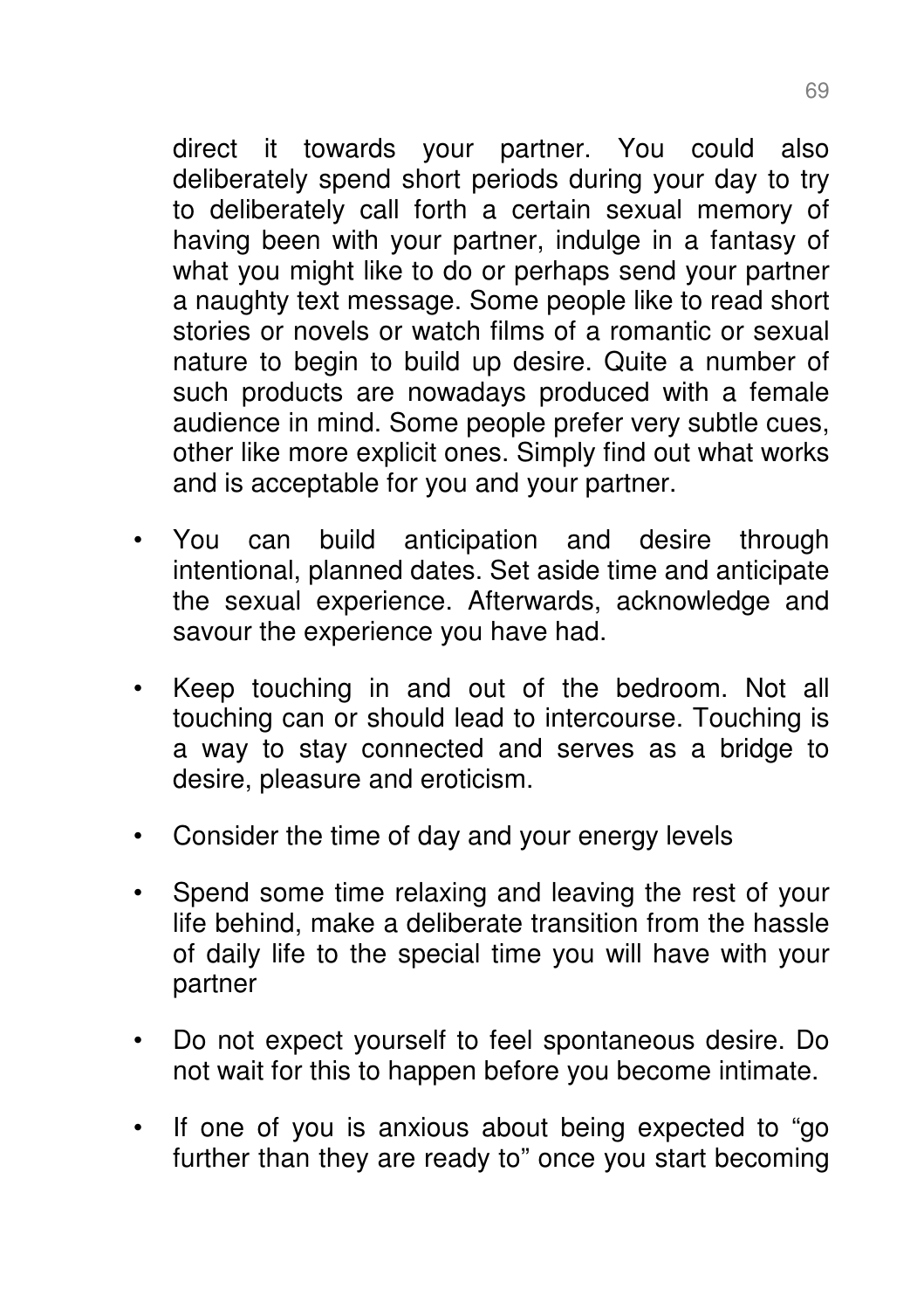direct it towards your partner. You could also deliberately spend short periods during your day to try to deliberately call forth a certain sexual memory of having been with your partner, indulge in a fantasy of what you might like to do or perhaps send your partner a naughty text message. Some people like to read short stories or novels or watch films of a romantic or sexual nature to begin to build up desire. Quite a number of such products are nowadays produced with a female audience in mind. Some people prefer very subtle cues, other like more explicit ones. Simply find out what works and is acceptable for you and your partner.

- You can build anticipation and desire through intentional, planned dates. Set aside time and anticipate the sexual experience. Afterwards, acknowledge and savour the experience you have had.
- Keep touching in and out of the bedroom. Not all touching can or should lead to intercourse. Touching is a way to stay connected and serves as a bridge to desire, pleasure and eroticism.
- Consider the time of day and your energy levels
- Spend some time relaxing and leaving the rest of your life behind, make a deliberate transition from the hassle of daily life to the special time you will have with your partner
- Do not expect yourself to feel spontaneous desire. Do not wait for this to happen before you become intimate.
- If one of you is anxious about being expected to "go further than they are ready to" once you start becoming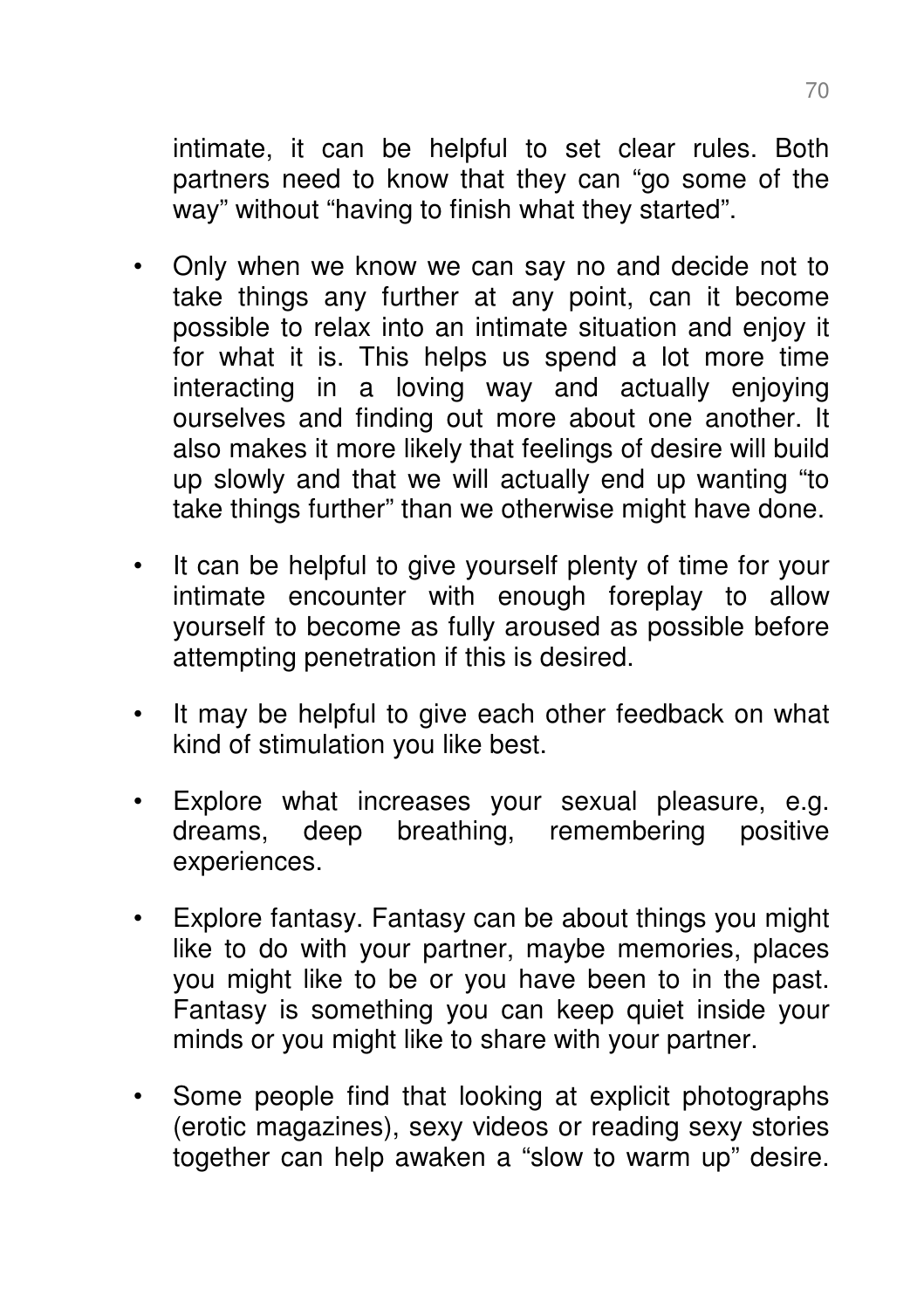intimate, it can be helpful to set clear rules. Both partners need to know that they can "go some of the way" without "having to finish what they started".

- Only when we know we can say no and decide not to take things any further at any point, can it become possible to relax into an intimate situation and enjoy it for what it is. This helps us spend a lot more time interacting in a loving way and actually enjoying ourselves and finding out more about one another. It also makes it more likely that feelings of desire will build up slowly and that we will actually end up wanting "to take things further" than we otherwise might have done.

- It can be helpful to give yourself plenty of time for your intimate encounter with enough foreplay to allow yourself to become as fully aroused as possible before attempting penetration if this is desired.

- It may be helpful to give each other feedback on what kind of stimulation you like best.

- Explore what increases your sexual pleasure, e.g. dreams, deep breathing, remembering positive experiences.

- Explore fantasy. Fantasy can be about things you might like to do with your partner, maybe memories, places you might like to be or you have been to in the past. Fantasy is something you can keep quiet inside your minds or you might like to share with your partner.

- Some people find that looking at explicit photographs (erotic magazines), sexy videos or reading sexy stories together can help awaken a "slow to warm up" desire.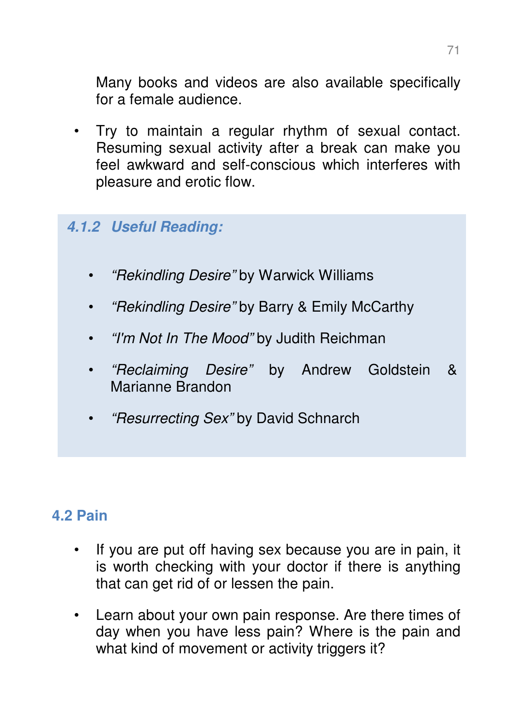Many books and videos are also available specifically for a female audience.

- Try to maintain a regular rhythm of sexual contact. Resuming sexual activity after a break can make you feel awkward and self-conscious which interferes with pleasure and erotic flow.

### *4.1.2 Useful Reading:*

- *“Rekindling Desire”* by Warwick Williams
- *“Rekindling Desire”* by Barry & Emily McCarthy
- *“I'm Not In The Mood”* by Judith Reichman
- *“Reclaiming Desire”* by Andrew Goldstein & Marianne Brandon
- *“Resurrecting Sex”* by David Schnarch

## 4.2 Pain

- If you are put off having sex because you are in pain, it is worth checking with your doctor if there is anything that can get rid of or lessen the pain.
- Learn about your own pain response. Are there times of day when you have less pain? Where is the pain and what kind of movement or activity triggers it?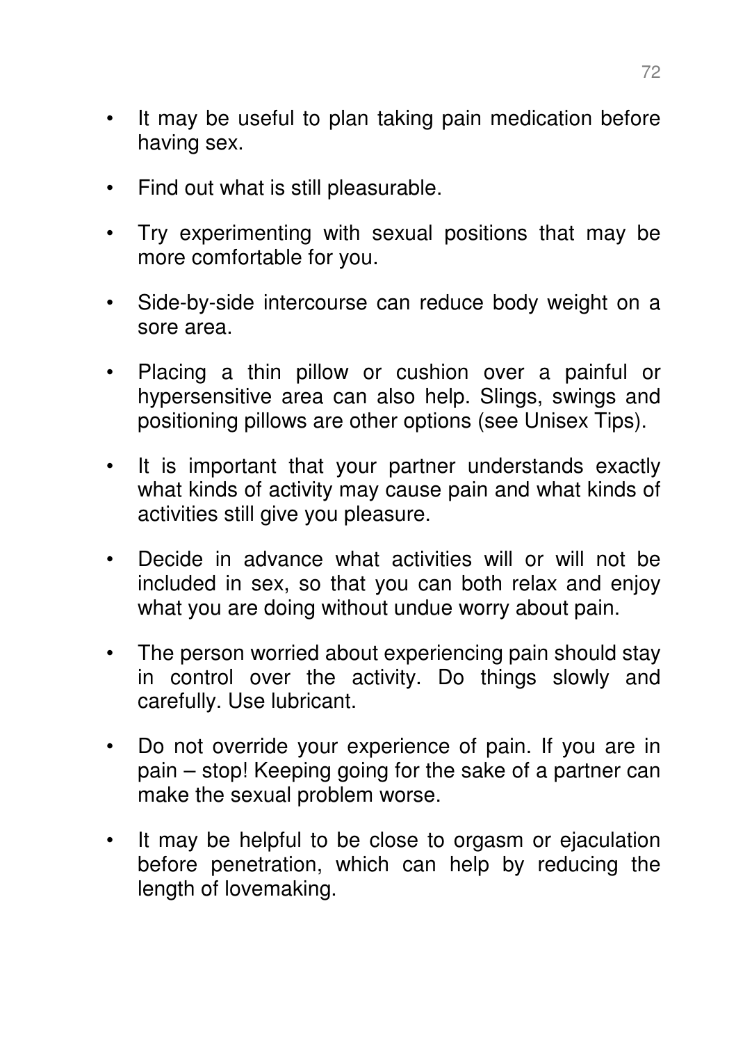- It may be useful to plan taking pain medication before having sex.
- Find out what is still pleasurable.
- Try experimenting with sexual positions that may be more comfortable for you.
- Side-by-side intercourse can reduce body weight on a sore area.
- Placing a thin pillow or cushion over a painful or hypersensitive area can also help. Slings, swings and positioning pillows are other options (see Unisex Tips).
- It is important that your partner understands exactly what kinds of activity may cause pain and what kinds of activities still give you pleasure.
- Decide in advance what activities will or will not be included in sex, so that you can both relax and enjoy what you are doing without undue worry about pain.
- The person worried about experiencing pain should stay in control over the activity. Do things slowly and carefully. Use lubricant.
- Do not override your experience of pain. If you are in pain – stop! Keeping going for the sake of a partner can make the sexual problem worse.
- It may be helpful to be close to orgasm or ejaculation before penetration, which can help by reducing the length of lovemaking.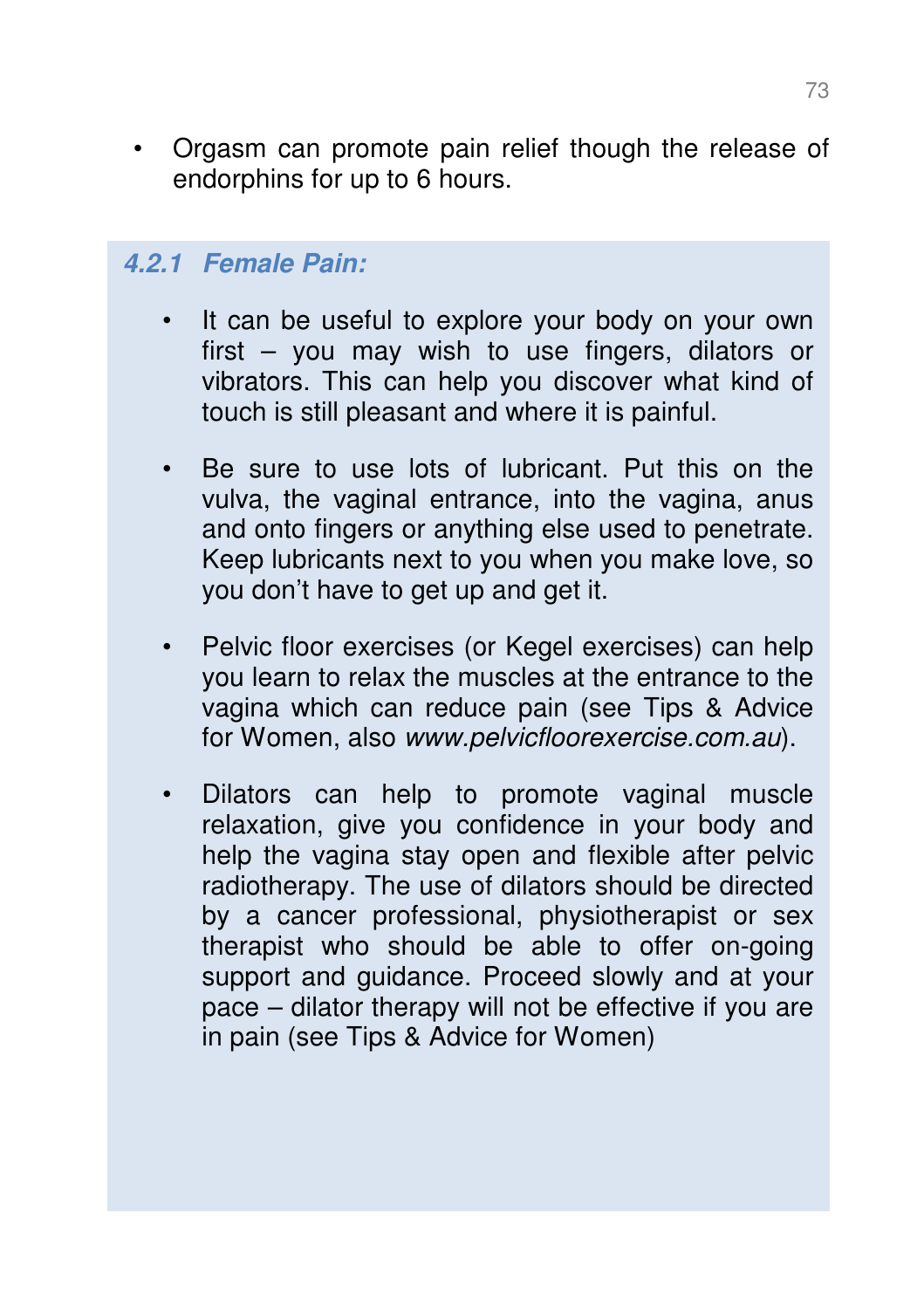- Orgasm can promote pain relief though the release of endorphins for up to 6 hours.

### 4.2.1 Female Pain:

- It can be useful to explore your body on your own first – you may wish to use fingers, dilators or vibrators. This can help you discover what kind of touch is still pleasant and where it is painful.

- Be sure to use lots of lubricant. Put this on the vulva, the vaginal entrance, into the vagina, anus and onto fingers or anything else used to penetrate. Keep lubricants next to you when you make love, so you don't have to get up and get it.

- Pelvic floor exercises (or Kegel exercises) can help you learn to relax the muscles at the entrance to the vagina which can reduce pain (see Tips & Advice for Women, also *www.pelvicfloorexercise.com.au*).

- Dilators can help to promote vaginal muscle relaxation, give you confidence in your body and help the vagina stay open and flexible after pelvic radiotherapy. The use of dilators should be directed by a cancer professional, physiotherapist or sex therapist who should be able to offer on-going support and guidance. Proceed slowly and at your pace – dilator therapy will not be effective if you are in pain (see Tips & Advice for Women)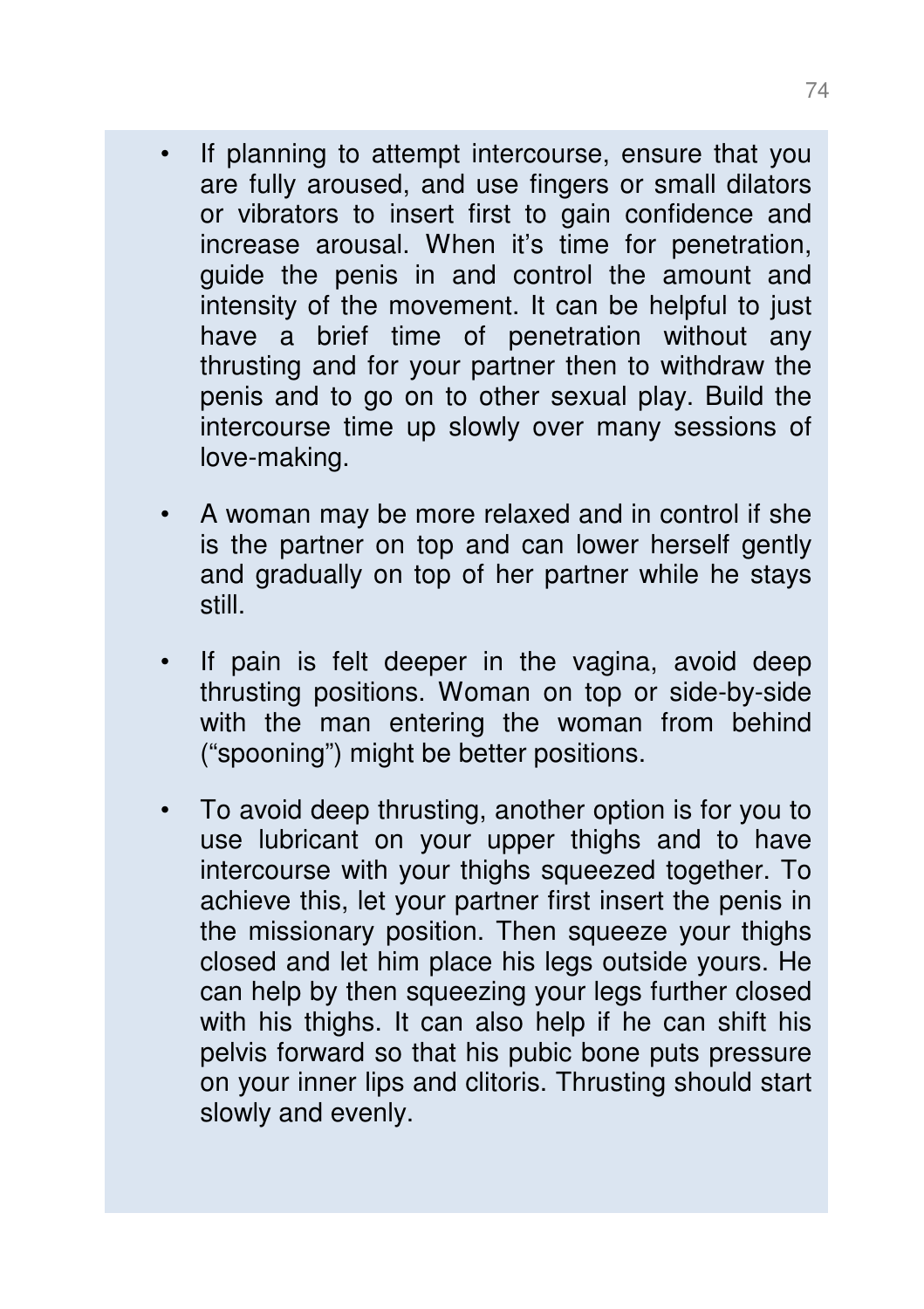- If planning to attempt intercourse, ensure that you are fully aroused, and use fingers or small dilators or vibrators to insert first to gain confidence and increase arousal. When it's time for penetration, guide the penis in and control the amount and intensity of the movement. It can be helpful to just have a brief time of penetration without any thrusting and for your partner then to withdraw the penis and to go on to other sexual play. Build the intercourse time up slowly over many sessions of love-making.

- A woman may be more relaxed and in control if she is the partner on top and can lower herself gently and gradually on top of her partner while he stays still.

- If pain is felt deeper in the vagina, avoid deep thrusting positions. Woman on top or side-by-side with the man entering the woman from behind ("spooning") might be better positions.

- To avoid deep thrusting, another option is for you to use lubricant on your upper thighs and to have intercourse with your thighs squeezed together. To achieve this, let your partner first insert the penis in the missionary position. Then squeeze your thighs closed and let him place his legs outside yours. He can help by then squeezing your legs further closed with his thighs. It can also help if he can shift his pelvis forward so that his pubic bone puts pressure on your inner lips and clitoris. Thrusting should start slowly and evenly.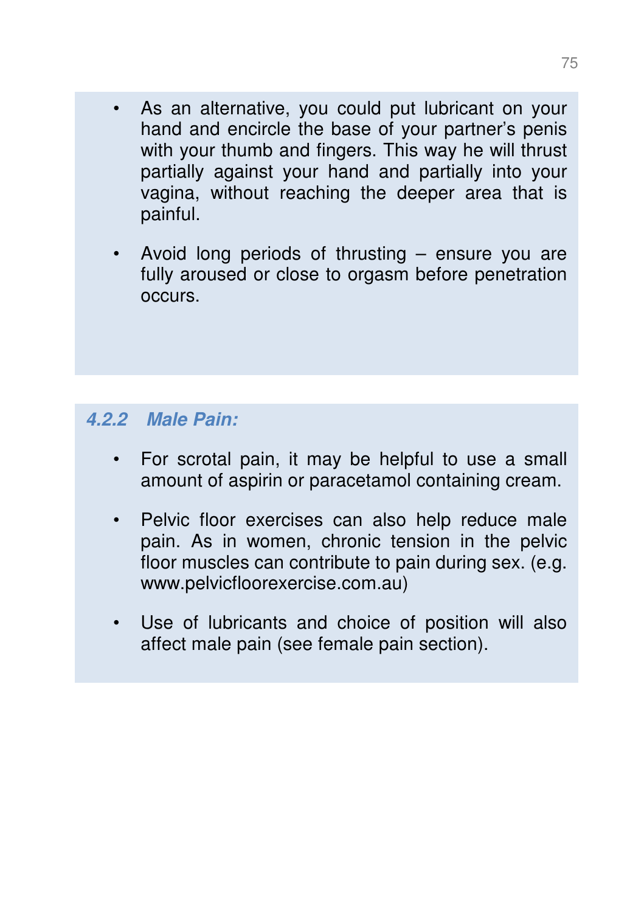- As an alternative, you could put lubricant on your hand and encircle the base of your partner's penis with your thumb and fingers. This way he will thrust partially against your hand and partially into your vagina, without reaching the deeper area that is painful.

- Avoid long periods of thrusting – ensure you are fully aroused or close to orgasm before penetration occurs.

### *4.2.2 Male Pain:*

- For scrotal pain, it may be helpful to use a small amount of aspirin or paracetamol containing cream.

- Pelvic floor exercises can also help reduce male pain. As in women, chronic tension in the pelvic floor muscles can contribute to pain during sex. (e.g. www.pelvicfloorexercise.com.au)

- Use of lubricants and choice of position will also affect male pain (see female pain section).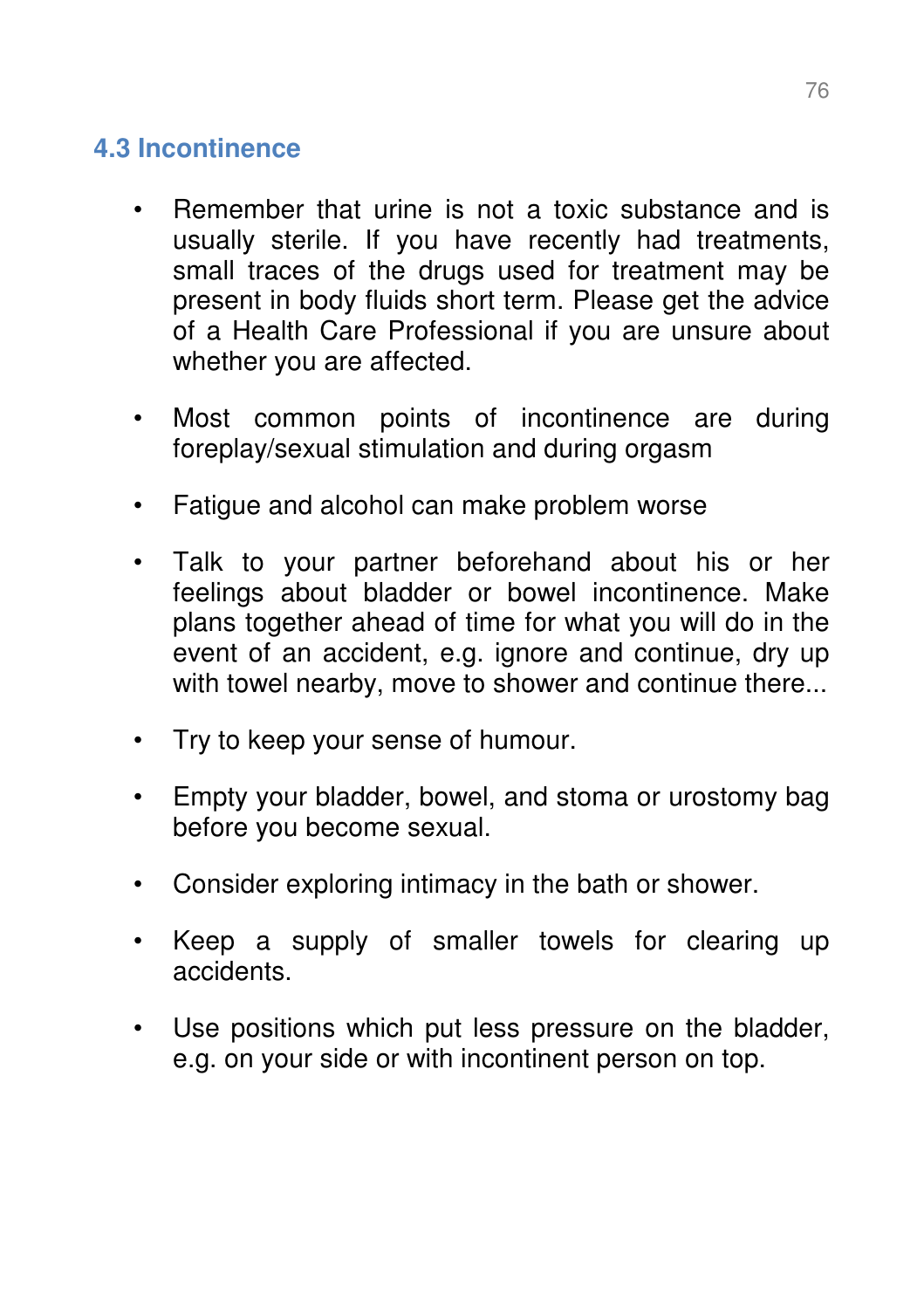## 4.3 Incontinence

- Remember that urine is not a toxic substance and is usually sterile. If you have recently had treatments, small traces of the drugs used for treatment may be present in body fluids short term. Please get the advice of a Health Care Professional if you are unsure about whether you are affected.

- Most common points of incontinence are during foreplay/sexual stimulation and during orgasm

- Fatigue and alcohol can make problem worse

- Talk to your partner beforehand about his or her feelings about bladder or bowel incontinence. Make plans together ahead of time for what you will do in the event of an accident, e.g. ignore and continue, dry up with towel nearby, move to shower and continue there...

- Try to keep your sense of humour.

- Empty your bladder, bowel, and stoma or urostomy bag before you become sexual.

- Consider exploring intimacy in the bath or shower.

- Keep a supply of smaller towels for clearing up accidents.

- Use positions which put less pressure on the bladder, e.g. on your side or with incontinent person on top.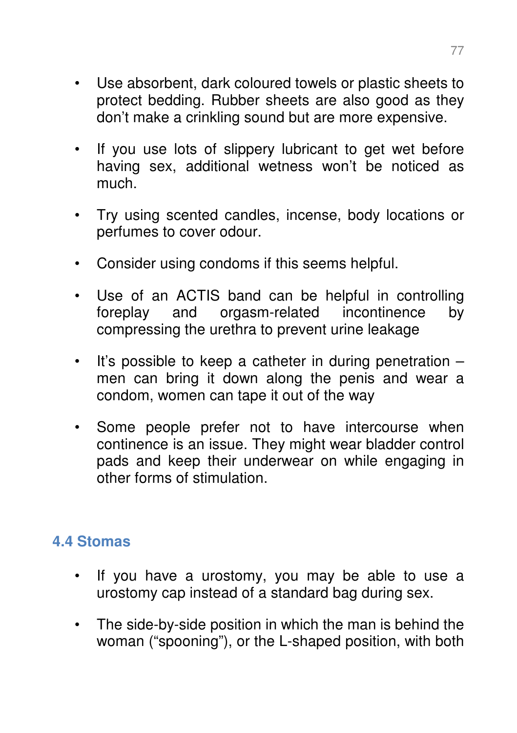- Use absorbent, dark coloured towels or plastic sheets to protect bedding. Rubber sheets are also good as they don't make a crinkling sound but are more expensive.

- If you use lots of slippery lubricant to get wet before having sex, additional wetness won't be noticed as much.

- Try using scented candles, incense, body locations or perfumes to cover odour.

- Consider using condoms if this seems helpful.

- Use of an ACTIS band can be helpful in controlling foreplay and orgasm-related incontinence by compressing the urethra to prevent urine leakage

- It's possible to keep a catheter in during penetration – men can bring it down along the penis and wear a condom, women can tape it out of the way

- Some people prefer not to have intercourse when continence is an issue. They might wear bladder control pads and keep their underwear on while engaging in other forms of stimulation.

## 4.4 Stomas

- If you have a urostomy, you may be able to use a urostomy cap instead of a standard bag during sex.

- The side-by-side position in which the man is behind the woman ("spooning"), or the L-shaped position, with both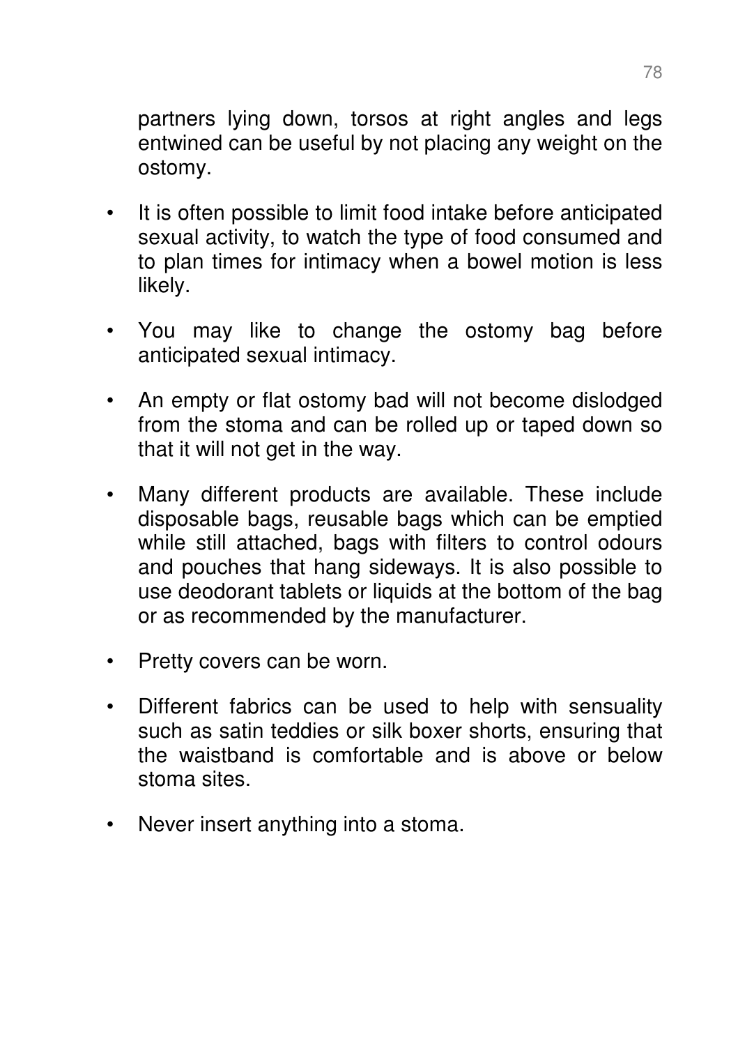partners lying down, torsos at right angles and legs entwined can be useful by not placing any weight on the ostomy.

- It is often possible to limit food intake before anticipated sexual activity, to watch the type of food consumed and to plan times for intimacy when a bowel motion is less likely.
- You may like to change the ostomy bag before anticipated sexual intimacy.
- An empty or flat ostomy bad will not become dislodged from the stoma and can be rolled up or taped down so that it will not get in the way.
- Many different products are available. These include disposable bags, reusable bags which can be emptied while still attached, bags with filters to control odours and pouches that hang sideways. It is also possible to use deodorant tablets or liquids at the bottom of the bag or as recommended by the manufacturer.
- Pretty covers can be worn.
- Different fabrics can be used to help with sensuality such as satin teddies or silk boxer shorts, ensuring that the waistband is comfortable and is above or below stoma sites.
- Never insert anything into a stoma.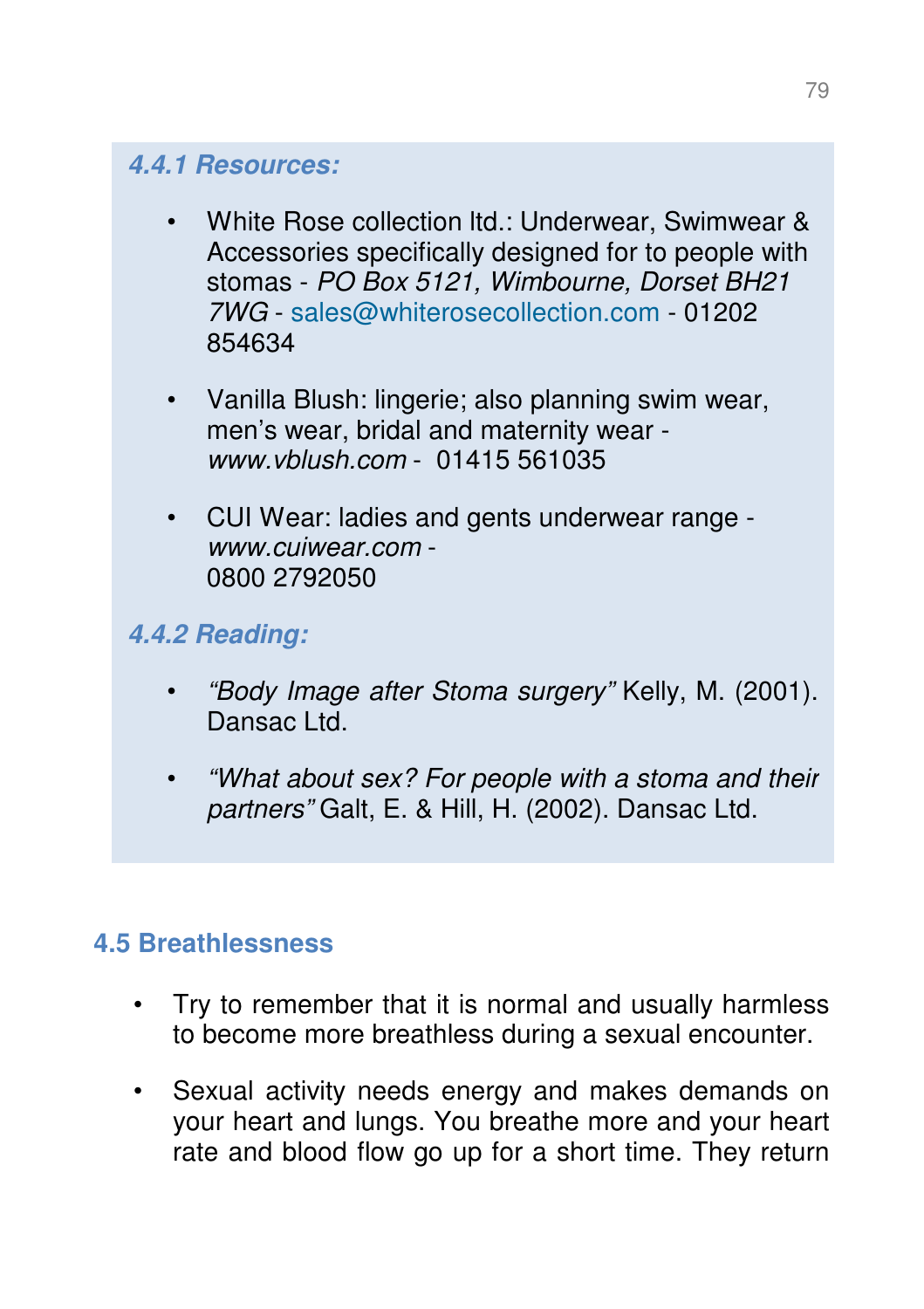### *4.4.1 Resources:*

- White Rose collection ltd.: Underwear, Swimwear & Accessories specifically designed for to people with stomas - *PO Box 5121, Wimbourne, Dorset BH21 7WG* - sales@whiterosecollection.com - 01202 854634

- Vanilla Blush: lingerie; also planning swim wear, men's wear, bridal and maternity wear - *www.vblush.com* - 01415 561035

- CUI Wear: ladies and gents underwear range - *www.cuiwear.com* - 0800 2792050

### *4.4.2 Reading:*

- *"Body Image after Stoma surgery"* Kelly, M. (2001). Dansac Ltd.

- *"What about sex? For people with a stoma and their partners"* Galt, E. & Hill, H. (2002). Dansac Ltd.

## 4.5 Breathlessness

- Try to remember that it is normal and usually harmless to become more breathless during a sexual encounter.

- Sexual activity needs energy and makes demands on your heart and lungs. You breathe more and your heart rate and blood flow go up for a short time. They return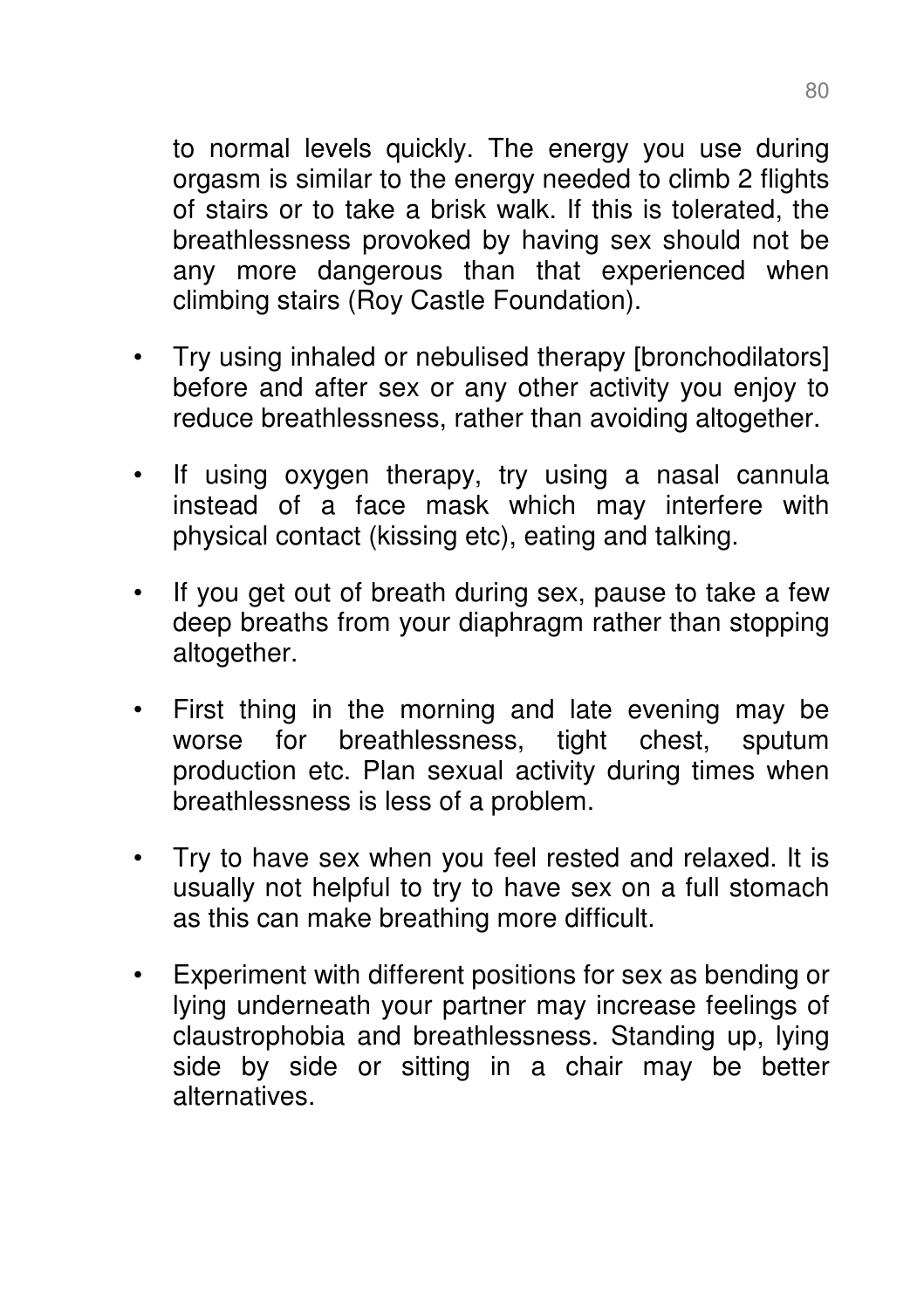to normal levels quickly. The energy you use during orgasm is similar to the energy needed to climb 2 flights of stairs or to take a brisk walk. If this is tolerated, the breathlessness provoked by having sex should not be any more dangerous than that experienced when climbing stairs (Roy Castle Foundation).

- Try using inhaled or nebulised therapy [bronchodilators] before and after sex or any other activity you enjoy to reduce breathlessness, rather than avoiding altogether.
- If using oxygen therapy, try using a nasal cannula instead of a face mask which may interfere with physical contact (kissing etc), eating and talking.
- If you get out of breath during sex, pause to take a few deep breaths from your diaphragm rather than stopping altogether.
- First thing in the morning and late evening may be worse for breathlessness, tight chest, sputum production etc. Plan sexual activity during times when breathlessness is less of a problem.
- Try to have sex when you feel rested and relaxed. It is usually not helpful to try to have sex on a full stomach as this can make breathing more difficult.
- Experiment with different positions for sex as bending or lying underneath your partner may increase feelings of claustrophobia and breathlessness. Standing up, lying side by side or sitting in a chair may be better alternatives.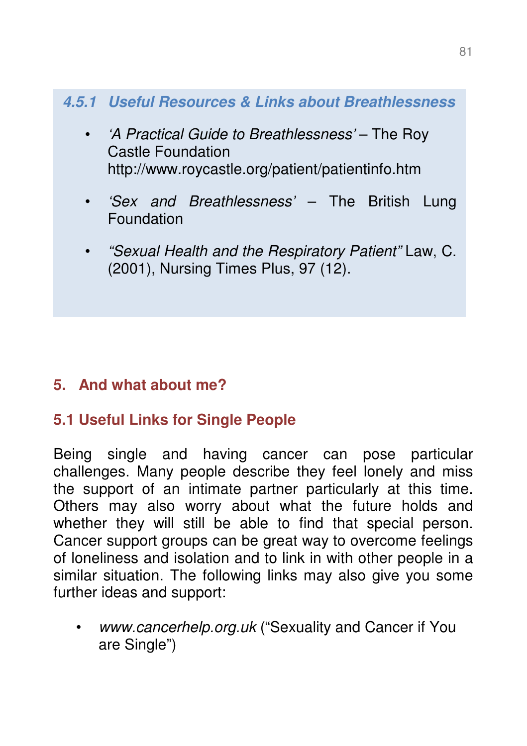### 4.5.1 Useful Resources & Links about Breathlessness

- *'A Practical Guide to Breathlessness'* – The Roy Castle Foundation http://www.roycastle.org/patient/patientinfo.htm
- *'Sex and Breathlessness'* – The British Lung Foundation
- *"Sexual Health and the Respiratory Patient"* Law, C. (2001), Nursing Times Plus, 97 (12).

## 5. And what about me?

### 5.1 Useful Links for Single People

Being single and having cancer can pose particular challenges. Many people describe they feel lonely and miss the support of an intimate partner particularly at this time. Others may also worry about what the future holds and whether they will still be able to find that special person. Cancer support groups can be great way to overcome feelings of loneliness and isolation and to link in with other people in a similar situation. The following links may also give you some further ideas and support:

- *www.cancerhelp.org.uk* ("Sexuality and Cancer if You are Single")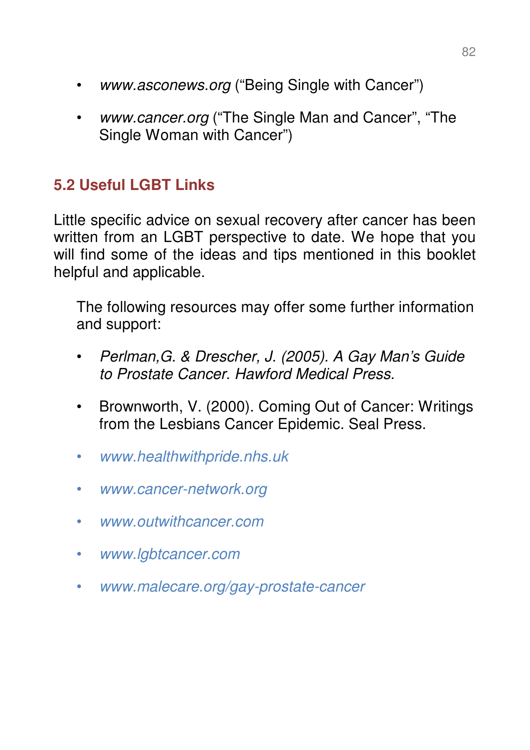- *www.asconews.org* ("Being Single with Cancer")
- *www.cancer.org* ("The Single Man and Cancer", "The Single Woman with Cancer")

## 5.2 Useful LGBT Links

Little specific advice on sexual recovery after cancer has been written from an LGBT perspective to date. We hope that you will find some of the ideas and tips mentioned in this booklet helpful and applicable.

The following resources may offer some further information and support:

- *Perlman,G. & Drescher, J. (2005). A Gay Man's Guide to Prostate Cancer. Hawford Medical Press.*
- Brownworth, V. (2000). Coming Out of Cancer: Writings from the Lesbians Cancer Epidemic. Seal Press.
- *www.healthwithpride.nhs.uk*
- *www.cancer-network.org*
- *www.outwithcancer.com*
- *www.lgbtcancer.com*
- *www.malecare.org/gay-prostate-cancer*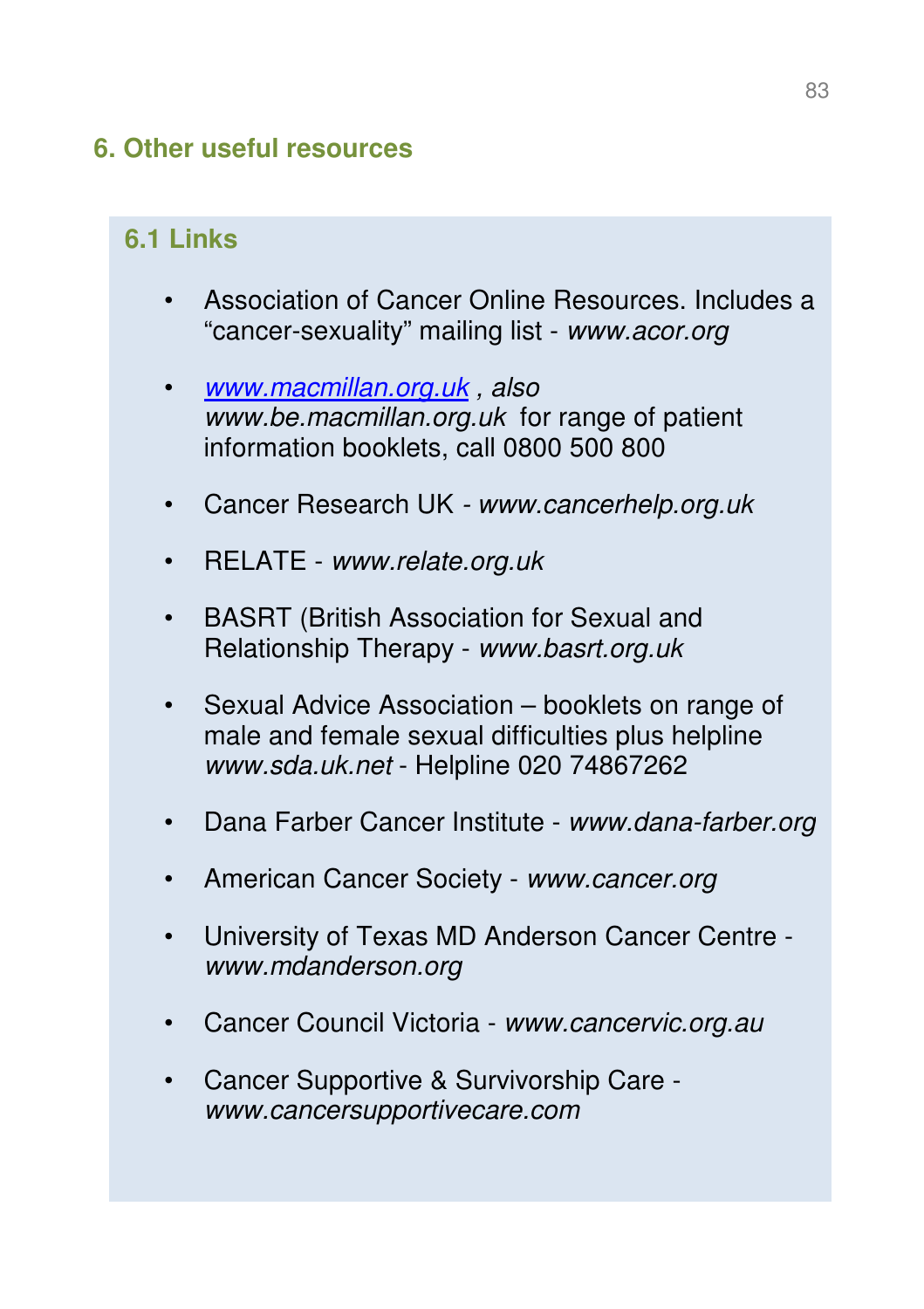## 6. Other useful resources

### 6.1 Links

- Association of Cancer Online Resources. Includes a "cancer-sexuality" mailing list - *www.acor.org*
- [*www.macmillan.org.uk*](http://www.macmillan.org.uk) *, also www.be.macmillan.org.uk* for range of patient information booklets, call 0800 500 800
- Cancer Research UK - *www.cancerhelp.org.uk*
- RELATE - *www.relate.org.uk*
- BASRT (British Association for Sexual and Relationship Therapy - *www.basrt.org.uk*
- Sexual Advice Association – booklets on range of male and female sexual difficulties plus helpline *www.sda.uk.net* - Helpline 020 74867262
- Dana Farber Cancer Institute - *www.dana-farber.org*
- American Cancer Society - *www.cancer.org*
- University of Texas MD Anderson Cancer Centre - *www.mdanderson.org*
- Cancer Council Victoria - *www.cancervic.org.au*
- Cancer Supportive & Survivorship Care - *www.cancersupportivecare.com*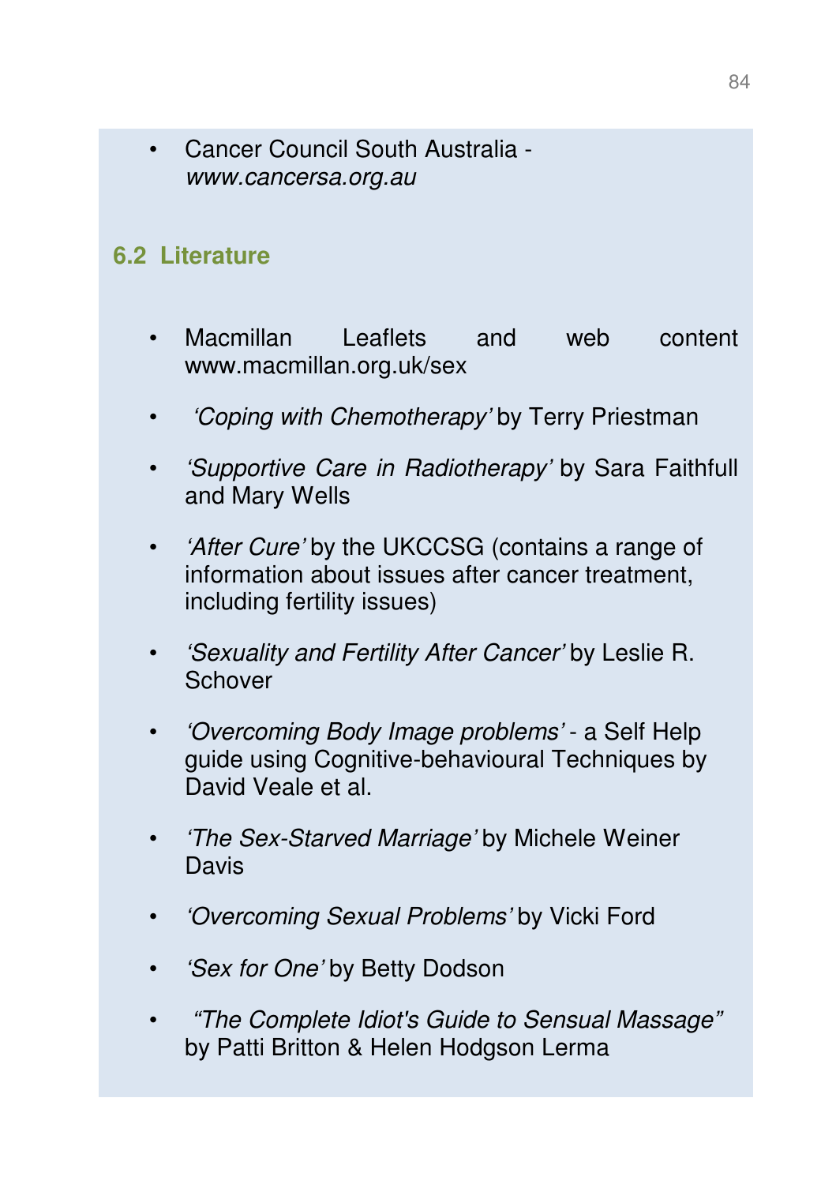- Cancer Council South Australia - *www.cancersa.org.au*

## 6.2 Literature

- Macmillan Leaflets and web content www.macmillan.org.uk/sex
- *'Coping with Chemotherapy'* by Terry Priestman
- *'Supportive Care in Radiotherapy'* by Sara Faithfull and Mary Wells
- *'After Cure'* by the UKCCSG (contains a range of information about issues after cancer treatment, including fertility issues)
- *'Sexuality and Fertility After Cancer'* by Leslie R. Schover
- *'Overcoming Body Image problems'* - a Self Help guide using Cognitive-behavioural Techniques by David Veale et al.
- *'The Sex-Starved Marriage'* by Michele Weiner Davis
- *'Overcoming Sexual Problems'* by Vicki Ford
- *'Sex for One'* by Betty Dodson
- *"The Complete Idiot's Guide to Sensual Massage"* by Patti Britton & Helen Hodgson Lerma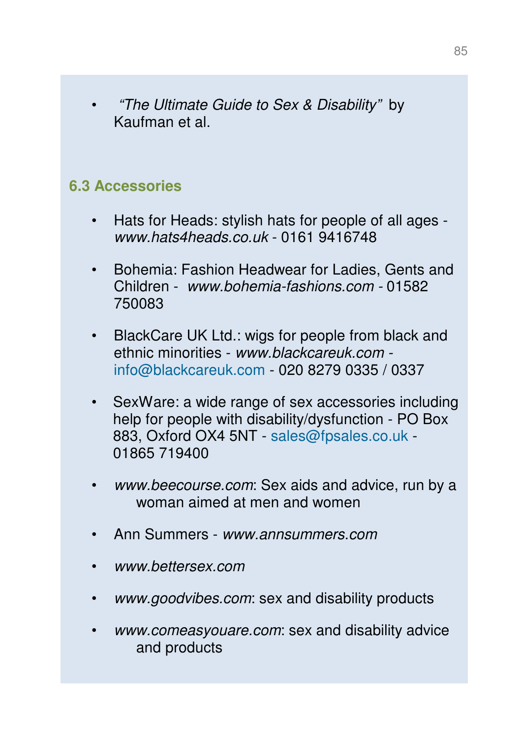- *"The Ultimate Guide to Sex & Disability"* by Kaufman et al.

### 6.3 Accessories

- Hats for Heads: stylish hats for people of all ages - *www.hats4heads.co.uk* - 0161 9416748
- Bohemia: Fashion Headwear for Ladies, Gents and Children - *www.bohemia-fashions.com* - 01582 750083
- BlackCare UK Ltd.: wigs for people from black and ethnic minorities - *www.blackcareuk.com* - info@blackcareuk.com - 020 8279 0335 / 0337
- SexWare: a wide range of sex accessories including help for people with disability/dysfunction - PO Box 883, Oxford OX4 5NT - sales@fpsales.co.uk - 01865 719400
- *www.beecourse.com*: Sex aids and advice, run by a woman aimed at men and women
- Ann Summers - *www.annsummers.com*
- *www.bettersex.com*
- *www.goodvibes.com*: sex and disability products
- *www.comeasyouare.com*: sex and disability advice and products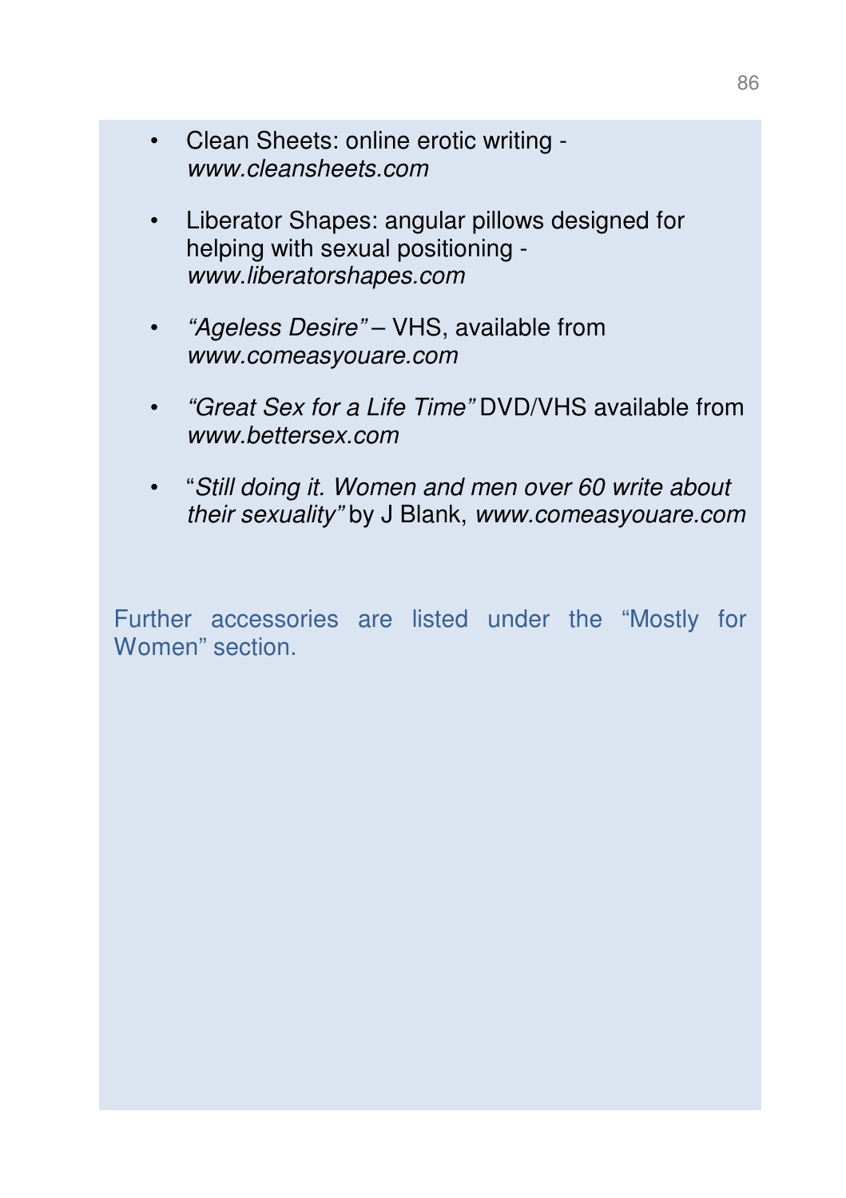- Clean Sheets: online erotic writing - *www.cleansheets.com*

- Liberator Shapes: angular pillows designed for helping with sexual positioning - *www.liberatorshapes.com*

- *"Ageless Desire"* – VHS, available from *www.comeasyouare.com*

- *"Great Sex for a Life Time"* DVD/VHS available from *www.bettersex.com*

- "*Still doing it. Women and men over 60 write about their sexuality"* by J Blank, *www.comeasyouare.com*

Further accessories are listed under the "Mostly for Women" section.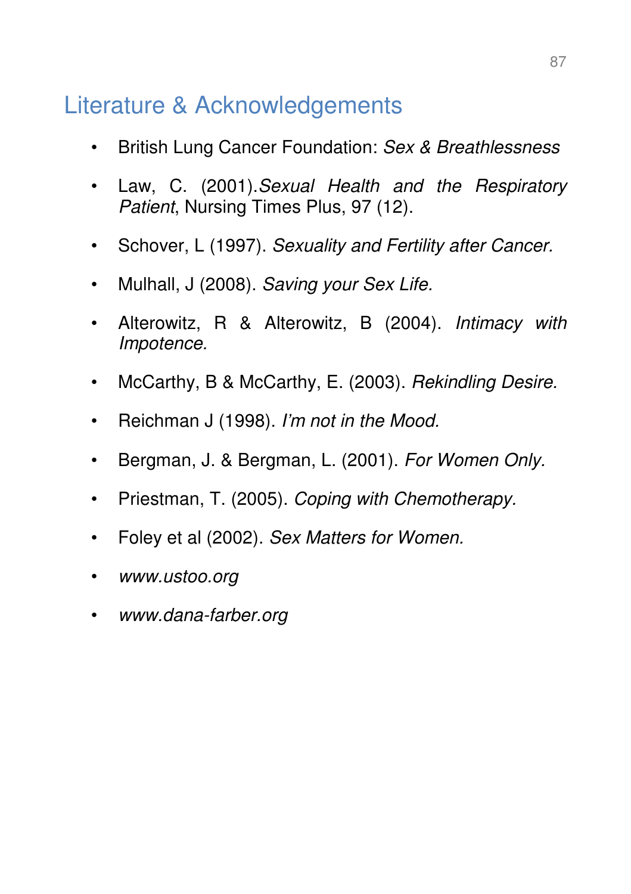## Literature & Acknowledgements

- British Lung Cancer Foundation: *Sex & Breathlessness*
- Law, C. (2001).*Sexual Health and the Respiratory Patient*, Nursing Times Plus, 97 (12).
- Schover, L (1997). *Sexuality and Fertility after Cancer.*
- Mulhall, J (2008). *Saving your Sex Life.*
- Alterowitz, R & Alterowitz, B (2004). *Intimacy with Impotence.*
- McCarthy, B & McCarthy, E. (2003). *Rekindling Desire.*
- Reichman J (1998). *I'm not in the Mood.*
- Bergman, J. & Bergman, L. (2001). *For Women Only.*
- Priestman, T. (2005). *Coping with Chemotherapy.*
- Foley et al (2002). *Sex Matters for Women.*
- *www.ustoo.org*
- *www.dana-farber.org*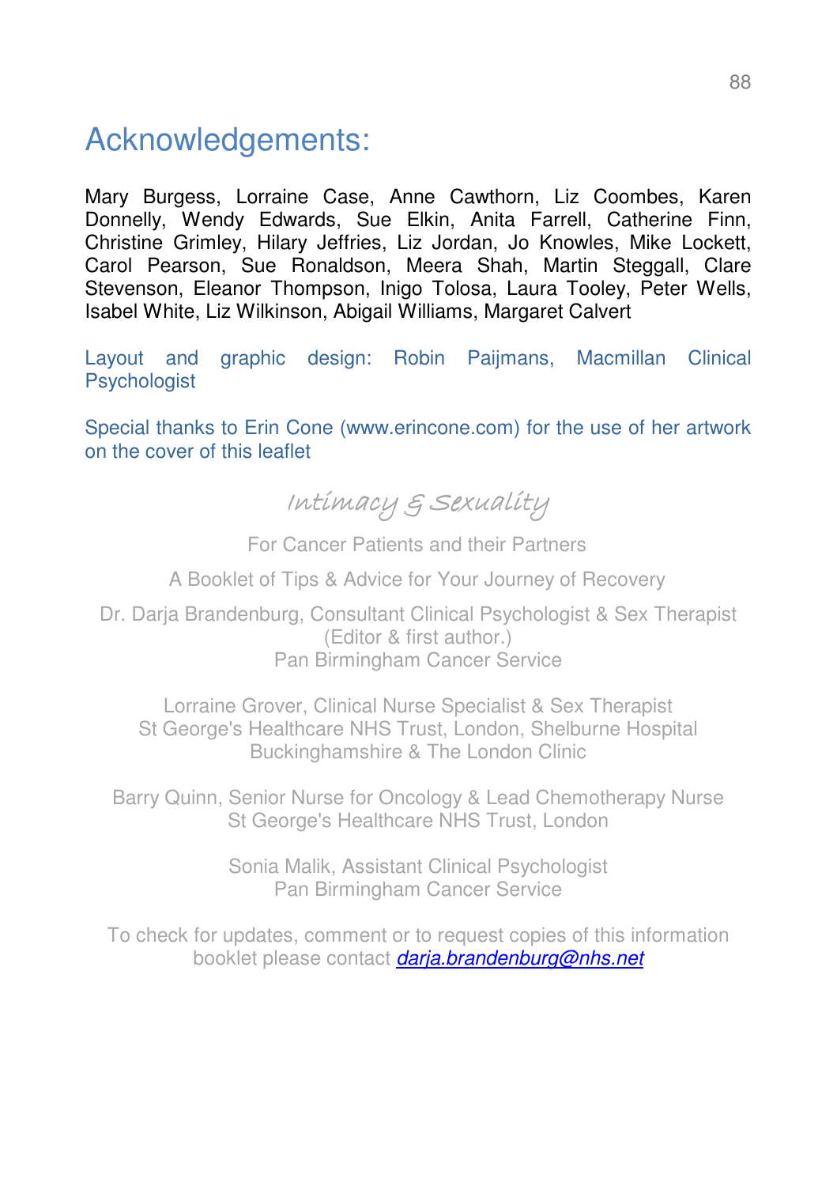# Acknowledgements:

Mary Burgess, Lorraine Case, Anne Cawthorn, Liz Coombes, Karen Donnelly, Wendy Edwards, Sue Elkin, Anita Farrell, Catherine Finn, Christine Grimley, Hilary Jeffries, Liz Jordan, Jo Knowles, Mike Lockett, Carol Pearson, Sue Ronaldson, Meera Shah, Martin Steggall, Clare Stevenson, Eleanor Thompson, Inigo Tolosa, Laura Tooley, Peter Wells, Isabel White, Liz Wilkinson, Abigail Williams, Margaret Calvert

Layout and graphic design: Robin Paijmans, Macmillan Clinical Psychologist

Special thanks to Erin Cone (www.erincone.com) for the use of her artwork on the cover of this leaflet

*Intimacy & Sexuality*

For Cancer Patients and their Partners

A Booklet of Tips & Advice for Your Journey of Recovery

Dr. Darja Brandenburg, Consultant Clinical Psychologist & Sex Therapist
(Editor & first author.)
Pan Birmingham Cancer Service

Lorraine Grover, Clinical Nurse Specialist & Sex Therapist
St George's Healthcare NHS Trust, London, Shelburne Hospital
Buckinghamshire & The London Clinic

Barry Quinn, Senior Nurse for Oncology & Lead Chemotherapy Nurse
St George's Healthcare NHS Trust, London

Sonia Malik, Assistant Clinical Psychologist
Pan Birmingham Cancer Service

To check for updates, comment or to request copies of this information booklet please contact *darja.brandenburg@nhs.net*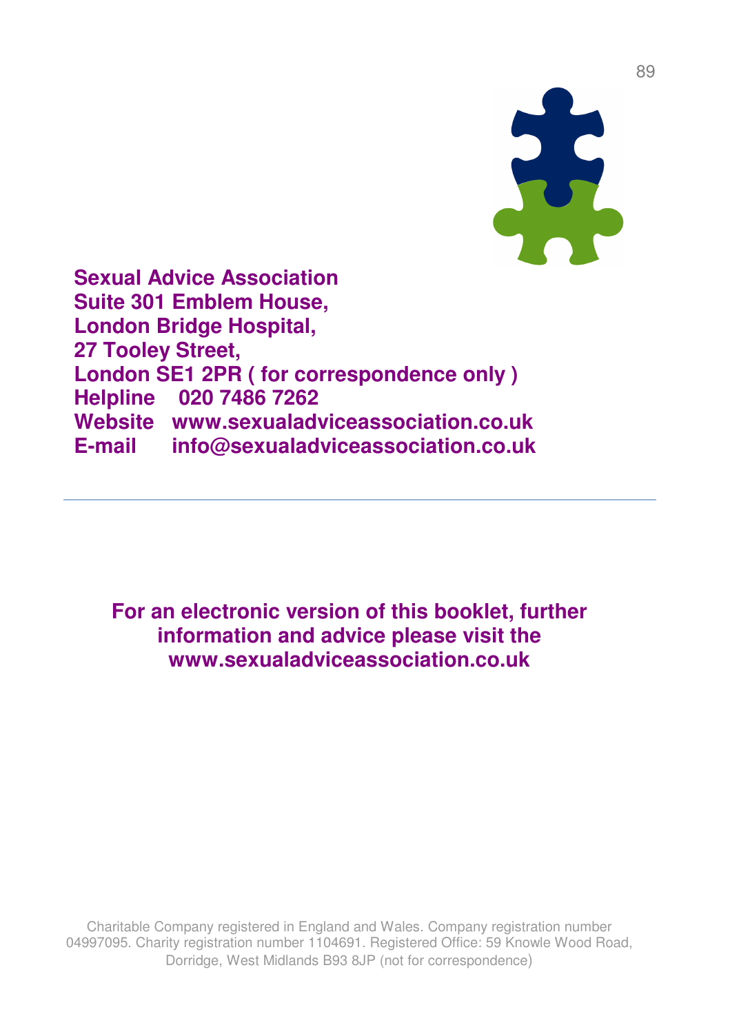**Sexual Advice Association**
**Suite 301 Emblem House,**
**London Bridge Hospital,**
**27 Tooley Street,**
**London SE1 2PR ( for correspondence only )**
**Helpline 020 7486 7262**
**Website www.sexualadviceassociation.co.uk**
**E-mail info@sexualadviceassociation.co.uk**

---

**For an electronic version of this booklet, further information and advice please visit the www.sexualadviceassociation.co.uk**

Charitable Company registered in England and Wales. Company registration number 04997095. Charity registration number 1104691. Registered Office: 59 Knowle Wood Road, Dorridge, West Midlands B93 8JP (not for correspondence)